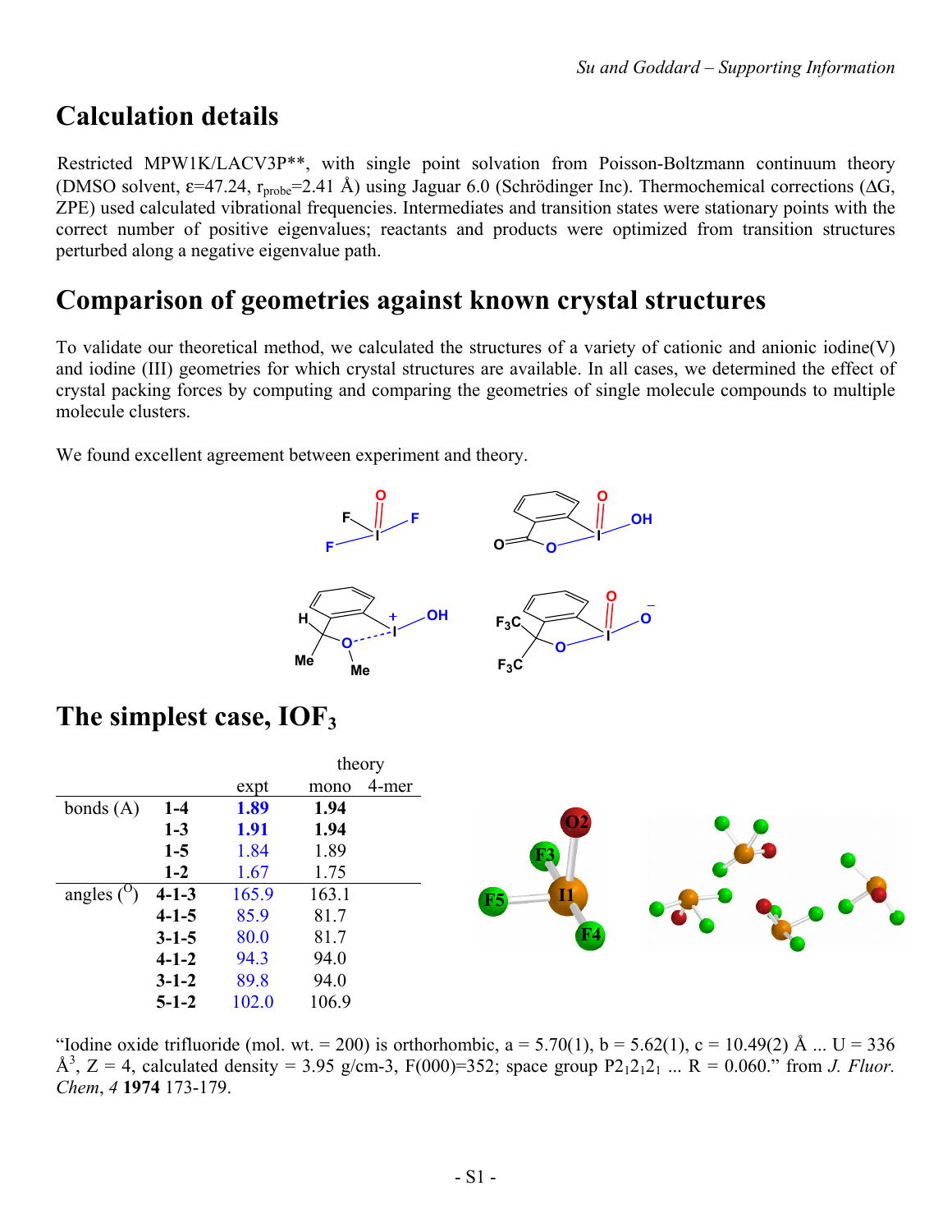# Calculation details

Restricted MPW1K/LACV3P**, with single point solvation from Poisson-Boltzmann continuum theory (DMSO solvent, ε=47.24, $r_{probe}$=2.41 Å) using Jaguar 6.0 (Schrödinger Inc). Thermochemical corrections (ΔG, ZPE) used calculated vibrational frequencies. Intermediates and transition states were stationary points with the correct number of positive eigenvalues; reactants and products were optimized from transition structures perturbed along a negative eigenvalue path.

# Comparison of geometries against known crystal structures

To validate our theoretical method, we calculated the structures of a variety of cationic and anionic iodine(V) and iodine (III) geometries for which crystal structures are available. In all cases, we determined the effect of crystal packing forces by computing and comparing the geometries of single molecule compounds to multiple molecule clusters.

We found excellent agreement between experiment and theory.

# The simplest case, $IOF_3$

| | | | theory | |
|---|---|---|---|---|
| | | expt | mono | 4-mer |
| bonds (A) | **1-4** | **1.89** | **1.94** | |
| | **1-3** | **1.91** | **1.94** | |
| | **1-5** | 1.84 | 1.89 | |
| | **1-2** | 1.67 | 1.75 | |
| angles (°) | **4-1-3** | 165.9 | 163.1 | |
| | **4-1-5** | 85.9 | 81.7 | |
| | **3-1-5** | 80.0 | 81.7 | |
| | **4-1-2** | 94.3 | 94.0 | |
| | **3-1-2** | 89.8 | 94.0 | |
| | **5-1-2** | 102.0 | 106.9 | |

"Iodine oxide trifluoride (mol. wt. = 200) is orthorhombic, a = 5.70(1), b = 5.62(1), c = 10.49(2) Å ... U = 336 Å$^3$, Z = 4, calculated density = 3.95 g/cm-3, F(000)=352; space group $P2_12_12_1$ ... R = 0.060." from *J. Fluor. Chem*, *4* **1974** 173-179.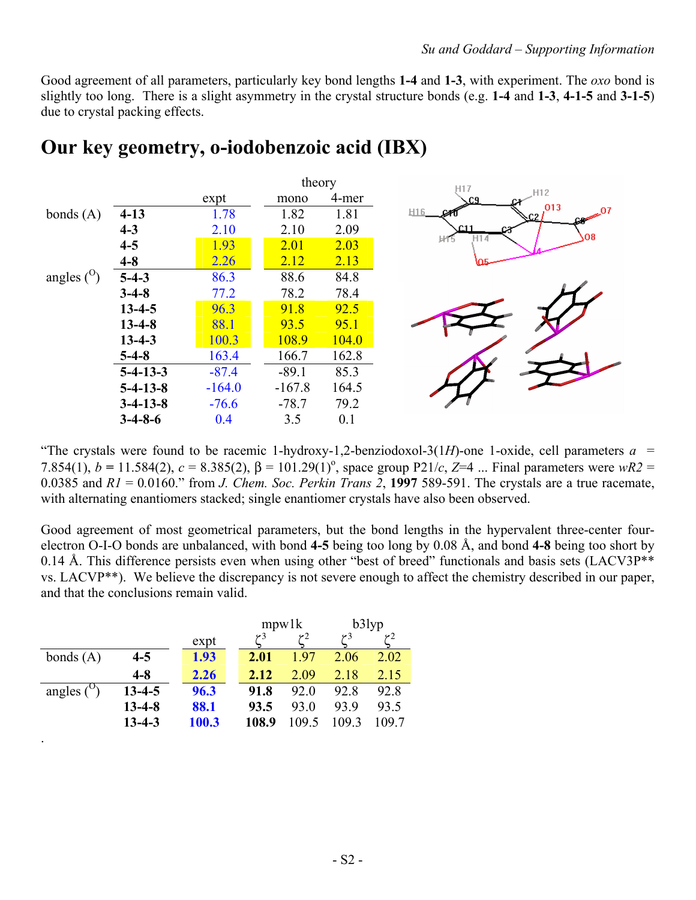Good agreement of all parameters, particularly key bond lengths **1-4** and **1-3**, with experiment. The *oxo* bond is slightly too long. There is a slight asymmetry in the crystal structure bonds (e.g. **1-4** and **1-3**, **4-1-5** and **3-1-5**) due to crystal packing effects.

# Our key geometry, o-iodobenzoic acid (IBX)

| | | expt | theory mono | theory 4-mer |
|---|---|---|---|---|
| bonds (A) | **4-13** | 1.78 | 1.82 | 1.81 |
| | **4-3** | 2.10 | 2.10 | 2.09 |
| | **4-5** | 1.93 | 2.01 | 2.03 |
| | **4-8** | 2.26 | 2.12 | 2.13 |
| angles ($^{O}$) | **5-4-3** | 86.3 | 88.6 | 84.8 |
| | **3-4-8** | 77.2 | 78.2 | 78.4 |
| | **13-4-5** | 96.3 | 91.8 | 92.5 |
| | **13-4-8** | 88.1 | 93.5 | 95.1 |
| | **13-4-3** | 100.3 | 108.9 | 104.0 |
| | **5-4-8** | 163.4 | 166.7 | 162.8 |
| | **5-4-13-3** | -87.4 | -89.1 | 85.3 |
| | **5-4-13-8** | -164.0 | -167.8 | 164.5 |
| | **3-4-13-8** | -76.6 | -78.7 | 79.2 |
| | **3-4-8-6** | 0.4 | 3.5 | 0.1 |

"The crystals were found to be racemic 1-hydroxy-1,2-benziodoxol-3(1*H*)-one 1-oxide, cell parameters $a$ = 7.854(1), $b$ = 11.584(2), $c$ = 8.385(2), $\beta$ = 101.29(1)$^{o}$, space group P21/$c$, $Z$=4 ... Final parameters were $wR2$ = 0.0385 and $R1$ = 0.0160." from *J. Chem. Soc. Perkin Trans 2*, **1997** 589-591. The crystals are a true racemate, with alternating enantiomers stacked; single enantiomer crystals have also been observed.

Good agreement of most geometrical parameters, but the bond lengths in the hypervalent three-center four-electron O-I-O bonds are unbalanced, with bond **4-5** being too long by 0.08 Å, and bond **4-8** being too short by 0.14 Å. This difference persists even when using other "best of breed" functionals and basis sets (LACV3P** vs. LACVP**). We believe the discrepancy is not severe enough to affect the chemistry described in our paper, and that the conclusions remain valid.

| | | expt | mpw1k $\zeta^3$ | mpw1k $\zeta^2$ | b3lyp $\zeta^3$ | b3lyp $\zeta^2$ |
|---|---|---|---|---|---|---|
| bonds (A) | **4-5** | **1.93** | **2.01** | 1.97 | 2.06 | 2.02 |
| | **4-8** | **2.26** | **2.12** | 2.09 | 2.18 | 2.15 |
| angles ($^{O}$) | **13-4-5** | **96.3** | **91.8** | 92.0 | 92.8 | 92.8 |
| | **13-4-8** | **88.1** | **93.5** | 93.0 | 93.9 | 93.5 |
| | **13-4-3** | **100.3** | **108.9** | 109.5 | 109.3 | 109.7 |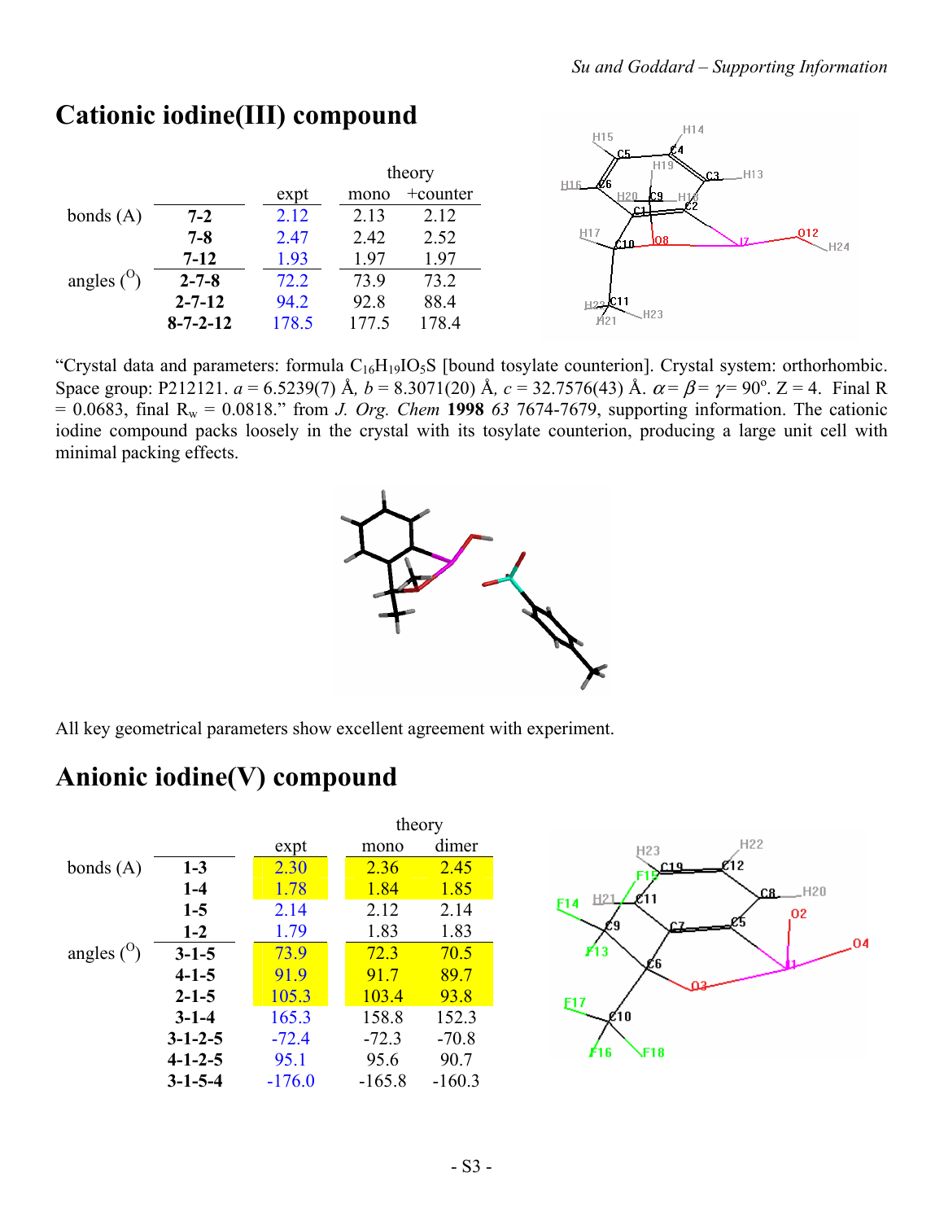# Cationic iodine(III) compound

| | | expt | theory mono | theory +counter |
|---|---|---|---|---|
| bonds (A) | **7-2** | 2.12 | 2.13 | 2.12 |
| | **7-8** | 2.47 | 2.42 | 2.52 |
| | **7-12** | 1.93 | 1.97 | 1.97 |
| angles ($^{O}$) | **2-7-8** | 72.2 | 73.9 | 73.2 |
| | **2-7-12** | 94.2 | 92.8 | 88.4 |
| | **8-7-2-12** | 178.5 | 177.5 | 178.4 |

"Crystal data and parameters: formula $C_{16}H_{19}IO_5S$ [bound tosylate counterion]. Crystal system: orthorhombic. Space group: P212121. $a$ = 6.5239(7) Å, $b$ = 8.3071(20) Å, $c$ = 32.7576(43) Å. $\alpha = \beta = \gamma = 90^o$. Z = 4. Final R = 0.0683, final $R_w$ = 0.0818." from *J. Org. Chem* **1998** *63* 7674-7679, supporting information. The cationic iodine compound packs loosely in the crystal with its tosylate counterion, producing a large unit cell with minimal packing effects.

All key geometrical parameters show excellent agreement with experiment.

# Anionic iodine(V) compound

| | | expt | theory mono | theory dimer |
|---|---|---|---|---|
| bonds (A) | **1-3** | 2.30 | 2.36 | 2.45 |
| | **1-4** | 1.78 | 1.84 | 1.85 |
| | **1-5** | 2.14 | 2.12 | 2.14 |
| | **1-2** | 1.79 | 1.83 | 1.83 |
| angles ($^{O}$) | **3-1-5** | 73.9 | 72.3 | 70.5 |
| | **4-1-5** | 91.9 | 91.7 | 89.7 |
| | **2-1-5** | 105.3 | 103.4 | 93.8 |
| | **3-1-4** | 165.3 | 158.8 | 152.3 |
| | **3-1-2-5** | -72.4 | -72.3 | -70.8 |
| | **4-1-2-5** | 95.1 | 95.6 | 90.7 |
| | **3-1-5-4** | -176.0 | -165.8 | -160.3 |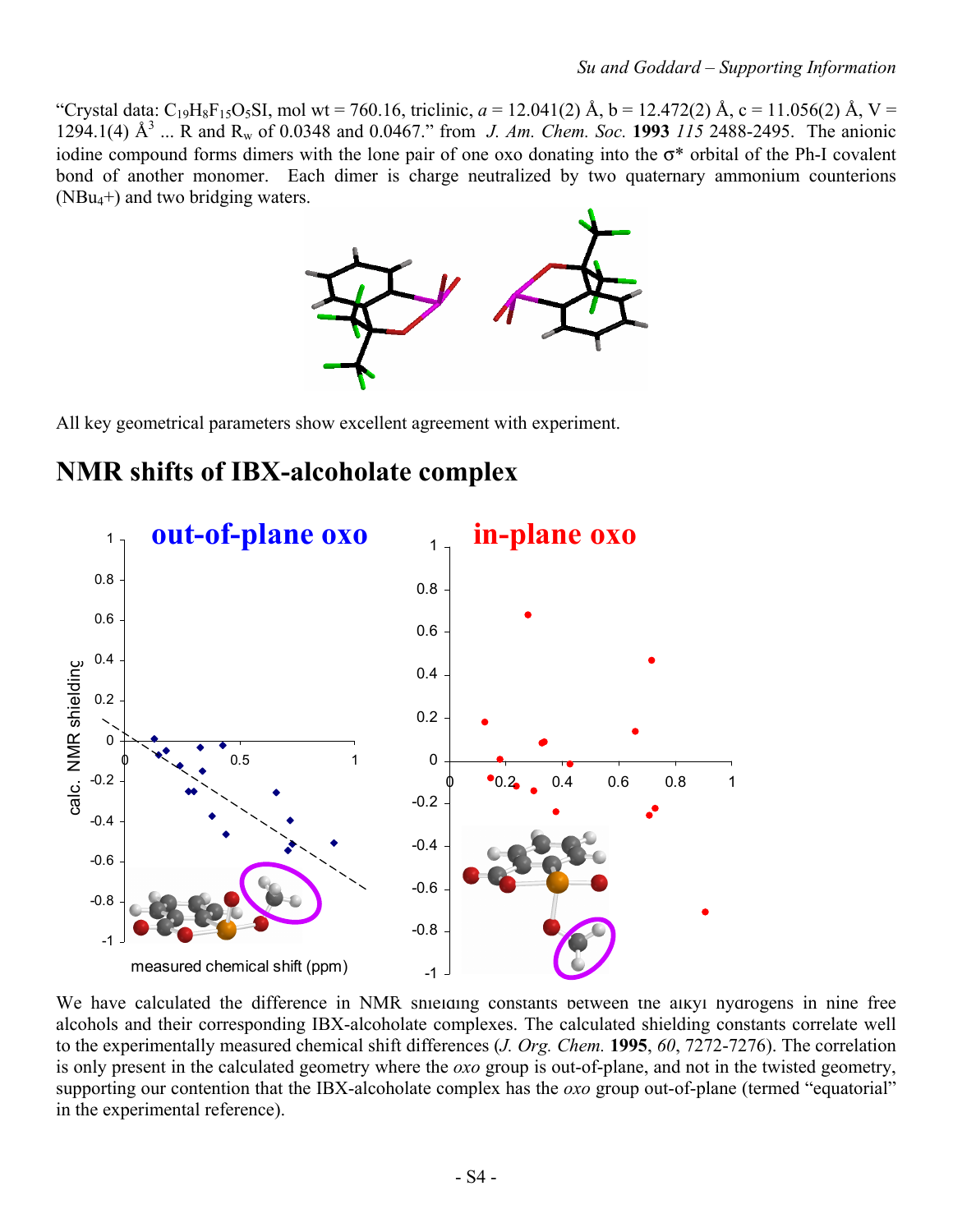"Crystal data: $C_{19}H_8F_{15}O_5SI$, mol wt = 760.16, triclinic, *a* = 12.041(2) Å, b = 12.472(2) Å, c = 11.056(2) Å, V = 1294.1(4) Å$^3$ ... R and $R_w$ of 0.0348 and 0.0467." from *J. Am. Chem. Soc.* **1993** *115* 2488-2495. The anionic iodine compound forms dimers with the lone pair of one oxo donating into the σ* orbital of the Ph-I covalent bond of another monomer. Each dimer is charge neutralized by two quaternary ammonium counterions ($NBu_4^+$) and two bridging waters.

All key geometrical parameters show excellent agreement with experiment.

## NMR shifts of IBX-alcoholate complex

We have calculated the difference in NMR shielding constants between the alkyl hydrogens in nine free alcohols and their corresponding IBX-alcoholate complexes. The calculated shielding constants correlate well to the experimentally measured chemical shift differences (*J. Org. Chem.* **1995**, *60*, 7272-7276). The correlation is only present in the calculated geometry where the *oxo* group is out-of-plane, and not in the twisted geometry, supporting our contention that the IBX-alcoholate complex has the *oxo* group out-of-plane (termed "equatorial" in the experimental reference).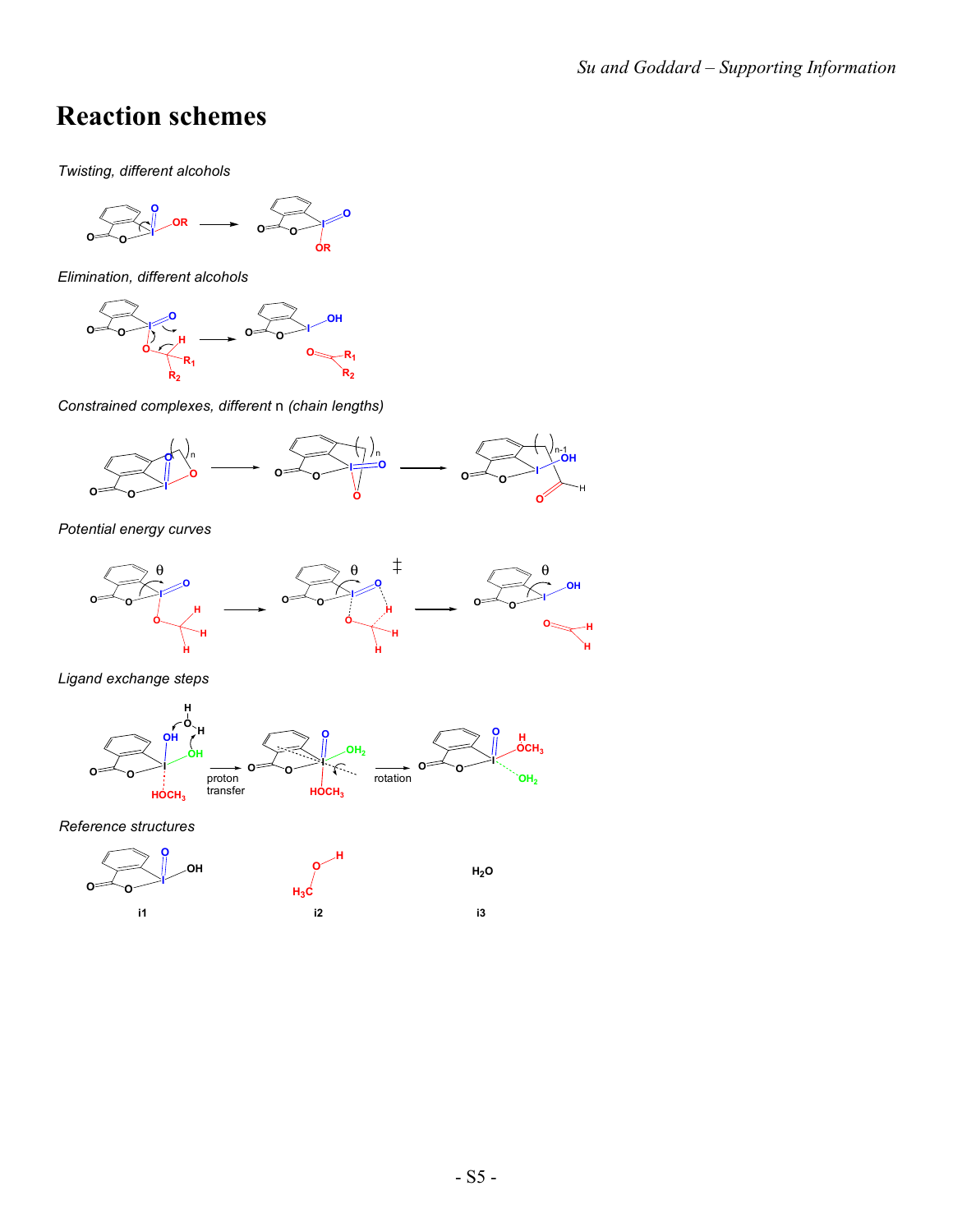# Reaction schemes

*Twisting, different alcohols*

*Elimination, different alcohols*

*Constrained complexes, different* n *(chain lengths)*

*Potential energy curves*

*Ligand exchange steps*

*Reference structures*

i1

i2

i3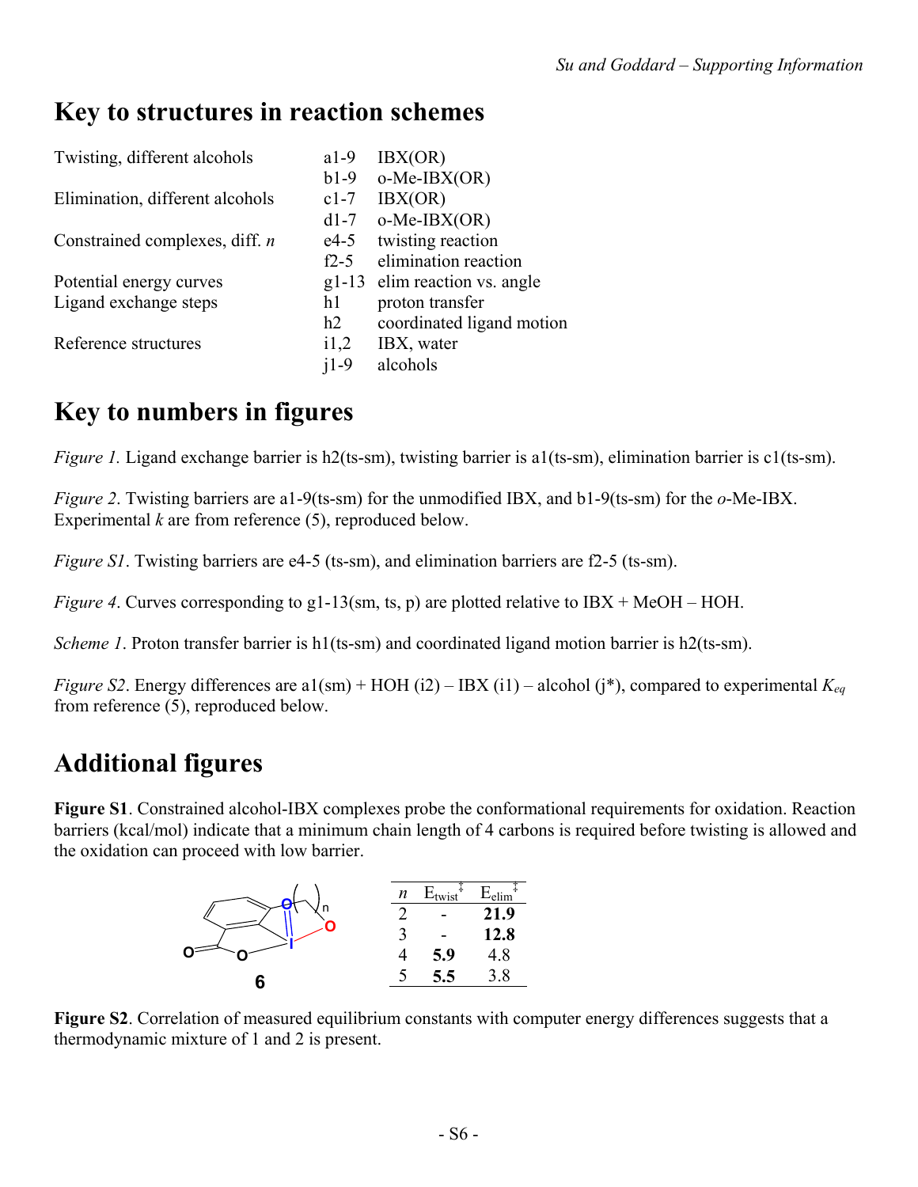# Key to structures in reaction schemes

| | | |
|---|---|---|
| Twisting, different alcohols | a1-9 | IBX(OR) |
| | b1-9 | o-Me-IBX(OR) |
| Elimination, different alcohols | c1-7 | IBX(OR) |
| | d1-7 | o-Me-IBX(OR) |
| Constrained complexes, diff. *n* | e4-5 | twisting reaction |
| | f2-5 | elimination reaction |
| Potential energy curves | g1-13 | elim reaction vs. angle |
| Ligand exchange steps | h1 | proton transfer |
| | h2 | coordinated ligand motion |
| Reference structures | i1,2 | IBX, water |
| | j1-9 | alcohols |

# Key to numbers in figures

*Figure 1.* Ligand exchange barrier is h2(ts-sm), twisting barrier is a1(ts-sm), elimination barrier is c1(ts-sm).

*Figure 2*. Twisting barriers are a1-9(ts-sm) for the unmodified IBX, and b1-9(ts-sm) for the *o*-Me-IBX. Experimental *k* are from reference (5), reproduced below.

*Figure S1*. Twisting barriers are e4-5 (ts-sm), and elimination barriers are f2-5 (ts-sm).

*Figure 4*. Curves corresponding to g1-13(sm, ts, p) are plotted relative to IBX + MeOH – HOH.

*Scheme 1*. Proton transfer barrier is h1(ts-sm) and coordinated ligand motion barrier is h2(ts-sm).

*Figure S2*. Energy differences are a1(sm) + HOH (i2) – IBX (i1) – alcohol (j*), compared to experimental $K_{eq}$ from reference (5), reproduced below.

# Additional figures

**Figure S1**. Constrained alcohol-IBX complexes probe the conformational requirements for oxidation. Reaction barriers (kcal/mol) indicate that a minimum chain length of 4 carbons is required before twisting is allowed and the oxidation can proceed with low barrier.

| *n* | $E_{twist}^{‡}$ | $E_{elim}^{‡}$ |
|---|---|---|
| 2 | - | **21.9** |
| 3 | - | **12.8** |
| 4 | **5.9** | 4.8 |
| 5 | **5.5** | 3.8 |

**Figure S2**. Correlation of measured equilibrium constants with computer energy differences suggests that a thermodynamic mixture of 1 and 2 is present.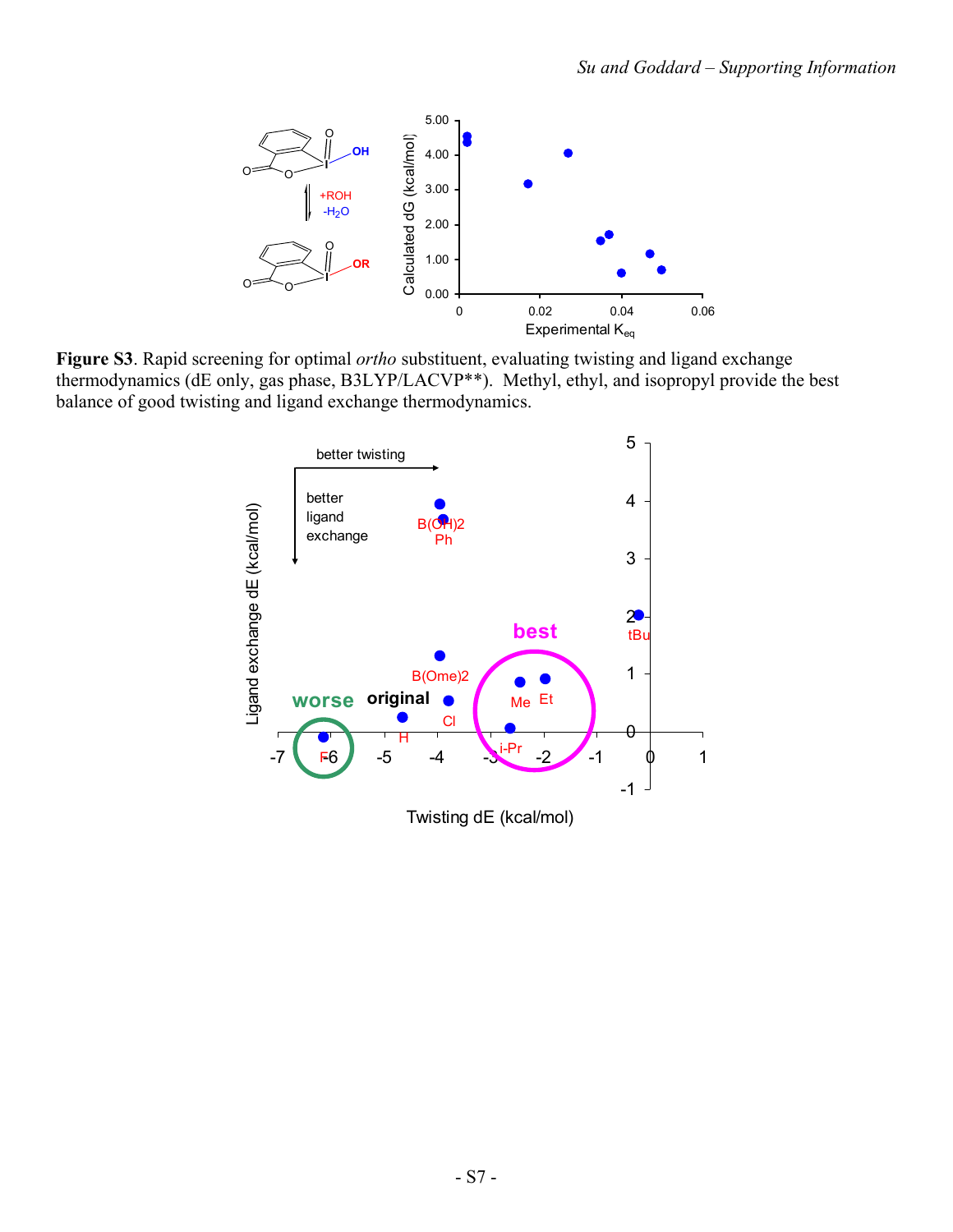**Figure S3**. Rapid screening for optimal *ortho* substituent, evaluating twisting and ligand exchange thermodynamics (dE only, gas phase, B3LYP/LACVP**). Methyl, ethyl, and isopropyl provide the best balance of good twisting and ligand exchange thermodynamics.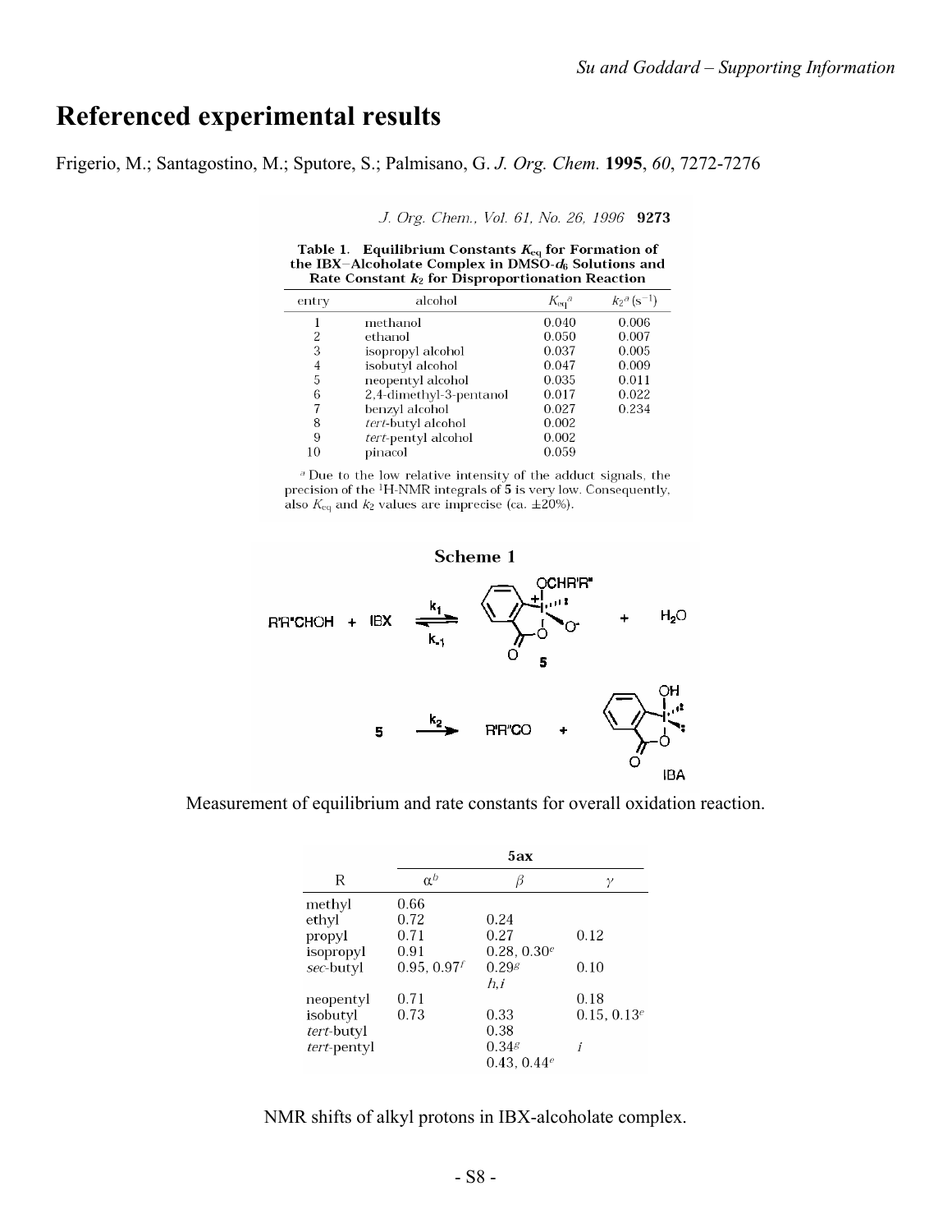# Referenced experimental results

Frigerio, M.; Santagostino, M.; Sputore, S.; Palmisano, G. *J. Org. Chem.* **1995**, *60*, 7272-7276

*J. Org. Chem., Vol. 61, No. 26, 1996* **9273**

**Table 1. Equilibrium Constants $K_{eq}$ for Formation of the IBX–Alcoholate Complex in DMSO-$d_6$ Solutions and Rate Constant $k_2$ for Disproportionation Reaction**

| entry | alcohol | $K_{eq}$[a] | $k_2$[a] ($s^{-1}$) |
|---|---|---|---|
| 1 | methanol | 0.040 | 0.006 |
| 2 | ethanol | 0.050 | 0.007 |
| 3 | isopropyl alcohol | 0.037 | 0.005 |
| 4 | isobutyl alcohol | 0.047 | 0.009 |
| 5 | neopentyl alcohol | 0.035 | 0.011 |
| 6 | 2,4-dimethyl-3-pentanol | 0.017 | 0.022 |
| 7 | benzyl alcohol | 0.027 | 0.234 |
| 8 | *tert*-butyl alcohol | 0.002 | |
| 9 | *tert*-pentyl alcohol | 0.002 | |
| 10 | pinacol | 0.059 | |

[a] Due to the low relative intensity of the adduct signals, the precision of the $^1$H-NMR integrals of **5** is very low. Consequently, also $K_{eq}$ and $k_2$ values are imprecise (ca. ±20%).

**Scheme 1**

$$\mathrm{R'R''CHOH + IBX \underset{k_{-1}}{\overset{k_1}{\rightleftharpoons}} \mathbf{5} + H_2O}$$

$$\mathbf{5} \xrightarrow{k_2} \mathrm{R'R''CO + IBA}$$

Measurement of equilibrium and rate constants for overall oxidation reaction.

| R | **5ax** α[b] | β | γ |
|---|---|---|---|
| methyl | 0.66 | | |
| ethyl | 0.72 | 0.24 | |
| propyl | 0.71 | 0.27 | 0.12 |
| isopropyl | 0.91 | 0.28, 0.30[e] | |
| *sec*-butyl | 0.95, 0.97[f] | 0.29[g] *h,i* | 0.10 |
| neopentyl | 0.71 | | 0.18 |
| isobutyl | 0.73 | 0.33 | 0.15, 0.13[e] |
| *tert*-butyl | | 0.38 | |
| *tert*-pentyl | | 0.34[g] 0.43, 0.44[e] | *i* |

NMR shifts of alkyl protons in IBX-alcoholate complex.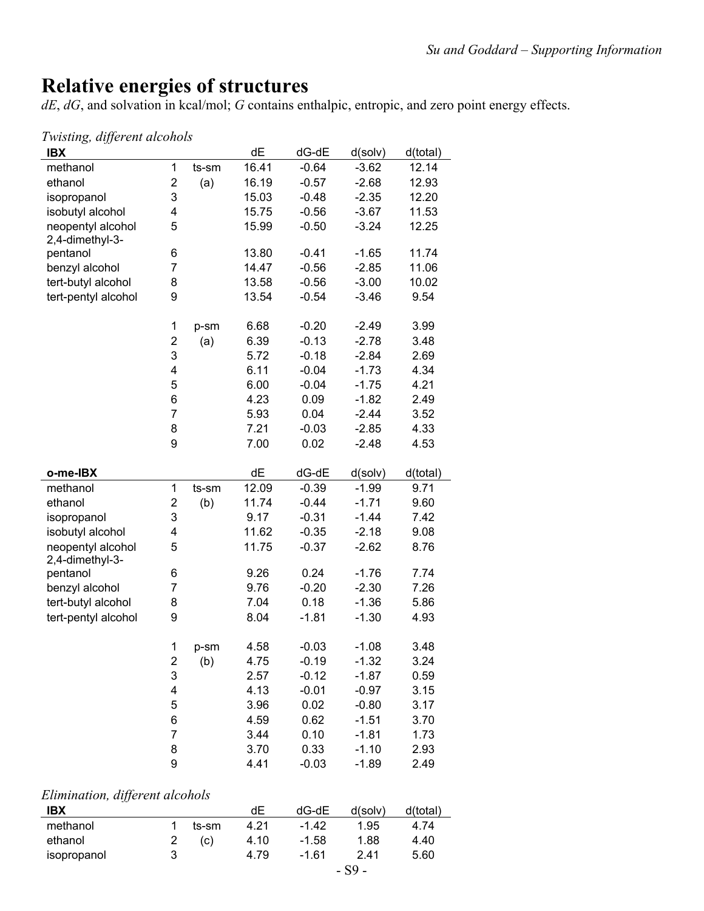# Relative energies of structures

*dE*, *dG*, and solvation in kcal/mol; *G* contains enthalpic, entropic, and zero point energy effects.

*Twisting, different alcohols*

| IBX | | | dE | dG-dE | d(solv) | d(total) |
|---|---|---|---|---|---|---|
| methanol | 1 | ts-sm | 16.41 | -0.64 | -3.62 | 12.14 |
| ethanol | 2 | (a) | 16.19 | -0.57 | -2.68 | 12.93 |
| isopropanol | 3 | | 15.03 | -0.48 | -2.35 | 12.20 |
| isobutyl alcohol | 4 | | 15.75 | -0.56 | -3.67 | 11.53 |
| neopentyl alcohol | 5 | | 15.99 | -0.50 | -3.24 | 12.25 |
| 2,4-dimethyl-3-pentanol | 6 | | 13.80 | -0.41 | -1.65 | 11.74 |
| benzyl alcohol | 7 | | 14.47 | -0.56 | -2.85 | 11.06 |
| tert-butyl alcohol | 8 | | 13.58 | -0.56 | -3.00 | 10.02 |
| tert-pentyl alcohol | 9 | | 13.54 | -0.54 | -3.46 | 9.54 |
| | | | | | | |
| | 1 | p-sm | 6.68 | -0.20 | -2.49 | 3.99 |
| | 2 | (a) | 6.39 | -0.13 | -2.78 | 3.48 |
| | 3 | | 5.72 | -0.18 | -2.84 | 2.69 |
| | 4 | | 6.11 | -0.04 | -1.73 | 4.34 |
| | 5 | | 6.00 | -0.04 | -1.75 | 4.21 |
| | 6 | | 4.23 | 0.09 | -1.82 | 2.49 |
| | 7 | | 5.93 | 0.04 | -2.44 | 3.52 |
| | 8 | | 7.21 | -0.03 | -2.85 | 4.33 |
| | 9 | | 7.00 | 0.02 | -2.48 | 4.53 |

| o-me-IBX | | | dE | dG-dE | d(solv) | d(total) |
|---|---|---|---|---|---|---|
| methanol | 1 | ts-sm | 12.09 | -0.39 | -1.99 | 9.71 |
| ethanol | 2 | (b) | 11.74 | -0.44 | -1.71 | 9.60 |
| isopropanol | 3 | | 9.17 | -0.31 | -1.44 | 7.42 |
| isobutyl alcohol | 4 | | 11.62 | -0.35 | -2.18 | 9.08 |
| neopentyl alcohol | 5 | | 11.75 | -0.37 | -2.62 | 8.76 |
| 2,4-dimethyl-3-pentanol | 6 | | 9.26 | 0.24 | -1.76 | 7.74 |
| benzyl alcohol | 7 | | 9.76 | -0.20 | -2.30 | 7.26 |
| tert-butyl alcohol | 8 | | 7.04 | 0.18 | -1.36 | 5.86 |
| tert-pentyl alcohol | 9 | | 8.04 | -1.81 | -1.30 | 4.93 |
| | | | | | | |
| | 1 | p-sm | 4.58 | -0.03 | -1.08 | 3.48 |
| | 2 | (b) | 4.75 | -0.19 | -1.32 | 3.24 |
| | 3 | | 2.57 | -0.12 | -1.87 | 0.59 |
| | 4 | | 4.13 | -0.01 | -0.97 | 3.15 |
| | 5 | | 3.96 | 0.02 | -0.80 | 3.17 |
| | 6 | | 4.59 | 0.62 | -1.51 | 3.70 |
| | 7 | | 3.44 | 0.10 | -1.81 | 1.73 |
| | 8 | | 3.70 | 0.33 | -1.10 | 2.93 |
| | 9 | | 4.41 | -0.03 | -1.89 | 2.49 |

*Elimination, different alcohols*

| IBX | | | dE | dG-dE | d(solv) | d(total) |
|---|---|---|---|---|---|---|
| methanol | 1 | ts-sm | 4.21 | -1.42 | 1.95 | 4.74 |
| ethanol | 2 | (c) | 4.10 | -1.58 | 1.88 | 4.40 |
| isopropanol | 3 | | 4.79 | -1.61 | 2.41 | 5.60 |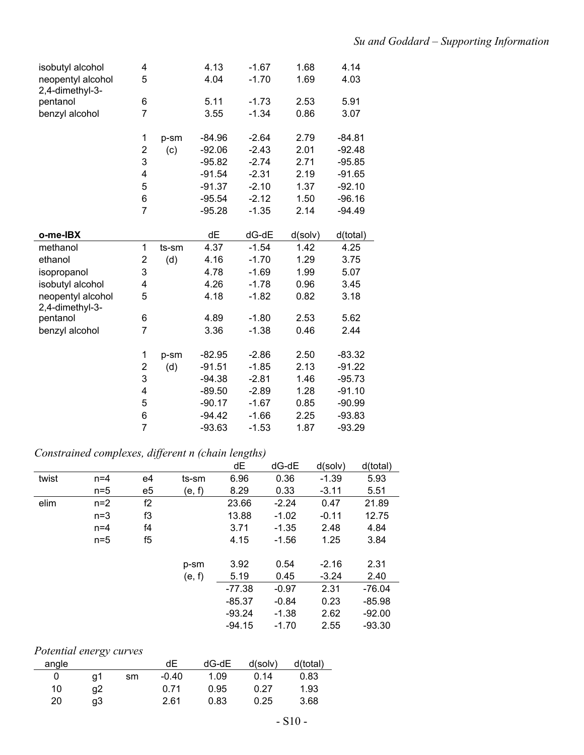| | | | dE | dG-dE | d(solv) | d(total) |
|---|---|---|---|---|---|---|
| isobutyl alcohol | 4 | | 4.13 | -1.67 | 1.68 | 4.14 |
| neopentyl alcohol | 5 | | 4.04 | -1.70 | 1.69 | 4.03 |
| 2,4-dimethyl-3-pentanol | 6 | | 5.11 | -1.73 | 2.53 | 5.91 |
| benzyl alcohol | 7 | | 3.55 | -1.34 | 0.86 | 3.07 |
| | | | | | | |
| | 1 | p-sm | -84.96 | -2.64 | 2.79 | -84.81 |
| | 2 | (c) | -92.06 | -2.43 | 2.01 | -92.48 |
| | 3 | | -95.82 | -2.74 | 2.71 | -95.85 |
| | 4 | | -91.54 | -2.31 | 2.19 | -91.65 |
| | 5 | | -91.37 | -2.10 | 1.37 | -92.10 |
| | 6 | | -95.54 | -2.12 | 1.50 | -96.16 |
| | 7 | | -95.28 | -1.35 | 2.14 | -94.49 |

| **o-me-IBX** | | | dE | dG-dE | d(solv) | d(total) |
|---|---|---|---|---|---|---|
| methanol | 1 | ts-sm | 4.37 | -1.54 | 1.42 | 4.25 |
| ethanol | 2 | (d) | 4.16 | -1.70 | 1.29 | 3.75 |
| isopropanol | 3 | | 4.78 | -1.69 | 1.99 | 5.07 |
| isobutyl alcohol | 4 | | 4.26 | -1.78 | 0.96 | 3.45 |
| neopentyl alcohol | 5 | | 4.18 | -1.82 | 0.82 | 3.18 |
| 2,4-dimethyl-3-pentanol | 6 | | 4.89 | -1.80 | 2.53 | 5.62 |
| benzyl alcohol | 7 | | 3.36 | -1.38 | 0.46 | 2.44 |
| | | | | | | |
| | 1 | p-sm | -82.95 | -2.86 | 2.50 | -83.32 |
| | 2 | (d) | -91.51 | -1.85 | 2.13 | -91.22 |
| | 3 | | -94.38 | -2.81 | 1.46 | -95.73 |
| | 4 | | -89.50 | -2.89 | 1.28 | -91.10 |
| | 5 | | -90.17 | -1.67 | 0.85 | -90.99 |
| | 6 | | -94.42 | -1.66 | 2.25 | -93.83 |
| | 7 | | -93.63 | -1.53 | 1.87 | -93.29 |

*Constrained complexes, different n (chain lengths)*

| | | | | dE | dG-dE | d(solv) | d(total) |
|---|---|---|---|---|---|---|---|
| twist | n=4 | e4 | ts-sm | 6.96 | 0.36 | -1.39 | 5.93 |
| | n=5 | e5 | (e, f) | 8.29 | 0.33 | -3.11 | 5.51 |
| elim | n=2 | f2 | | 23.66 | -2.24 | 0.47 | 21.89 |
| | n=3 | f3 | | 13.88 | -1.02 | -0.11 | 12.75 |
| | n=4 | f4 | | 3.71 | -1.35 | 2.48 | 4.84 |
| | n=5 | f5 | | 4.15 | -1.56 | 1.25 | 3.84 |
| | | | | | | | |
| | | | p-sm | 3.92 | 0.54 | -2.16 | 2.31 |
| | | | (e, f) | 5.19 | 0.45 | -3.24 | 2.40 |
| | | | | -77.38 | -0.97 | 2.31 | -76.04 |
| | | | | -85.37 | -0.84 | 0.23 | -85.98 |
| | | | | -93.24 | -1.38 | 2.62 | -92.00 |
| | | | | -94.15 | -1.70 | 2.55 | -93.30 |

*Potential energy curves*

| angle | | | dE | dG-dE | d(solv) | d(total) |
|---|---|---|---|---|---|---|
| 0 | g1 | sm | -0.40 | 1.09 | 0.14 | 0.83 |
| 10 | g2 | | 0.71 | 0.95 | 0.27 | 1.93 |
| 20 | g3 | | 2.61 | 0.83 | 0.25 | 3.68 |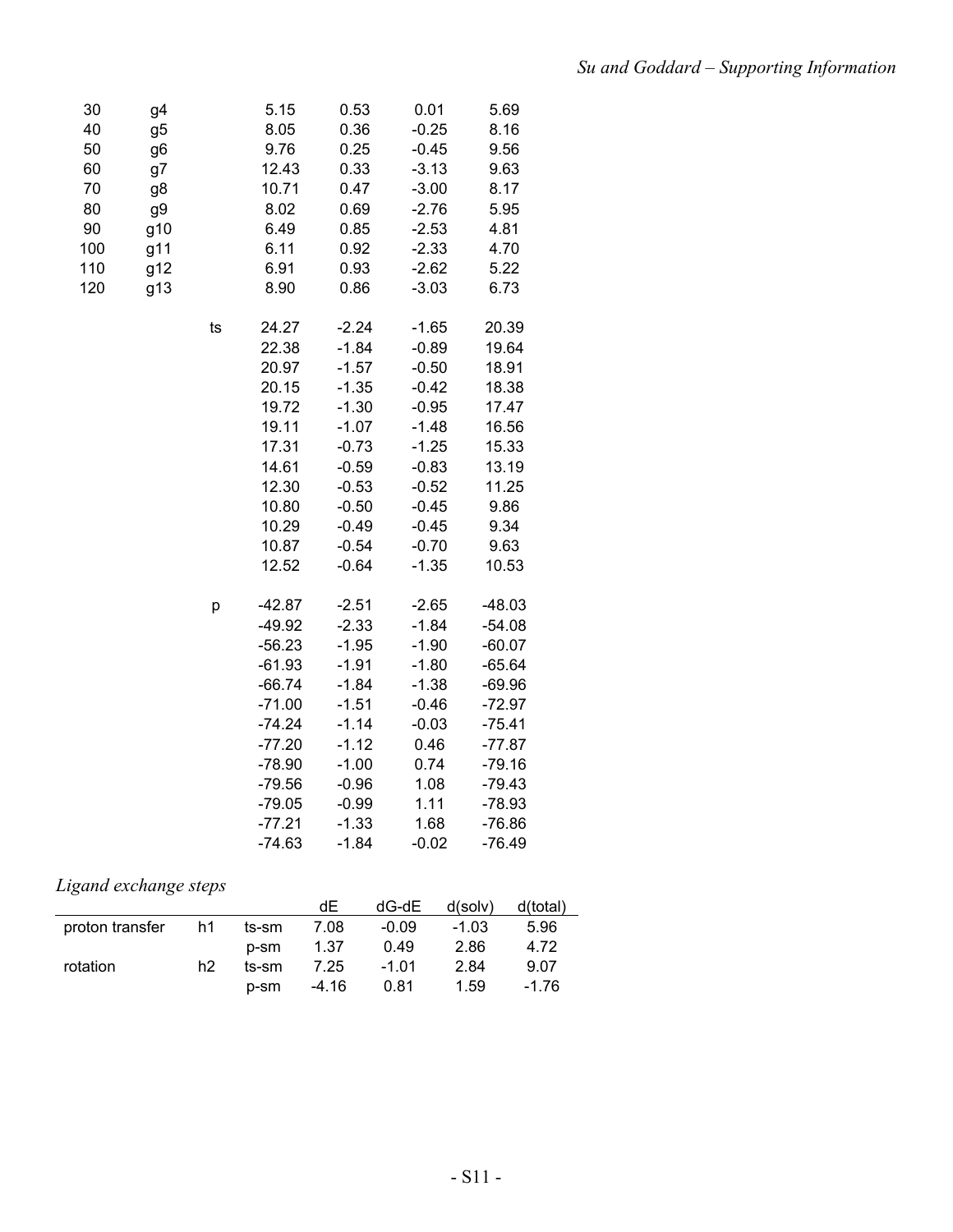| | | | | | | |
|---|---|---|---|---|---|---|
| 30 | g4 | | 5.15 | 0.53 | 0.01 | 5.69 |
| 40 | g5 | | 8.05 | 0.36 | -0.25 | 8.16 |
| 50 | g6 | | 9.76 | 0.25 | -0.45 | 9.56 |
| 60 | g7 | | 12.43 | 0.33 | -3.13 | 9.63 |
| 70 | g8 | | 10.71 | 0.47 | -3.00 | 8.17 |
| 80 | g9 | | 8.02 | 0.69 | -2.76 | 5.95 |
| 90 | g10 | | 6.49 | 0.85 | -2.53 | 4.81 |
| 100 | g11 | | 6.11 | 0.92 | -2.33 | 4.70 |
| 110 | g12 | | 6.91 | 0.93 | -2.62 | 5.22 |
| 120 | g13 | | 8.90 | 0.86 | -3.03 | 6.73 |
| | | | | | | |
| | | ts | 24.27 | -2.24 | -1.65 | 20.39 |
| | | | 22.38 | -1.84 | -0.89 | 19.64 |
| | | | 20.97 | -1.57 | -0.50 | 18.91 |
| | | | 20.15 | -1.35 | -0.42 | 18.38 |
| | | | 19.72 | -1.30 | -0.95 | 17.47 |
| | | | 19.11 | -1.07 | -1.48 | 16.56 |
| | | | 17.31 | -0.73 | -1.25 | 15.33 |
| | | | 14.61 | -0.59 | -0.83 | 13.19 |
| | | | 12.30 | -0.53 | -0.52 | 11.25 |
| | | | 10.80 | -0.50 | -0.45 | 9.86 |
| | | | 10.29 | -0.49 | -0.45 | 9.34 |
| | | | 10.87 | -0.54 | -0.70 | 9.63 |
| | | | 12.52 | -0.64 | -1.35 | 10.53 |
| | | | | | | |
| | | p | -42.87 | -2.51 | -2.65 | -48.03 |
| | | | -49.92 | -2.33 | -1.84 | -54.08 |
| | | | -56.23 | -1.95 | -1.90 | -60.07 |
| | | | -61.93 | -1.91 | -1.80 | -65.64 |
| | | | -66.74 | -1.84 | -1.38 | -69.96 |
| | | | -71.00 | -1.51 | -0.46 | -72.97 |
| | | | -74.24 | -1.14 | -0.03 | -75.41 |
| | | | -77.20 | -1.12 | 0.46 | -77.87 |
| | | | -78.90 | -1.00 | 0.74 | -79.16 |
| | | | -79.56 | -0.96 | 1.08 | -79.43 |
| | | | -79.05 | -0.99 | 1.11 | -78.93 |
| | | | -77.21 | -1.33 | 1.68 | -76.86 |
| | | | -74.63 | -1.84 | -0.02 | -76.49 |

*Ligand exchange steps*

| | | | dE | dG-dE | d(solv) | d(total) |
|---|---|---|---|---|---|---|
| proton transfer | h1 | ts-sm | 7.08 | -0.09 | -1.03 | 5.96 |
| | | p-sm | 1.37 | 0.49 | 2.86 | 4.72 |
| rotation | h2 | ts-sm | 7.25 | -1.01 | 2.84 | 9.07 |
| | | p-sm | -4.16 | 0.81 | 1.59 | -1.76 |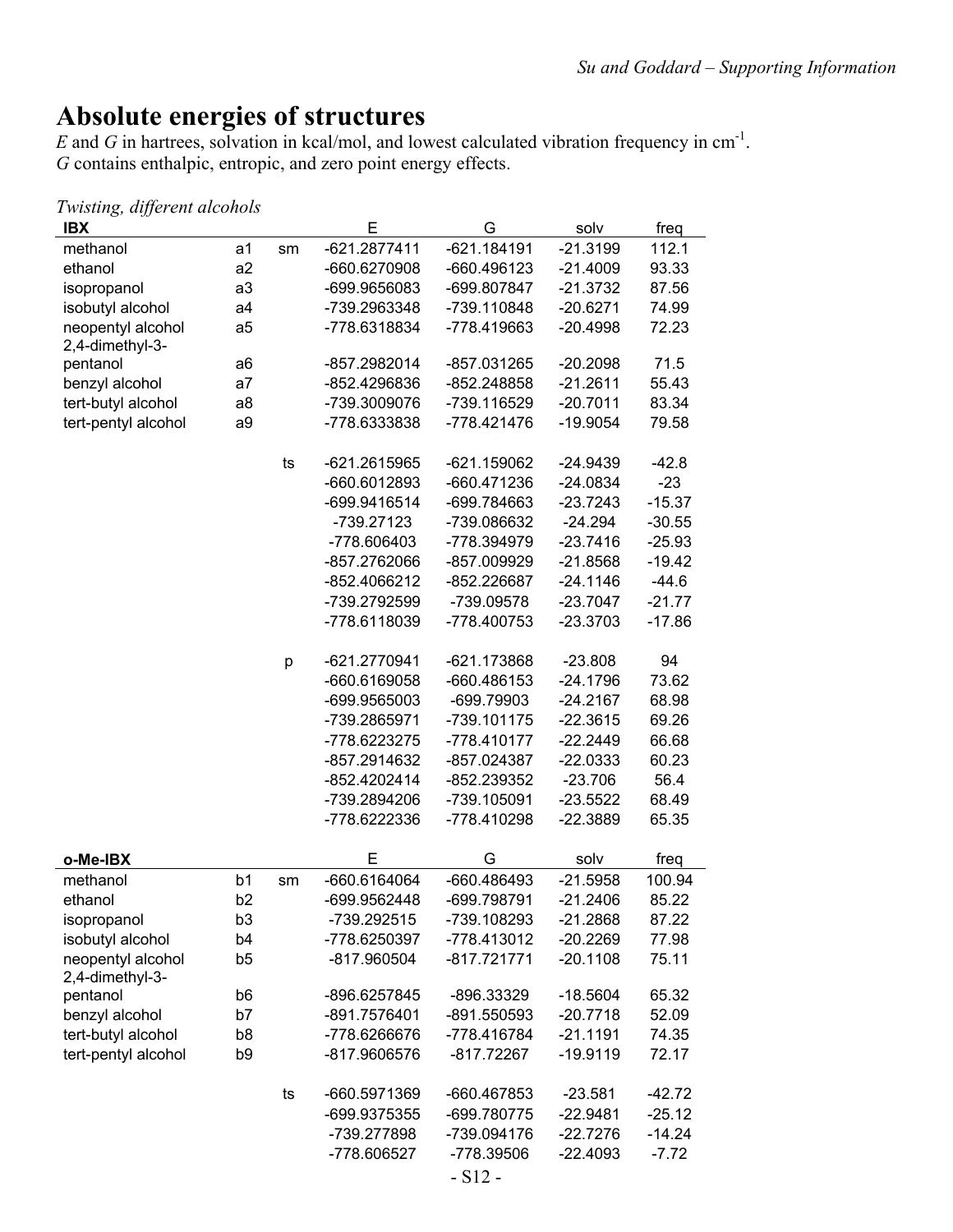# Absolute energies of structures

$E$ and $G$ in hartrees, solvation in kcal/mol, and lowest calculated vibration frequency in $cm^{-1}$.
$G$ contains enthalpic, entropic, and zero point energy effects.

*Twisting, different alcohols*

| IBX | | | E | G | solv | freq |
|---|---|---|---|---|---|---|
| methanol | a1 | sm | -621.2877411 | -621.184191 | -21.3199 | 112.1 |
| ethanol | a2 | | -660.6270908 | -660.496123 | -21.4009 | 93.33 |
| isopropanol | a3 | | -699.9656083 | -699.807847 | -21.3732 | 87.56 |
| isobutyl alcohol | a4 | | -739.2963348 | -739.110848 | -20.6271 | 74.99 |
| neopentyl alcohol | a5 | | -778.6318834 | -778.419663 | -20.4998 | 72.23 |
| 2,4-dimethyl-3-pentanol | a6 | | -857.2982014 | -857.031265 | -20.2098 | 71.5 |
| benzyl alcohol | a7 | | -852.4296836 | -852.248858 | -21.2611 | 55.43 |
| tert-butyl alcohol | a8 | | -739.3009076 | -739.116529 | -20.7011 | 83.34 |
| tert-pentyl alcohol | a9 | | -778.6333838 | -778.421476 | -19.9054 | 79.58 |
| | | | | | | |
| | | ts | -621.2615965 | -621.159062 | -24.9439 | -42.8 |
| | | | -660.6012893 | -660.471236 | -24.0834 | -23 |
| | | | -699.9416514 | -699.784663 | -23.7243 | -15.37 |
| | | | -739.27123 | -739.086632 | -24.294 | -30.55 |
| | | | -778.606403 | -778.394979 | -23.7416 | -25.93 |
| | | | -857.2762066 | -857.009929 | -21.8568 | -19.42 |
| | | | -852.4066212 | -852.226687 | -24.1146 | -44.6 |
| | | | -739.2792599 | -739.09578 | -23.7047 | -21.77 |
| | | | -778.6118039 | -778.400753 | -23.3703 | -17.86 |
| | | | | | | |
| | | p | -621.2770941 | -621.173868 | -23.808 | 94 |
| | | | -660.6169058 | -660.486153 | -24.1796 | 73.62 |
| | | | -699.9565003 | -699.79903 | -24.2167 | 68.98 |
| | | | -739.2865971 | -739.101175 | -22.3615 | 69.26 |
| | | | -778.6223275 | -778.410177 | -22.2449 | 66.68 |
| | | | -857.2914632 | -857.024387 | -22.0333 | 60.23 |
| | | | -852.4202414 | -852.239352 | -23.706 | 56.4 |
| | | | -739.2894206 | -739.105091 | -23.5522 | 68.49 |
| | | | -778.6222336 | -778.410298 | -22.3889 | 65.35 |

| o-Me-IBX | | | E | G | solv | freq |
|---|---|---|---|---|---|---|
| methanol | b1 | sm | -660.6164064 | -660.486493 | -21.5958 | 100.94 |
| ethanol | b2 | | -699.9562448 | -699.798791 | -21.2406 | 85.22 |
| isopropanol | b3 | | -739.292515 | -739.108293 | -21.2868 | 87.22 |
| isobutyl alcohol | b4 | | -778.6250397 | -778.413012 | -20.2269 | 77.98 |
| neopentyl alcohol | b5 | | -817.960504 | -817.721771 | -20.1108 | 75.11 |
| 2,4-dimethyl-3-pentanol | b6 | | -896.6257845 | -896.33329 | -18.5604 | 65.32 |
| benzyl alcohol | b7 | | -891.7576401 | -891.550593 | -20.7718 | 52.09 |
| tert-butyl alcohol | b8 | | -778.6266676 | -778.416784 | -21.1191 | 74.35 |
| tert-pentyl alcohol | b9 | | -817.9606576 | -817.72267 | -19.9119 | 72.17 |
| | | | | | | |
| | | ts | -660.5971369 | -660.467853 | -23.581 | -42.72 |
| | | | -699.9375355 | -699.780775 | -22.9481 | -25.12 |
| | | | -739.277898 | -739.094176 | -22.7276 | -14.24 |
| | | | -778.606527 | -778.39506 | -22.4093 | -7.72 |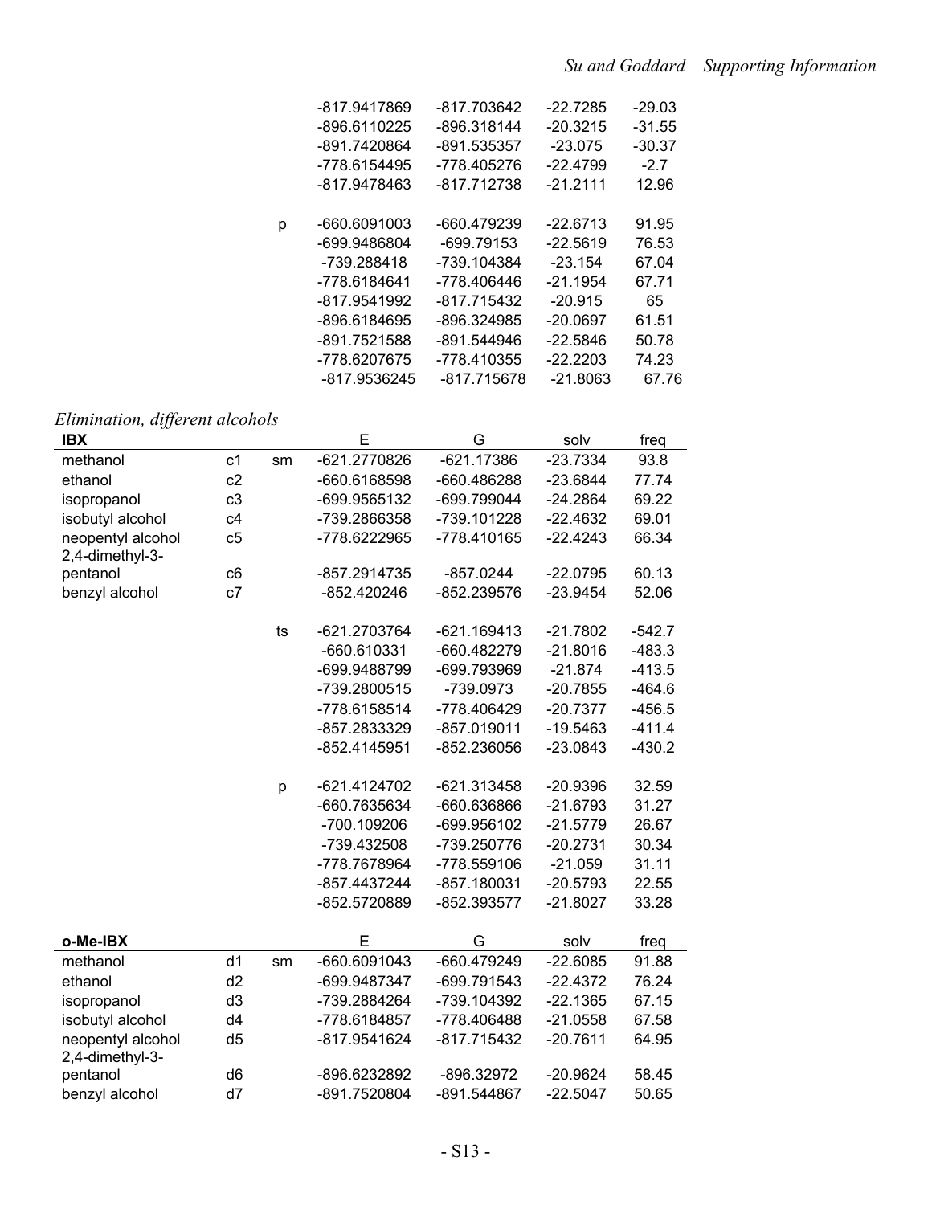|  |  |  | E | G | solv | freq |
|---|---|---|---|---|---|---|
|  |  |  | -817.9417869 | -817.703642 | -22.7285 | -29.03 |
|  |  |  | -896.6110225 | -896.318144 | -20.3215 | -31.55 |
|  |  |  | -891.7420864 | -891.535357 | -23.075 | -30.37 |
|  |  |  | -778.6154495 | -778.405276 | -22.4799 | -2.7 |
|  |  |  | -817.9478463 | -817.712738 | -21.2111 | 12.96 |
|  |  | p | -660.6091003 | -660.479239 | -22.6713 | 91.95 |
|  |  |  | -699.9486804 | -699.79153 | -22.5619 | 76.53 |
|  |  |  | -739.288418 | -739.104384 | -23.154 | 67.04 |
|  |  |  | -778.6184641 | -778.406446 | -21.1954 | 67.71 |
|  |  |  | -817.9541992 | -817.715432 | -20.915 | 65 |
|  |  |  | -896.6184695 | -896.324985 | -20.0697 | 61.51 |
|  |  |  | -891.7521588 | -891.544946 | -22.5846 | 50.78 |
|  |  |  | -778.6207675 | -778.410355 | -22.2203 | 74.23 |
|  |  |  | -817.9536245 | -817.715678 | -21.8063 | 67.76 |

*Elimination, different alcohols*

| **IBX** |  |  | E | G | solv | freq |
|---|---|---|---|---|---|---|
| methanol | c1 | sm | -621.2770826 | -621.17386 | -23.7334 | 93.8 |
| ethanol | c2 |  | -660.6168598 | -660.486288 | -23.6844 | 77.74 |
| isopropanol | c3 |  | -699.9565132 | -699.799044 | -24.2864 | 69.22 |
| isobutyl alcohol | c4 |  | -739.2866358 | -739.101228 | -22.4632 | 69.01 |
| neopentyl alcohol | c5 |  | -778.6222965 | -778.410165 | -22.4243 | 66.34 |
| 2,4-dimethyl-3-pentanol | c6 |  | -857.2914735 | -857.0244 | -22.0795 | 60.13 |
| benzyl alcohol | c7 |  | -852.420246 | -852.239576 | -23.9454 | 52.06 |
|  |  | ts | -621.2703764 | -621.169413 | -21.7802 | -542.7 |
|  |  |  | -660.610331 | -660.482279 | -21.8016 | -483.3 |
|  |  |  | -699.9488799 | -699.793969 | -21.874 | -413.5 |
|  |  |  | -739.2800515 | -739.0973 | -20.7855 | -464.6 |
|  |  |  | -778.6158514 | -778.406429 | -20.7377 | -456.5 |
|  |  |  | -857.2833329 | -857.019011 | -19.5463 | -411.4 |
|  |  |  | -852.4145951 | -852.236056 | -23.0843 | -430.2 |
|  |  | p | -621.4124702 | -621.313458 | -20.9396 | 32.59 |
|  |  |  | -660.7635634 | -660.636866 | -21.6793 | 31.27 |
|  |  |  | -700.109206 | -699.956102 | -21.5779 | 26.67 |
|  |  |  | -739.432508 | -739.250776 | -20.2731 | 30.34 |
|  |  |  | -778.7678964 | -778.559106 | -21.059 | 31.11 |
|  |  |  | -857.4437244 | -857.180031 | -20.5793 | 22.55 |
|  |  |  | -852.5720889 | -852.393577 | -21.8027 | 33.28 |

| **o-Me-IBX** |  |  | E | G | solv | freq |
|---|---|---|---|---|---|---|
| methanol | d1 | sm | -660.6091043 | -660.479249 | -22.6085 | 91.88 |
| ethanol | d2 |  | -699.9487347 | -699.791543 | -22.4372 | 76.24 |
| isopropanol | d3 |  | -739.2884264 | -739.104392 | -22.1365 | 67.15 |
| isobutyl alcohol | d4 |  | -778.6184857 | -778.406488 | -21.0558 | 67.58 |
| neopentyl alcohol | d5 |  | -817.9541624 | -817.715432 | -20.7611 | 64.95 |
| 2,4-dimethyl-3-pentanol | d6 |  | -896.6232892 | -896.32972 | -20.9624 | 58.45 |
| benzyl alcohol | d7 |  | -891.7520804 | -891.544867 | -22.5047 | 50.65 |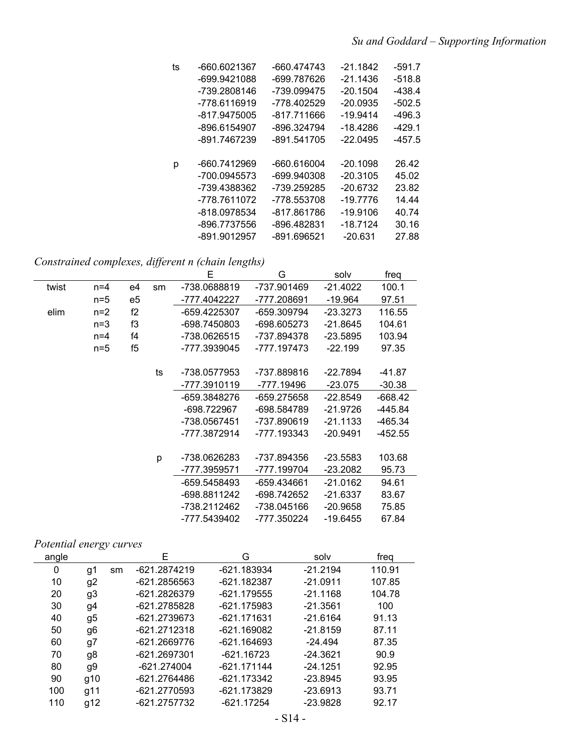| | | | | |
|---|---|---|---|---|
| ts | -660.6021367 | -660.474743 | -21.1842 | -591.7 |
| | -699.9421088 | -699.787626 | -21.1436 | -518.8 |
| | -739.2808146 | -739.099475 | -20.1504 | -438.4 |
| | -778.6116919 | -778.402529 | -20.0935 | -502.5 |
| | -817.9475005 | -817.711666 | -19.9414 | -496.3 |
| | -896.6154907 | -896.324794 | -18.4286 | -429.1 |
| | -891.7467239 | -891.541705 | -22.0495 | -457.5 |
| | | | | |
| p | -660.7412969 | -660.616004 | -20.1098 | 26.42 |
| | -700.0945573 | -699.940308 | -20.3105 | 45.02 |
| | -739.4388362 | -739.259285 | -20.6732 | 23.82 |
| | -778.7611072 | -778.553708 | -19.7776 | 14.44 |
| | -818.0978534 | -817.861786 | -19.9106 | 40.74 |
| | -896.7737556 | -896.482831 | -18.7124 | 30.16 |
| | -891.9012957 | -891.696521 | -20.631 | 27.88 |

*Constrained complexes, different n (chain lengths)*

| | | | | E | G | solv | freq |
|---|---|---|---|---|---|---|---|
| twist | n=4 | e4 | sm | -738.0688819 | -737.901469 | -21.4022 | 100.1 |
| | n=5 | e5 | | -777.4042227 | -777.208691 | -19.964 | 97.51 |
| elim | n=2 | f2 | | -659.4225307 | -659.309794 | -23.3273 | 116.55 |
| | n=3 | f3 | | -698.7450803 | -698.605273 | -21.8645 | 104.61 |
| | n=4 | f4 | | -738.0626515 | -737.894378 | -23.5895 | 103.94 |
| | n=5 | f5 | | -777.3939045 | -777.197473 | -22.199 | 97.35 |
| | | | | | | | |
| | | | ts | -738.0577953 | -737.889816 | -22.7894 | -41.87 |
| | | | | -777.3910119 | -777.19496 | -23.075 | -30.38 |
| | | | | -659.3848276 | -659.275658 | -22.8549 | -668.42 |
| | | | | -698.722967 | -698.584789 | -21.9726 | -445.84 |
| | | | | -738.0567451 | -737.890619 | -21.1133 | -465.34 |
| | | | | -777.3872914 | -777.193343 | -20.9491 | -452.55 |
| | | | | | | | |
| | | | p | -738.0626283 | -737.894356 | -23.5583 | 103.68 |
| | | | | -777.3959571 | -777.199704 | -23.2082 | 95.73 |
| | | | | -659.5458493 | -659.434661 | -21.0162 | 94.61 |
| | | | | -698.8811242 | -698.742652 | -21.6337 | 83.67 |
| | | | | -738.2112462 | -738.045166 | -20.9658 | 75.85 |
| | | | | -777.5439402 | -777.350224 | -19.6455 | 67.84 |

*Potential energy curves*

| angle | | | E | G | solv | freq |
|---|---|---|---|---|---|---|
| 0 | g1 | sm | -621.2874219 | -621.183934 | -21.2194 | 110.91 |
| 10 | g2 | | -621.2856563 | -621.182387 | -21.0911 | 107.85 |
| 20 | g3 | | -621.2826379 | -621.179555 | -21.1168 | 104.78 |
| 30 | g4 | | -621.2785828 | -621.175983 | -21.3561 | 100 |
| 40 | g5 | | -621.2739673 | -621.171631 | -21.6164 | 91.13 |
| 50 | g6 | | -621.2712318 | -621.169082 | -21.8159 | 87.11 |
| 60 | g7 | | -621.2669776 | -621.164693 | -24.494 | 87.35 |
| 70 | g8 | | -621.2697301 | -621.16723 | -24.3621 | 90.9 |
| 80 | g9 | | -621.274004 | -621.171144 | -24.1251 | 92.95 |
| 90 | g10 | | -621.2764486 | -621.173342 | -23.8945 | 93.95 |
| 100 | g11 | | -621.2770593 | -621.173829 | -23.6913 | 93.71 |
| 110 | g12 | | -621.2757732 | -621.17254 | -23.9828 | 92.17 |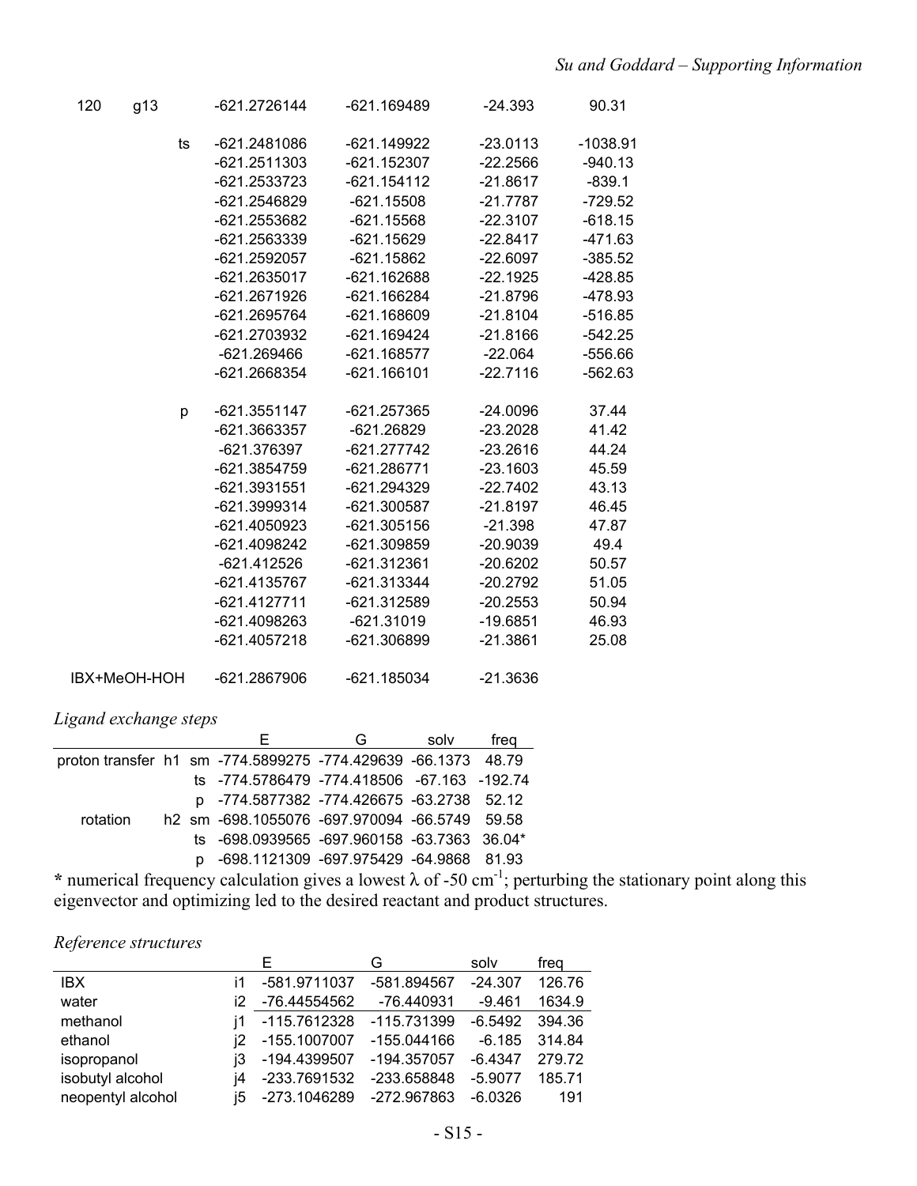| | | | E | G | solv | freq |
|---|---|---|---|---|---|---|
| 120 | g13 | | -621.2726144 | -621.169489 | -24.393 | 90.31 |
| | | ts | -621.2481086 | -621.149922 | -23.0113 | -1038.91 |
| | | | -621.2511303 | -621.152307 | -22.2566 | -940.13 |
| | | | -621.2533723 | -621.154112 | -21.8617 | -839.1 |
| | | | -621.2546829 | -621.15508 | -21.7787 | -729.52 |
| | | | -621.2553682 | -621.15568 | -22.3107 | -618.15 |
| | | | -621.2563339 | -621.15629 | -22.8417 | -471.63 |
| | | | -621.2592057 | -621.15862 | -22.6097 | -385.52 |
| | | | -621.2635017 | -621.162688 | -22.1925 | -428.85 |
| | | | -621.2671926 | -621.166284 | -21.8796 | -478.93 |
| | | | -621.2695764 | -621.168609 | -21.8104 | -516.85 |
| | | | -621.2703932 | -621.169424 | -21.8166 | -542.25 |
| | | | -621.269466 | -621.168577 | -22.064 | -556.66 |
| | | | -621.2668354 | -621.166101 | -22.7116 | -562.63 |
| | | p | -621.3551147 | -621.257365 | -24.0096 | 37.44 |
| | | | -621.3663357 | -621.26829 | -23.2028 | 41.42 |
| | | | -621.376397 | -621.277742 | -23.2616 | 44.24 |
| | | | -621.3854759 | -621.286771 | -23.1603 | 45.59 |
| | | | -621.3931551 | -621.294329 | -22.7402 | 43.13 |
| | | | -621.3999314 | -621.300587 | -21.8197 | 46.45 |
| | | | -621.4050923 | -621.305156 | -21.398 | 47.87 |
| | | | -621.4098242 | -621.309859 | -20.9039 | 49.4 |
| | | | -621.412526 | -621.312361 | -20.6202 | 50.57 |
| | | | -621.4135767 | -621.313344 | -20.2792 | 51.05 |
| | | | -621.4127711 | -621.312589 | -20.2553 | 50.94 |
| | | | -621.4098263 | -621.31019 | -19.6851 | 46.93 |
| | | | -621.4057218 | -621.306899 | -21.3861 | 25.08 |
| IBX+MeOH-HOH | | | -621.2867906 | -621.185034 | -21.3636 | |

*Ligand exchange steps*

| | | | E | G | solv | freq |
|---|---|---|---|---|---|---|
| proton transfer | h1 | sm | -774.5899275 | -774.429639 | -66.1373 | 48.79 |
| | | ts | -774.5786479 | -774.418506 | -67.163 | -192.74 |
| | | p | -774.5877382 | -774.426675 | -63.2738 | 52.12 |
| rotation | h2 | sm | -698.1055076 | -697.970094 | -66.5749 | 59.58 |
| | | ts | -698.0939565 | -697.960158 | -63.7363 | 36.04* |
| | | p | -698.1121309 | -697.975429 | -64.9868 | 81.93 |

**\*** numerical frequency calculation gives a lowest $\lambda$ of -50 $cm^{-1}$; perturbing the stationary point along this eigenvector and optimizing led to the desired reactant and product structures.

*Reference structures*

| | | E | G | solv | freq |
|---|---|---|---|---|---|
| IBX | i1 | -581.9711037 | -581.894567 | -24.307 | 126.76 |
| water | i2 | -76.44554562 | -76.440931 | -9.461 | 1634.9 |
| methanol | j1 | -115.7612328 | -115.731399 | -6.5492 | 394.36 |
| ethanol | j2 | -155.1007007 | -155.044166 | -6.185 | 314.84 |
| isopropanol | j3 | -194.4399507 | -194.357057 | -6.4347 | 279.72 |
| isobutyl alcohol | j4 | -233.7691532 | -233.658848 | -5.9077 | 185.71 |
| neopentyl alcohol | j5 | -273.1046289 | -272.967863 | -6.0326 | 191 |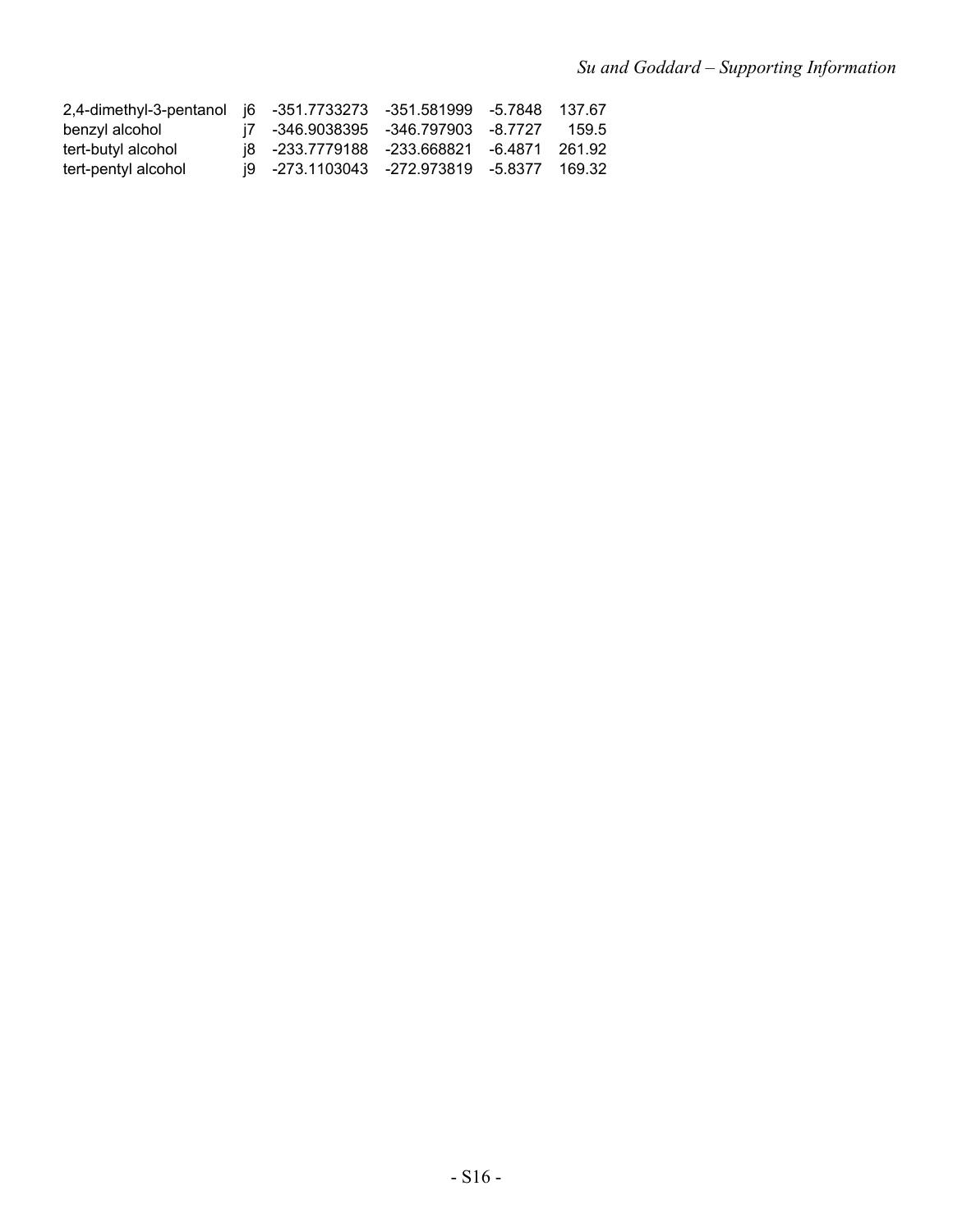| | | | | | |
|---|---|---|---|---|---|
| 2,4-dimethyl-3-pentanol | j6 | -351.7733273 | -351.581999 | -5.7848 | 137.67 |
| benzyl alcohol | j7 | -346.9038395 | -346.797903 | -8.7727 | 159.5 |
| tert-butyl alcohol | j8 | -233.7779188 | -233.668821 | -6.4871 | 261.92 |
| tert-pentyl alcohol | j9 | -273.1103043 | -272.973819 | -5.8377 | 169.32 |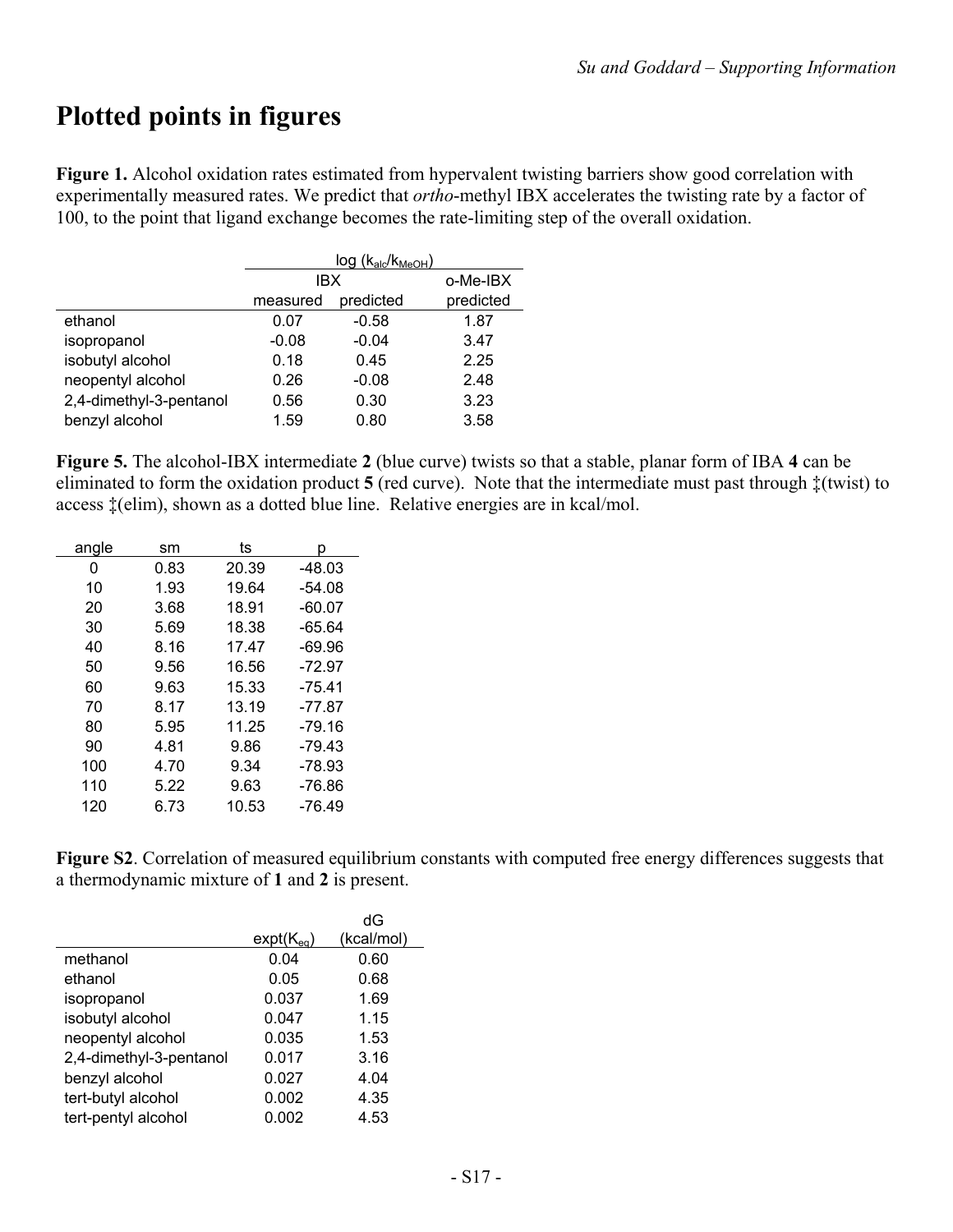# Plotted points in figures

**Figure 1.** Alcohol oxidation rates estimated from hypervalent twisting barriers show good correlation with experimentally measured rates. We predict that *ortho*-methyl IBX accelerates the twisting rate by a factor of 100, to the point that ligand exchange becomes the rate-limiting step of the overall oxidation.

| | $\log (k_{alc}/k_{MeOH})$ | | |
|---|---|---|---|
| | IBX | | o-Me-IBX |
| | measured | predicted | predicted |
| ethanol | 0.07 | -0.58 | 1.87 |
| isopropanol | -0.08 | -0.04 | 3.47 |
| isobutyl alcohol | 0.18 | 0.45 | 2.25 |
| neopentyl alcohol | 0.26 | -0.08 | 2.48 |
| 2,4-dimethyl-3-pentanol | 0.56 | 0.30 | 3.23 |
| benzyl alcohol | 1.59 | 0.80 | 3.58 |

**Figure 5.** The alcohol-IBX intermediate **2** (blue curve) twists so that a stable, planar form of IBA **4** can be eliminated to form the oxidation product **5** (red curve). Note that the intermediate must past through ‡(twist) to access ‡(elim), shown as a dotted blue line. Relative energies are in kcal/mol.

| angle | sm | ts | p |
|---|---|---|---|
| 0 | 0.83 | 20.39 | -48.03 |
| 10 | 1.93 | 19.64 | -54.08 |
| 20 | 3.68 | 18.91 | -60.07 |
| 30 | 5.69 | 18.38 | -65.64 |
| 40 | 8.16 | 17.47 | -69.96 |
| 50 | 9.56 | 16.56 | -72.97 |
| 60 | 9.63 | 15.33 | -75.41 |
| 70 | 8.17 | 13.19 | -77.87 |
| 80 | 5.95 | 11.25 | -79.16 |
| 90 | 4.81 | 9.86 | -79.43 |
| 100 | 4.70 | 9.34 | -78.93 |
| 110 | 5.22 | 9.63 | -76.86 |
| 120 | 6.73 | 10.53 | -76.49 |

**Figure S2**. Correlation of measured equilibrium constants with computed free energy differences suggests that a thermodynamic mixture of **1** and **2** is present.

| | expt($K_{eq}$) | dG (kcal/mol) |
|---|---|---|
| methanol | 0.04 | 0.60 |
| ethanol | 0.05 | 0.68 |
| isopropanol | 0.037 | 1.69 |
| isobutyl alcohol | 0.047 | 1.15 |
| neopentyl alcohol | 0.035 | 1.53 |
| 2,4-dimethyl-3-pentanol | 0.017 | 3.16 |
| benzyl alcohol | 0.027 | 4.04 |
| tert-butyl alcohol | 0.002 | 4.35 |
| tert-pentyl alcohol | 0.002 | 4.53 |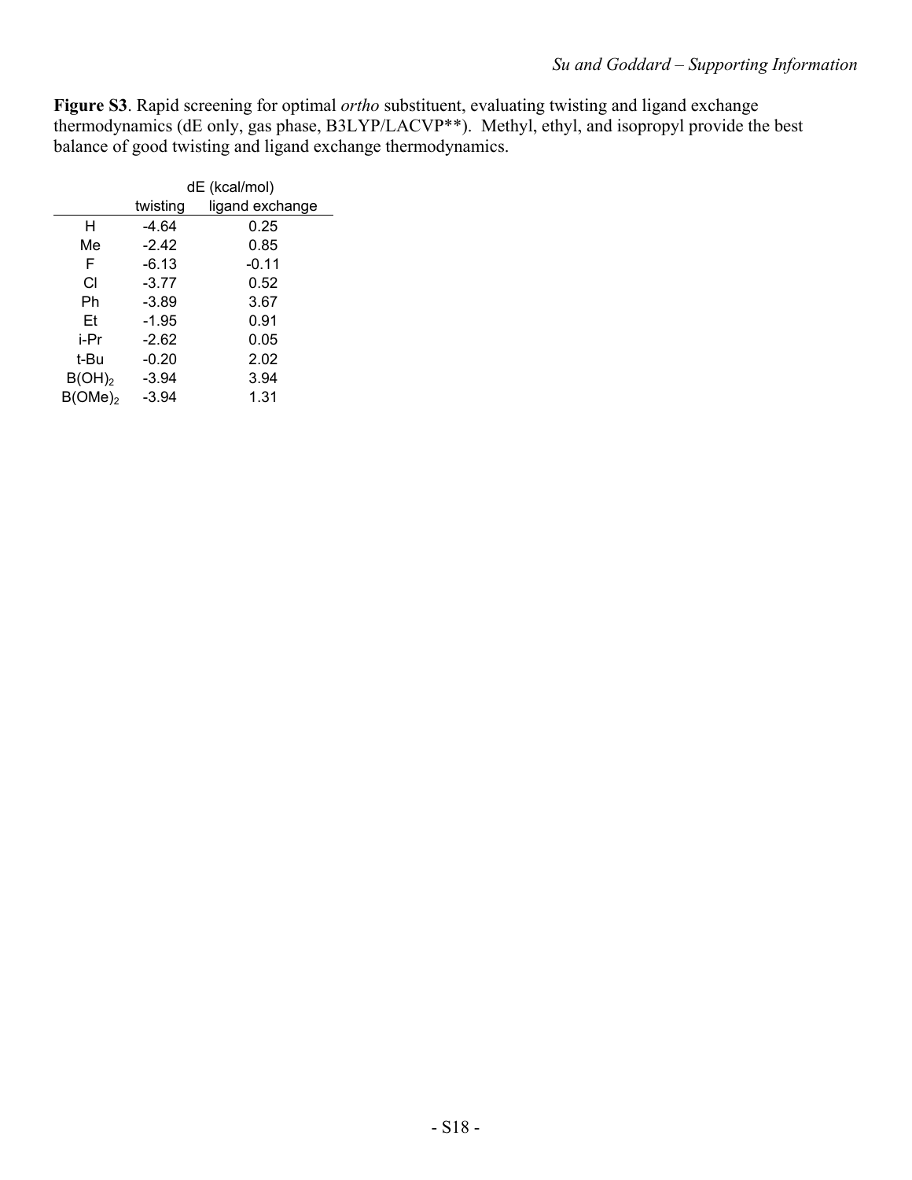**Figure S3**. Rapid screening for optimal *ortho* substituent, evaluating twisting and ligand exchange thermodynamics (dE only, gas phase, B3LYP/LACVP**). Methyl, ethyl, and isopropyl provide the best balance of good twisting and ligand exchange thermodynamics.

| | dE (kcal/mol) | |
|---|---|---|
| | twisting | ligand exchange |
| H | -4.64 | 0.25 |
| Me | -2.42 | 0.85 |
| F | -6.13 | -0.11 |
| Cl | -3.77 | 0.52 |
| Ph | -3.89 | 3.67 |
| Et | -1.95 | 0.91 |
| i-Pr | -2.62 | 0.05 |
| t-Bu | -0.20 | 2.02 |
| $B(OH)_2$ | -3.94 | 3.94 |
| $B(OMe)_2$ | -3.94 | 1.31 |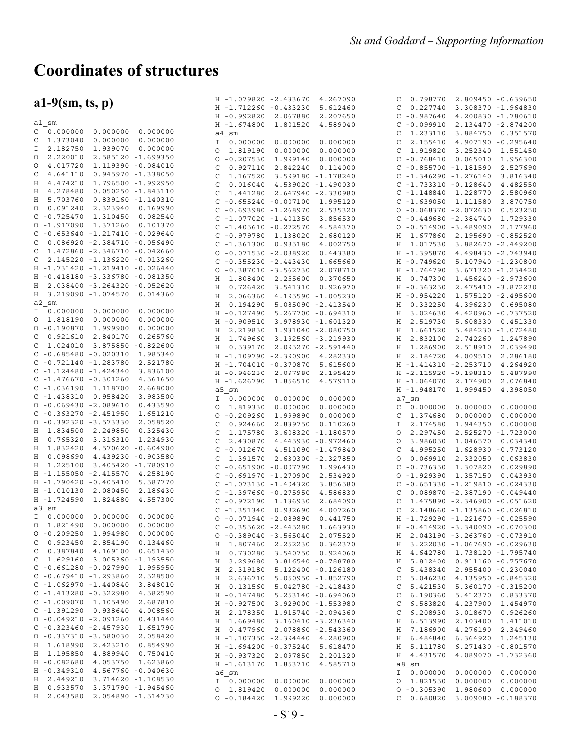# Coordinates of structures

## a1-9(sm, ts, p)

```
a1_sm
C  0.000000  0.000000  0.000000
C  1.373040  0.000000  0.000000
I  2.182750  1.939070  0.000000
O  2.220010  2.585120 -1.699350
O  4.017720  1.119390 -0.084010
C  4.641110  0.945970 -1.338050
H  4.474210  1.796500 -1.992950
H  4.278480  0.050250 -1.843110
H  5.703760  0.839160 -1.140310
O  0.091240  2.323940  0.169990
C -0.725470  1.310450  0.082540
O -1.917090  1.371260  0.101370
C -0.653640 -1.217410 -0.029640
C  0.086920 -2.384710 -0.056490
C  1.472860 -2.346710 -0.042660
C  2.145220 -1.136220 -0.013260
H -1.731420 -1.219410 -0.026440
H -0.418180 -3.336780 -0.081350
H  2.038400 -3.264320 -0.052620
H  3.219090 -1.074570  0.014360
a2_sm
I  0.000000  0.000000  0.000000
O  1.818190  0.000000  0.000000
O -0.190870  1.999900  0.000000
C  0.921610  2.840170  0.265760
C  1.024010  3.875850 -0.822600
C -0.685480 -0.020310  1.985340
C -0.721140 -1.283780  2.521780
C -1.124480 -1.424340  3.836100
C -1.476670 -0.301260  4.561650
C -1.036190  1.118700  2.668000
C -1.438310  0.958420  3.983500
O -0.069430 -2.089610  0.433590
C -0.363270 -2.451950  1.651210
O -0.392320 -3.573330  2.058520
H  1.834500  2.249850  0.325430
H  0.765320  3.316310  1.234930
H  1.832420  4.570620 -0.604900
H  0.098690  4.439230 -0.903580
H  1.225100  3.405420 -1.780910
H -1.155050 -2.415570  4.258190
H -1.790420 -0.405410  5.587770
H -1.010130  2.080450  2.186430
H -1.724590  1.824880  4.557300
a3_sm
I  0.000000  0.000000  0.000000
O  1.821490  0.000000  0.000000
O -0.209250  1.994980  0.000000
C  0.923450  2.854190  0.134460
C  0.387840  4.169100  0.651430
C  1.629160  3.005360 -1.193550
C -0.661280 -0.027990  1.995950
C -0.679410 -1.293860  2.528500
C -1.062970 -1.440840  3.848010
C -1.413280 -0.322980  4.582590
C -1.009070  1.105490  2.687810
C -1.391290  0.938640  4.008560
O -0.049210 -2.091260  0.431440
C -0.323460 -2.457930  1.651790
O -0.337310 -3.580030  2.058420
H  1.618990  2.423210  0.854990
H  1.195850  4.889940  0.750410
H -0.082680  4.053750  1.623860
H -0.349310  4.567760 -0.040630
H  2.449210  3.714620 -1.108530
H  0.933570  3.371790 -1.945460
H  2.043580  2.054890 -1.514730
H -1.079820 -2.433670  4.267090
H -1.712260 -0.433230  5.612460
H -0.992820  2.067880  2.207650
H -1.674800  1.801520  4.589040
a4_sm
I  0.000000  0.000000  0.000000
O  1.819190  0.000000  0.000000
O -0.207530  1.999100  0.000000
C  0.927110  2.842240  0.114000
C  1.167520  3.599180 -1.178240
C  0.016040  4.539020 -1.490030
C  1.441280  2.647940 -2.330980
C -0.655240 -0.007100  1.995120
C -0.693980 -1.268970  2.535320
C -1.077020 -1.401350  3.856530
C -1.405610 -0.272570  4.584370
C -0.979780  1.138020  2.680120
C -1.361300  0.985180  4.002750
O -0.071530 -2.088920  0.443380
C -0.355230 -2.443430  1.665660
O -0.387010 -3.562730  2.078710
H  1.808400  2.255600  0.370650
H  0.726420  3.541310  0.926970
H  2.066360  4.195590 -1.005230
H  0.194290  5.085090 -2.413540
H -0.127490  5.267700 -0.694310
H -0.909510  3.978930 -1.601320
H  2.219830  1.931040 -2.080750
H  1.749660  3.192560 -3.219930
H  0.539170  2.095270 -2.591440
H -1.109790 -2.390900  4.282330
H -1.704010 -0.370870  5.615600
H -0.946230  2.097980  2.195420
H -1.626790  1.856510  4.579110
a5_sm
I  0.000000  0.000000  0.000000
O  1.819330  0.000000  0.000000
O -0.209260  1.999890  0.000000
C  0.924660  2.839750  0.110260
C  1.175780  3.608320 -1.180570
C  2.430870  4.445930 -0.972460
C -0.012670  4.511090 -1.479840
C  1.391570  2.630300 -2.327850
C -0.651900 -0.007790  1.996430
C -0.691970 -1.270900  2.534920
C -1.073130 -1.404320  3.856580
C -1.397660 -0.275950  4.586830
C -0.972190  1.136930  2.684090
C -1.351340  0.982690  4.007260
O -0.071940 -2.089890  0.441750
C -0.355620 -2.445280  1.663930
O -0.389040 -3.565040  2.075520
H  1.807460  2.252230  0.362370
H  0.730280  3.540750  0.924060
H  3.299680  3.816540 -0.788780
H  2.319180  5.122400 -0.126180
H  2.636710  5.050950 -1.852790
H  0.131560  5.042780 -2.418430
H -0.147480  5.253140 -0.694060
H -0.927500  3.929000 -1.553980
H  2.178350  1.915740 -2.094360
H  1.669480  3.160410 -3.236340
H  0.477960  2.078860 -2.543360
H -1.107350 -2.394400  4.280900
H -1.694200 -0.375240  5.618470
H -0.937320  2.097850  2.201320
H -1.613170  1.853710  4.585710
a6_sm
I  0.000000  0.000000  0.000000
O  1.819420  0.000000  0.000000
O -0.184420  1.999220  0.000000
C  0.798770  2.809450 -0.639650
C  0.227740  3.308370 -1.964830
C -0.987640  4.200830 -1.780610
C -0.099910  2.134470 -2.874200
C  1.233110  3.884750  0.351570
C  2.155410  4.907190 -0.295640
C  1.919820  3.252340  1.551450
C -0.768410  0.065010  1.956300
C -0.855700 -1.181590  2.527690
C -1.346290 -1.276140  3.816340
C -1.733310 -0.128640  4.482550
C -1.148840  1.228770  2.580960
C -1.639050  1.111500  3.870750
O -0.068370 -2.072630  0.523250
C -0.449680 -2.384740  1.729330
O -0.514900 -3.489090  2.177960
H  1.677860  2.195690 -0.852520
H  1.017530  3.882670 -2.449200
H -1.395870  4.498430 -2.743940
H -0.749620  5.107940 -1.230800
H -1.764790  3.671320 -1.234420
H  0.747300  1.456240 -2.973600
H -0.363250  2.475410 -3.872230
H -0.954220  1.575120 -2.495600
H  0.332250  4.396230  0.695080
H  3.024630  4.420960 -0.737520
H  2.519730  5.608330  0.451330
H  1.661520  5.484230 -1.072480
H  2.832100  2.742260  1.247890
H  1.286900  2.518910  2.039490
H  2.184720  4.009510  2.286180
H -1.414310 -2.253710  4.264920
H -2.115920 -0.198310  5.487990
H -1.064070  2.174900  2.076840
H -1.948170  1.999450  4.398050
a7_sm
C  0.000000  0.000000  0.000000
C  1.374680  0.000000  0.000000
I  2.174580  1.944350  0.000000
O  2.297450  2.525270 -1.723000
O  3.986050  1.046570  0.034340
C  4.995250  1.628930 -0.773120
O  0.069910  2.332050  0.063830
C -0.736350  1.307820  0.029890
O -1.929390  1.357150  0.043930
C -0.651330 -1.219810 -0.024330
C  0.089870 -2.387190 -0.049440
C  1.475890 -2.346900 -0.051620
C  2.148660 -1.135860 -0.026810
H -1.729290 -1.221670 -0.025590
H -0.414920 -3.340090 -0.070300
H  2.043190 -3.263760 -0.073910
H  3.222030 -1.067690 -0.029630
H  4.642780  1.738120 -1.795740
H  5.812400  0.911160 -0.757670
C  5.438340  2.955400 -0.230040
C  5.046230  4.135950 -0.845320
C  5.421530  5.360170 -0.315200
C  6.190360  5.412370  0.833370
C  6.583820  4.237900  1.454970
C  6.208930  3.018670  0.926260
H  6.513990  2.103400  1.411010
H  7.186900  4.276190  2.349460
H  6.484840  6.364920  1.245130
H  5.111780  6.271430 -0.801570
H  4.431570  4.089070 -1.732360
a8_sm
I  0.000000  0.000000  0.000000
O  1.821550  0.000000  0.000000
O -0.305390  1.980600  0.000000
C  0.680820  3.009080 -0.188370
```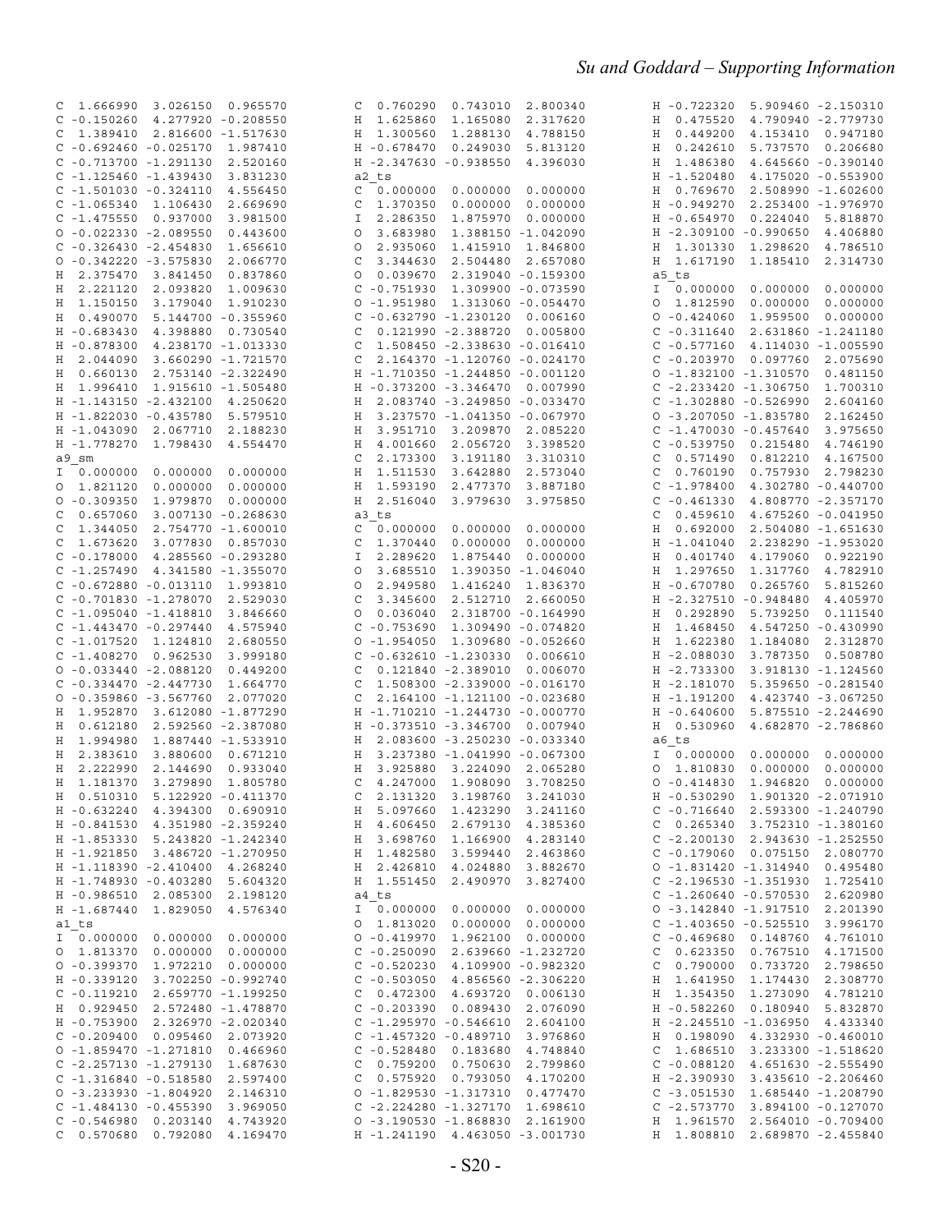```
C  1.666990  3.026150  0.965570
C -0.150260  4.277920 -0.208550
C  1.389410  2.816600 -1.517630
C -0.692460 -0.025170  1.987410
C -0.713700 -1.291130  2.520160
C -1.125460 -1.439430  3.831230
C -1.501030 -0.324110  4.556450
C -1.065340  1.106430  2.669690
C -1.475550  0.937000  3.981500
O -0.022330 -2.089550  0.443600
C -0.326430 -2.454830  1.656610
O -0.342220 -3.575830  2.066770
H  2.375470  3.841450  0.837860
H  2.221120  2.093820  1.009630
H  1.150150  3.179040  1.910230
H  0.490070  5.144700 -0.355960
H -0.683430  4.398880  0.730540
H -0.878300  4.238170 -1.013330
H  2.044090  3.660290 -1.721570
H  0.660130  2.753140 -2.322490
H  1.996410  1.915610 -1.505480
H -1.143150 -2.432100  4.250620
H -1.822030 -0.435780  5.579510
H -1.043090  2.067710  2.188230
H -1.778270  1.798430  4.554470
a9_sm
I  0.000000  0.000000  0.000000
O  1.821120  0.000000  0.000000
O -0.309350  1.979870  0.000000
C  0.657060  3.007130 -0.268630
C  1.344050  2.754770 -1.600010
C  1.673620  3.077830  0.857030
C -0.178000  4.285560 -0.293280
C -1.257490  4.341580 -1.355070
C -0.672880 -0.013110  1.993810
C -0.701830 -1.278070  2.529030
C -1.095040 -1.418870  3.846660
C -1.443470 -0.297440  4.575940
C -1.017520  1.124810  2.680550
C -1.408270  0.962530  3.999180
O -0.033440 -2.088120  0.449200
C -0.334470 -2.447730  1.664770
O -0.359860 -3.567760  2.077020
H  1.952870  3.612080 -1.877290
H  0.612180  2.592560 -2.387080
H  1.994980  1.887440 -1.533910
H  2.383610  3.880600  0.671210
H  2.222990  2.144690  0.933040
H  1.181370  3.279890  1.805780
H  0.510310  5.122920 -0.411370
H -0.632240  4.394300  0.690910
H -0.841530  4.351980 -2.359240
H -1.853330  5.243820 -1.242340
H -1.921850  3.486720 -1.270950
H -1.118390 -2.410400  4.268240
H -1.748930 -0.403280  5.604320
H -0.986510  2.085300  2.198120
H -1.687440  1.829050  4.576340
a1_ts
I  0.000000  0.000000  0.000000
O  1.813370  0.000000  0.000000
O -0.399370  1.972210  0.000000
H -0.339120  3.702250 -0.992740
C -0.119210  2.659770 -1.199250
H  0.929450  2.572480 -1.478870
H -0.753900  2.326970 -2.020340
C -0.209400  0.095460  2.073920
O -1.859470 -1.271810  0.466960
C -2.257130 -1.279130  1.687630
C -1.316840 -0.518580  2.597400
O -3.233930 -1.804920  2.146310
C -1.484130 -0.455390  3.969050
C -0.546980  0.203140  4.743920
C  0.570680  0.792080  4.169470
C  0.760290  0.743010  2.800340
H  1.625860  1.165080  2.317620
H  1.300560  1.288130  4.788150
H -0.678470  0.249030  5.813120
H -2.347630 -0.938550  4.396030
a2_ts
C  0.000000  0.000000  0.000000
C  1.370350  0.000000  0.000000
I  2.286350  1.875970  0.000000
O  3.683980  1.388150 -1.042090
O  2.935060  1.415910  1.846800
C  3.344630  2.504480  2.657080
O  0.039670  2.319040 -0.159300
C -0.751930  1.309900 -0.073590
O -1.951980  1.313060 -0.054470
C -0.632790 -1.230120  0.006160
C  0.121990 -2.388720  0.005800
C  1.508450 -2.338630 -0.016410
C  2.164370 -1.120760 -0.024170
H -1.710350 -1.244850 -0.001120
H -0.373200 -3.346470  0.007990
H  2.083740 -3.249850 -0.033470
H  3.237570 -1.041350 -0.067970
H  3.951710  3.209870  2.085220
H  4.001660  2.056720  3.398520
C  2.173300  3.191180  3.310310
H  1.511530  3.642880  2.573040
H  1.593190  2.477370  3.887180
H  2.516040  3.979630  3.975850
a3_ts
C  0.000000  0.000000  0.000000
C  1.370440  0.000000  0.000000
I  2.289620  1.875440  0.000000
O  3.685510  1.390350 -1.046040
O  2.949580  1.416240  1.836370
C  3.345600  2.512710  2.660050
O  0.036040  2.318700 -0.164990
C -0.753690  1.309490 -0.074820
O -1.954050  1.309680 -0.052660
C -0.632610 -1.230330  0.006610
C  0.121840 -2.389010  0.006070
C  1.508300 -2.339000 -0.016170
C  2.164100 -1.121100 -0.023680
H -1.710240 -1.244730 -0.000770
H -0.373510 -3.346730  0.007940
H  2.083600 -3.250230 -0.033340
H  3.237380 -1.041930 -0.067300
H  3.925880  3.224090  2.065280
C  4.247000  1.908090  3.708250
C  2.131320  3.198760  3.241030
H  5.097660  1.423290  3.241160
H  4.606450  2.679130  4.385360
H  3.698760  1.166900  4.283140
H  1.482580  3.599440  2.463860
H  2.426810  4.024880  3.882670
H  1.551450  2.490970  3.827400
a4_ts
I  0.000000  0.000000  0.000000
O  1.813020  0.000000  0.000000
O -0.419970  1.962100  0.000000
C -0.250090  2.639660 -1.232720
C -0.520230  4.109900 -0.982320
C -0.503050  4.856560 -2.306220
C  0.472300  4.693720  0.006130
C -0.203390  0.089430  2.076090
C -1.295970 -0.546610  2.604100
C -1.457320 -0.489710  3.976860
C -0.528480  0.183680  4.748840
C  0.575920  0.793050  4.170200
C  0.759200  0.750630  2.799860
O -1.829530 -1.317310  0.477470
C -2.224280 -1.327170  1.698610
O -3.190530 -1.868830  2.161900
H -1.241190  4.463050 -3.001730
H -0.722320  5.909460 -2.150310
H  0.475520  4.790940 -2.779730
H  0.449200  4.153410  0.947180
H  0.242610  5.737570  0.206680
H  1.486380  4.645660 -0.390140
H -1.520480  4.175020 -0.553900
H  0.769670  2.508990 -1.602600
H -0.949270  2.253400 -1.976970
H -0.654970  0.224040  5.818870
H -2.309100 -0.990650  4.406880
H  1.301330  1.298620  4.786510
H  1.617190  1.185410  2.314730
a5_ts
I  0.000000  0.000000  0.000000
O  1.812590  0.000000  0.000000
O -0.424060  1.959500  0.000000
C -0.311640  2.631860 -1.241180
C -0.577160  4.114030 -1.005590
C -0.203970  0.097760  2.075690
O -1.832100 -1.310570  0.481150
C -2.233420 -1.306750  1.700310
C -1.302880 -0.526990  2.604160
O -3.207050 -1.835780  2.162450
C -1.470030 -0.457640  3.975650
C -0.539750  0.215480  4.746190
C  0.571490  0.812210  4.167500
C  0.760190  0.757930  2.798230
C -1.978400  4.302780 -0.440700
C -0.461330  4.808770 -2.357170
C  0.459610  4.675260 -0.041950
H  0.692000  2.504080 -1.651630
H -1.041040  2.238290 -1.953020
H  0.401740  4.179060  0.922190
H  1.297650  1.317760  4.782910
H -0.670780  0.265760  5.815260
H -2.327510 -0.948480  4.405970
H  0.292890  5.739250  0.111540
H  1.468450  4.547250 -0.430990
H  1.622380  1.184080  2.312870
H -2.088030  3.787350  0.508780
H -2.733300  3.918130 -1.124560
H -2.181070  5.359650 -0.281540
H -1.191200  4.423740 -3.067250
H -0.640600  5.875510 -2.244690
H  0.530960  4.682870 -2.786860
a6_ts
I  0.000000  0.000000  0.000000
O  1.810830  0.000000  0.000000
O -0.414830  1.946820  0.000000
H -0.530290  1.901320 -2.071910
C -0.716640  2.593300 -1.240790
C  0.265340  3.752310 -1.380160
C -2.200130  2.943630 -1.252550
C -0.179060  0.075150  2.080770
O -1.831420 -1.314940  0.495480
C -2.196530 -1.351930  1.725410
C -1.260640 -0.570530  2.620980
O -3.142840 -1.917510  2.201390
C -1.403650 -0.525510  3.996170
C -0.469680  0.148760  4.761010
C  0.623350  0.767550  4.171500
C  0.790000  0.733720  2.798650
H  1.641950  1.174430  2.308770
H  1.354350  1.273090  4.781210
H -0.582260  0.180940  5.832870
H -2.245510 -1.036950  4.433340
H  0.198090  4.332930 -0.460010
C  1.686510  3.233300 -1.518620
C -0.088120  4.651630 -2.555490
H -2.390930  3.435610 -2.206460
C -3.051530  1.685440 -1.208790
C -2.573770  3.894100 -0.127070
H  1.961570  2.564010 -0.709400
H  1.808810  2.689870 -2.455840
```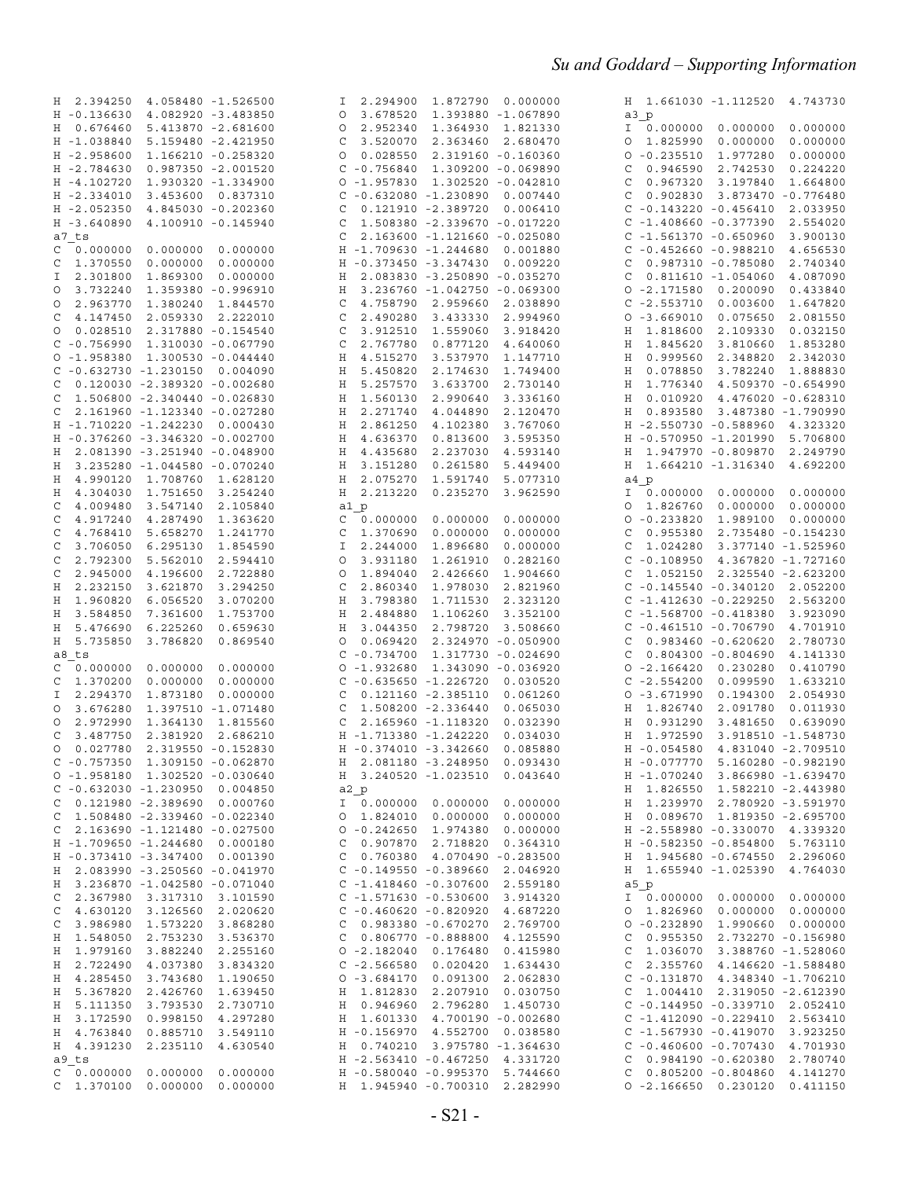```
H  2.394250  4.058480 -1.526500
H -0.136630  4.082920 -3.483850
H  0.676460  5.413870 -2.681600
H -1.038840  5.159480 -2.421950
H -2.958600  1.166210 -0.258320
H -2.784630  0.987350 -2.001520
H -4.102720  1.930320 -1.334900
H -2.334010  3.453600  0.837310
H -2.052350  4.845030 -0.202360
H -3.640890  4.100910 -0.145940
a7_ts
C  0.000000  0.000000  0.000000
C  1.370550  0.000000  0.000000
I  2.301800  1.869300  0.000000
O  3.732240  1.359380 -0.996910
O  2.963770  1.380240  1.844570
C  4.147450  2.059330  2.222010
O  0.028510  2.317880 -0.154540
C -0.756990  1.310030 -0.067790
O -1.958380  1.300530 -0.044440
C -0.632730 -1.230150  0.004090
C  0.120030 -2.389320 -0.002680
C  1.506800 -2.340440 -0.026830
C  2.161960 -1.123340 -0.027280
H -1.710220 -1.242230  0.000430
H -0.376260 -3.346320 -0.002700
H  2.081390 -3.251940 -0.048900
H  3.235280 -1.044580 -0.070240
H  4.990120  1.708760  1.628120
H  4.304030  1.751650  3.254240
C  4.009480  3.547140  2.105840
C  4.917240  4.287490  1.363620
C  4.768410  5.658270  1.241770
C  3.706050  6.295130  1.854590
C  2.792300  5.562010  2.594410
C  2.945000  4.196600  2.722880
H  2.232150  3.621870  3.294250
H  1.960820  6.056520  3.070200
H  3.584850  7.361600  1.753700
H  5.476690  6.225260  0.659630
H  5.735850  3.786820  0.869540
a8_ts
C  0.000000  0.000000  0.000000
C  1.370200  0.000000  0.000000
I  2.294370  1.873180  0.000000
O  3.676280  1.397510 -1.071480
O  2.972990  1.364130  1.815560
C  3.487750  2.381920  2.686210
O  0.027780  2.319550 -0.152830
C -0.757350  1.309150 -0.062870
O -1.958180  1.302520 -0.030640
C -0.632030 -1.230950  0.004850
C  0.121980 -2.389690  0.000760
C  1.508480 -2.339460 -0.022340
C  2.163690 -1.121460 -0.027500
H -1.709650 -1.244680  0.000180
H -0.373410 -3.347400  0.001390
H  2.083990 -3.250560 -0.041970
H  3.236870 -1.042580 -0.071040
C  2.367980  3.317310  3.101590
C  4.630120  3.126560  2.020620
C  3.986980  1.573220  3.868280
H  1.548050  2.753230  3.536370
H  1.979160  3.882240  2.255160
H  2.722490  4.037380  3.834320
H  4.285450  3.743680  1.190650
H  5.367820  2.426760  1.639450
H  5.111350  3.793530  2.730710
H  3.172590  0.998150  4.297280
H  4.763840  0.885710  3.549110
H  4.391230  2.235110  4.630540
a9_ts
C  0.000000  0.000000  0.000000
C  1.370100  0.000000  0.000000
I  2.294900  1.872790  0.000000
O  3.678520  1.393880 -1.067890
O  2.952340  1.364930  1.821330
C  3.520070  2.363460  2.680470
O  0.028550  2.319160 -0.160360
C -0.756840  1.309200 -0.069890
O -1.957830  1.302520 -0.042810
C -0.632080 -1.230890  0.007440
C  0.121910 -2.389720  0.006410
C  1.508380 -2.339670 -0.017220
C  2.163600 -1.121660 -0.025080
H -1.709630 -1.244680  0.001880
H -0.373450 -3.347430  0.009220
H  2.083830 -3.250890 -0.035270
H  3.236760 -1.042750 -0.069300
C  4.758790  2.959660  2.038890
C  2.490280  3.433330  2.994960
C  3.912510  1.559060  3.918420
C  2.767780  0.877120  4.640060
H  4.515270  3.537970  1.147710
H  5.450820  2.174630  1.749400
H  5.257570  3.633700  2.730140
H  1.560130  2.990640  3.336160
H  2.271740  4.044890  2.120470
H  2.861250  4.102380  3.767060
H  4.636370  0.813600  3.595350
H  4.435680  2.237030  4.593140
H  3.151280  0.261580  5.449400
H  2.075270  1.591740  5.077310
H  2.213220  0.235270  3.962590
a1_p
C  0.000000  0.000000  0.000000
C  1.370690  0.000000  0.000000
I  2.244000  1.896680  0.000000
O  3.931180  1.261910  0.282160
O  1.894040  2.426660  1.904660
C  2.860340  1.978030  2.821960
H  3.798380  1.711530  2.323120
H  2.484880  1.106260  3.352100
H  3.044350  2.798720  3.508660
O  0.069420  2.324970 -0.050900
C -0.734700  1.317730 -0.024690
O -1.932680  1.343090 -0.036920
C -0.635650 -1.226720  0.030520
C  0.121210 -2.385110  0.061260
C  1.508200 -2.336440  0.065030
C  2.165960 -1.118320  0.032390
H -1.713380 -1.242220  0.034030
H -0.374010 -3.342660  0.085880
H  2.081180 -3.248950  0.093430
H  3.240520 -1.023510  0.043640
a2_p
I  0.000000  0.000000  0.000000
O  1.824010  0.000000  0.000000
O -0.242650  1.974380  0.000000
C  0.907870  2.718820  0.364310
C  0.760380  4.070490 -0.283500
C -0.149550 -0.389660  2.046920
C -1.418460 -0.307600  2.559180
C -1.571630 -0.530600  3.914320
C -0.460620 -0.820920  4.687220
C  0.983380 -0.670270  2.769700
C  0.806770 -0.888800  4.125590
O -2.182040  0.176480  0.415980
C -2.566580  0.020420  1.634430
O -3.684170  0.091300  2.062830
H  1.812830  2.207910  0.030750
H  0.946960  2.796280  1.450730
H  1.601330  4.700190 -0.002680
H -0.156970  4.552700  0.038580
H  0.740210  3.975780 -1.364630
H -2.563410 -0.467250  4.331720
H -0.580040 -0.995370  5.744660
H  1.945940 -0.700310  2.282990
H  1.661030 -1.112520  4.743730
a3_p
I  0.000000  0.000000  0.000000
O  1.825990  0.000000  0.000000
O -0.235510  1.977280  0.000000
C  0.946590  2.742530  0.224220
C  0.967320  3.197840  1.664800
C  0.902830  3.873470 -0.776480
C -0.143220 -0.456410  2.033950
C -1.408660 -0.377390  2.554020
C -1.561370 -0.650960  3.900130
C -0.452660 -0.988210  4.656530
C  0.987310 -0.785080  2.740340
C  0.811610 -1.054060  4.087090
O -2.171580  0.200090  0.433840
C -2.553710  0.003600  1.647820
O -3.669010  0.075650  2.081550
H  1.818600  2.109330  0.032150
H  1.845620  3.810660  1.853280
H  0.999560  2.348820  2.342030
H  0.078850  3.782240  1.888830
H  1.776340  4.509370 -0.654990
H  0.010920  4.476020 -0.628310
H  0.893580  3.487380 -1.790990
H -2.550730 -0.588960  4.323320
H -0.570950 -1.201990  5.706800
H  1.947970 -0.809870  2.249790
H  1.664210 -1.316340  4.692200
a4_p
I  0.000000  0.000000  0.000000
O  1.826760  0.000000  0.000000
O -0.233820  1.989100  0.000000
C  0.955380  2.735480 -0.154230
C  1.024280  3.377140 -1.525960
C -0.108950  4.367820 -1.727160
C  1.052150  2.325540 -2.623200
C -0.145540 -0.340120  2.052200
C -1.412630 -0.229250  2.563200
C -1.568700 -0.418380  3.923090
C -0.461510 -0.706790  4.701910
C  0.983460 -0.620620  2.780730
C  0.804300 -0.804690  4.141330
O -2.166420  0.230280  0.410790
C -2.554200  0.099590  1.633210
O -3.671990  0.194300  2.054930
H  1.826740  2.091780  0.011930
H  0.931290  3.481650  0.639090
H  1.972590  3.918510 -1.548730
H -0.054580  4.831040 -2.709510
H -0.077770  5.160280 -0.982190
H -1.070240  3.866980 -1.639470
H  1.826550  1.582210 -2.443980
H  1.239970  2.780920 -3.591970
H  0.089670  1.819350 -2.695700
H -2.558980 -0.330070  4.339320
H -0.582350 -0.854800  5.763110
H  1.945680 -0.674550  2.296060
H  1.655940 -1.025390  4.764030
a5_p
I  0.000000  0.000000  0.000000
O  1.826990  0.000000  0.000000
O -0.232890  1.990660  0.000000
C  0.955350  2.732270 -0.156980
C  1.036070  3.388760 -1.528060
C  2.355760  4.146620 -1.588480
C -0.131870  4.348340 -1.706210
C  1.004410  2.319050 -2.612390
C -0.144950 -0.339710  2.052410
C -1.412090 -0.229410  2.563410
C -1.567930 -0.419070  3.923250
C -0.460600 -0.707430  4.701930
C  0.984190 -0.620380  2.780740
C  0.805200 -0.804860  4.141270
O -2.166650  0.230120  0.411150
```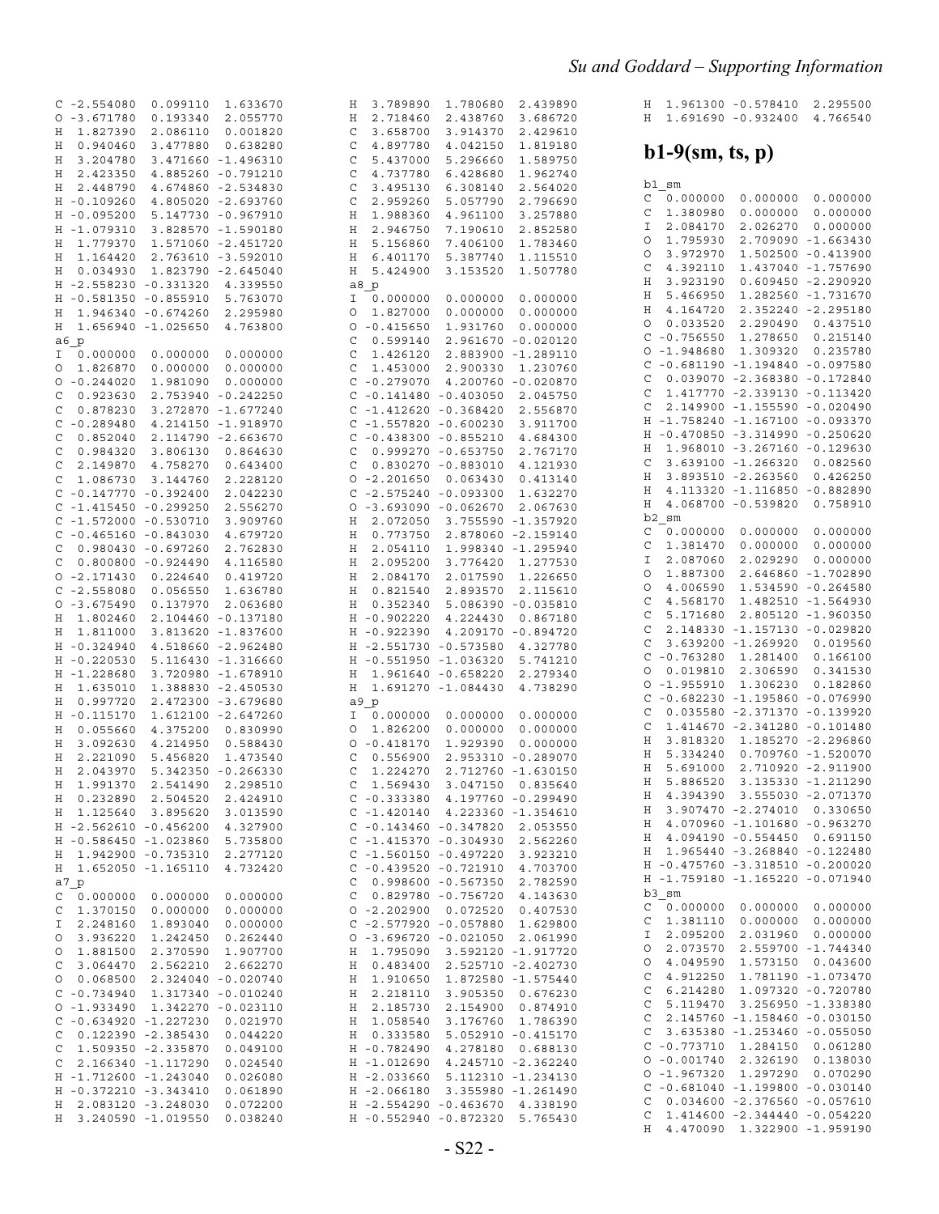```
C -2.554080  0.099110  1.633670
O -3.671780  0.193340  2.055770
H  1.827390  2.086110  0.001820
H  0.940460  3.477880  0.638280
H  3.204780  3.471660 -1.496310
H  2.423350  4.885260 -0.791210
H  2.448790  4.674860 -2.534830
H -0.109260  4.805020 -2.693760
H -0.095200  5.147730 -0.967910
H -1.079310  3.828570 -1.590180
H  1.779370  1.571060 -2.451720
H  1.164420  2.763610 -3.592010
H  0.034930  1.823790 -2.645040
H -2.558230 -0.331320  4.339550
H -0.581350 -0.855910  5.763070
H  1.946340 -0.674260  2.295980
H  1.656940 -1.025650  4.763800
a6_p
I  0.000000  0.000000  0.000000
O  1.826870  0.000000  0.000000
O -0.244020  1.981090  0.000000
C  0.923630  2.753940 -0.242250
C  0.878230  3.272870 -1.677240
C -0.289480  4.214150 -1.918970
C  0.852040  2.114790 -2.663670
C  0.984320  3.806130  0.864630
C  2.149870  4.758270  0.643400
C  1.086730  3.144760  2.228120
C -0.147770 -0.392400  2.042230
C -1.415450 -0.299250  2.556270
C -1.572000 -0.530710  3.909760
C -0.465160 -0.843030  4.679270
C  0.980430 -0.697260  2.762830
C  0.800800 -0.924490  4.116580
O -2.171430  0.224640  0.419720
C -2.558080  0.056550  1.636780
O -3.675490  0.137970  2.063680
H  1.802460  2.104460 -0.137180
H  1.811000  3.813620 -1.837600
H -0.324940  4.518660 -2.962480
H -0.220530  5.116430 -1.316660
H -1.228680  3.720980 -1.678910
H  1.635010  1.388830 -2.450530
H  0.997720  2.472300 -3.679680
H -0.115170  1.612100 -2.647260
H  0.055660  4.375200  0.830990
H  3.092630  4.214950  0.588430
H  2.221090  5.456820  1.473540
H  2.043970  5.342350 -0.266330
H  1.991370  2.541490  2.298510
H  0.232890  2.504520  2.424910
H  1.125640  3.895620  3.013590
H -2.562610 -0.456200  4.327900
H -0.586450 -1.023860  5.735800
H  1.942900 -0.735310  2.277120
H  1.652050 -1.165110  4.732420
a7_p
C  0.000000  0.000000  0.000000
C  1.370150  0.000000  0.000000
I  2.248160  1.893040  0.000000
O  3.936220  1.242450  0.262440
O  1.881500  2.370590  1.907700
C  3.064470  2.562210  2.662270
O  0.068500  2.324040 -0.020740
C -0.734940  1.317340 -0.010240
O -1.933490  1.342270 -0.023110
C -0.634920 -1.227230  0.021970
C  0.122390 -2.385430  0.044220
C  1.509350 -2.335870  0.049100
C  2.166340 -1.117290  0.024540
H -1.712600 -1.243040  0.026080
H -0.372210 -3.343410  0.061890
H  2.083120 -3.248030  0.072200
H  3.240590 -1.019550  0.038240
H  3.789890  1.780680  2.439890
H  2.718460  2.438760  3.686720
C  3.658700  3.914370  2.429610
C  4.897780  4.042150  1.819180
C  5.437000  5.296660  1.589750
C  4.737780  6.428680  1.962740
C  3.495130  6.308140  2.564020
C  2.959260  5.057790  2.796690
H  1.988360  4.961100  3.257880
H  2.946750  7.190610  2.852580
H  5.156860  7.406100  1.783460
H  6.401170  5.387740  1.115510
H  5.424900  3.153520  1.507780
a8_p
I  0.000000  0.000000  0.000000
O  1.827000  0.000000  0.000000
O -0.415650  1.931760  0.000000
C  0.599140  2.961670 -0.020120
C  1.426120  2.883900 -1.289110
C  1.453000  2.900330  1.230760
C -0.279070  4.200760 -0.020870
C -0.141480 -0.403050  2.045750
C -1.412620 -0.368420  2.556870
C -1.557820 -0.600230  3.911700
C -0.438300 -0.855210  4.684300
C  0.999270 -0.653750  2.767170
C  0.830270 -0.883010  4.121930
O -2.201650  0.063430  0.413140
C -2.575240 -0.093300  1.632270
O -3.693090 -0.062670  2.067630
H  2.072050  3.755590 -1.357920
H  0.773750  2.878060 -2.159140
H  2.054110  1.998340 -1.295940
H  2.095200  3.776420  1.277530
H  2.084170  2.017590  1.226650
H  0.821540  2.893570  2.115610
H  0.352340  5.086390 -0.035810
H -0.902220  4.224430  0.867180
H -0.922390  4.209170 -0.894720
H -2.551730 -0.573580  4.327780
H -0.551950 -1.036320  5.741210
H  1.961640 -0.658220  2.279340
H  1.691270 -1.084430  4.738290
a9_p
I  0.000000  0.000000  0.000000
O  1.826200  0.000000  0.000000
O -0.418170  1.929390  0.000000
C  0.556900  2.953310 -0.289070
C  1.224270  2.712760 -1.630150
C  1.569430  3.047150  0.835640
C -0.333380  4.197760 -0.299490
C -1.420140  4.223360 -1.354610
C -0.143460 -0.347820  2.053550
C -1.415370 -0.304930  2.562260
C -1.560150 -0.497220  3.923210
C -0.439520 -0.721910  4.703700
C  0.998600 -0.567350  2.782590
C  0.829780 -0.756720  4.143630
O -2.202900  0.072520  0.407530
C -2.577920 -0.057880  1.629800
O -3.696720 -0.021050  2.061990
H  1.795090  3.592120 -1.917720
H  0.483400  2.525710 -2.402730
H  1.910650  1.872580 -1.575440
H  2.218110  3.905350  0.676230
H  2.185730  2.154900  0.874910
H  1.058540  3.176760  1.786390
H  0.333580  5.052910 -0.415170
H -0.782490  4.278180  0.688130
H -1.012690  4.245710 -2.362240
H -2.033660  5.112310 -1.234130
H -2.066180  3.355980 -1.261490
H -2.554290 -0.463670  4.338190
H -0.552940 -0.872320  5.765430
H  1.961300 -0.578410  2.295500
H  1.691690 -0.932400  4.766540
```

## b1-9(sm, ts, p)

```
b1_sm
C  0.000000  0.000000  0.000000
C  1.380980  0.000000  0.000000
I  2.084170  2.026270  0.000000
O  1.795930  2.709090 -1.663430
O  3.972970  1.502500 -0.413900
C  4.392110  1.437040 -1.757690
H  3.923190  0.609450 -2.290920
H  5.466950  1.282560 -1.731670
H  4.164720  2.352240 -2.295180
O  0.033520  2.290490  0.437510
C -0.756550  1.278650  0.215140
O -1.948680  1.309320  0.235780
C -0.681190 -1.194840 -0.097580
C  0.039070 -2.368380 -0.172840
C  1.417770 -2.339130 -0.113420
C  2.149900 -1.155590 -0.020490
H -1.758240 -1.167100 -0.093370
H -0.470850 -3.314990 -0.250620
H  1.968010 -3.267160 -0.129630
C  3.639100 -1.266320  0.082560
H  3.893510 -2.263560  0.426250
H  4.113320 -1.116850 -0.882890
H  4.068700 -0.539820  0.758910
b2_sm
C  0.000000  0.000000  0.000000
C  1.381470  0.000000  0.000000
I  2.087060  2.029290  0.000000
O  1.887300  2.646860 -1.702890
O  4.006590  1.534590 -0.264580
C  4.568170  1.482510 -1.564930
C  5.171680  2.805120 -1.960350
C  2.148330 -1.157130 -0.029820
C  3.639200 -1.269920  0.019560
C -0.763280  1.281400  0.166100
O  0.019810  2.306590  0.341530
O -1.955910  1.306230  0.182860
C -0.682230 -1.195860 -0.076990
C  0.035580 -2.371370 -0.139920
C  1.414670 -2.341280 -0.101480
H  3.818320  1.185270 -2.296860
H  5.334240  0.709760 -1.520070
H  5.691000  2.710920 -2.911900
H  5.886520  3.135330 -1.211290
H  4.394390  3.555030 -2.071370
H  3.907470 -2.274010  0.330650
H  4.070960 -1.101680 -0.963270
H  4.094190 -0.554450  0.691150
H  1.965440 -3.268840 -0.122480
H -0.475760 -3.318510 -0.200020
H -1.759180 -1.165220 -0.071940
b3_sm
C  0.000000  0.000000  0.000000
C  1.381110  0.000000  0.000000
I  2.095200  2.031960  0.000000
O  2.073570  2.559700 -1.744340
O  4.049590  1.573150  0.043600
C  4.912250  1.781190 -1.073470
C  6.214280  1.097320 -0.720780
C  5.119470  3.256950 -1.338380
C  2.145760 -1.158460 -0.030150
C  3.635380 -1.253460 -0.055050
C -0.773710  1.284150  0.061280
O -0.001740  2.326190  0.138030
O -1.967320  1.297290  0.070290
C -0.681040 -1.199800 -0.030140
C  0.034600 -2.376560 -0.057610
C  1.414600 -2.344440 -0.054220
H  4.470090  1.322900 -1.959190
```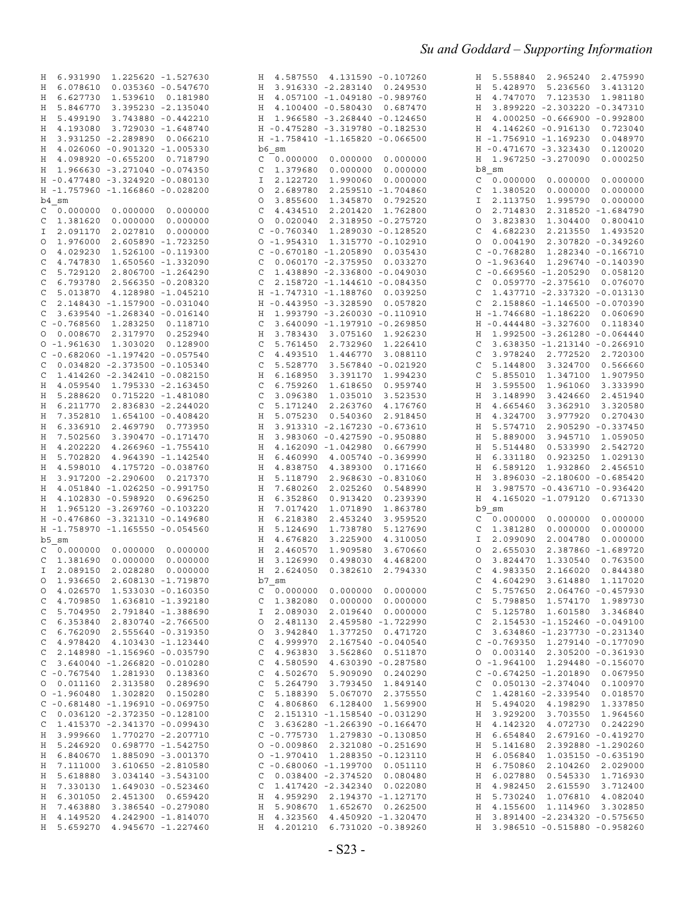```
H  6.931990  1.225620 -1.527630
H  6.078610  0.035360 -0.547670
H  6.627730  1.539610  0.181980
H  5.846770  3.395230 -2.135040
H  5.499190  3.743880 -0.442210
H  4.193080  3.729030 -1.648740
H  3.931250 -2.289890  0.066210
H  4.026060 -0.901320 -1.005330
H  4.098920 -0.655200  0.718790
H  1.966630 -3.271040 -0.074350
H -0.477480 -3.324920 -0.080130
H -1.757960 -1.166860 -0.028200
b4_sm
C  0.000000  0.000000  0.000000
C  1.381620  0.000000  0.000000
I  2.091170  2.027810  0.000000
O  1.976000  2.605890 -1.723250
O  4.029230  1.526100 -0.119300
C  4.747830  1.650560 -1.332090
C  5.729120  2.806700 -1.264290
C  6.793780  2.566350 -0.208320
C  5.013870  4.128980 -1.045210
C  2.148430 -1.157900 -0.031040
C  3.639540 -1.268340 -0.016140
C -0.768560  1.283250  0.118710
O  0.008670  2.317970  0.252940
O -1.961630  1.303020  0.128900
C -0.682060 -1.197420 -0.057540
C  0.034820 -2.373500 -0.105340
C  1.414260 -2.342410 -0.082150
H  4.059540  1.795330 -2.163450
H  5.288620  0.715220 -1.481080
H  6.211770  2.836830 -2.244020
H  7.352810  1.654100 -0.408420
H  6.336910  2.469790  0.773950
H  7.502560  3.390470 -0.171470
H  4.202220  4.266960 -1.755410
H  5.702820  4.964390 -1.142540
H  4.598010  4.175720 -0.038760
H  3.917200 -2.290600  0.217370
H  4.051840 -1.026250 -0.991750
H  4.102830 -0.598920  0.696250
H  1.965120 -3.269760 -0.103220
H -0.476860 -3.321310 -0.149680
H -1.758970 -1.165550 -0.054560
b5_sm
C  0.000000  0.000000  0.000000
C  1.381690  0.000000  0.000000
I  2.089150  2.028280  0.000000
O  1.936650  2.608130 -1.719870
O  4.026570  1.533030 -0.160350
C  4.709850  1.636810 -1.392180
C  5.704950  2.791840 -1.388690
C  6.353840  2.830740 -2.766500
C  6.762090  2.555640 -0.319350
C  4.978420  4.103430 -1.123440
C  2.148980 -1.156960 -0.035790
C  3.640040 -1.266820 -0.010280
C -0.767540  1.281930  0.138360
O  0.011160  2.313580  0.289690
O -1.960480  1.302820  0.150280
C -0.681480 -1.196910 -0.069750
C  0.036120 -2.372350 -0.128100
C  1.415370 -2.341370 -0.099430
H  3.999660  1.770270 -2.207710
H  5.246920  0.698770 -1.542750
H  6.840670  1.885090 -3.001370
H  7.111000  3.610650 -2.810580
H  5.618880  3.034140 -3.543100
H  7.330130  1.649030 -0.523460
H  6.301050  2.451300  0.659420
H  7.463880  3.386540 -0.279080
H  4.149520  4.242900 -1.814070
H  5.659270  4.945670 -1.227460
H  4.587550  4.131590 -0.107260
H  3.916330 -2.283140  0.249530
H  4.057100 -1.049180 -0.989760
H  4.100400 -0.580430  0.687470
H  1.966580 -3.268440 -0.124650
H -0.475280 -3.319780 -0.182530
H -1.758410 -1.165820 -0.066500
b6_sm
C  0.000000  0.000000  0.000000
C  1.379680  0.000000  0.000000
I  2.122720  1.990060  0.000000
O  2.689780  2.259510 -1.704860
O  3.855600  1.345870  0.792520
C  4.434510  2.201420  1.762800
O  0.020040  2.318950 -0.275720
C -0.760340  1.289030 -0.128520
O -1.954310  1.315770 -0.102910
C -0.670180 -1.205890  0.035430
C  0.060170 -2.375950  0.033270
C  1.438890 -2.336800 -0.049030
C  2.158720 -1.144610 -0.084350
H -1.747310 -1.188760  0.039250
H -0.443950 -3.328590  0.057820
H  1.993790 -3.260030 -0.110910
C  3.640090 -1.197910 -0.269850
H  3.783430  3.075160  1.926230
C  5.761450  2.732960  1.226410
C  4.493510  1.446770  3.088110
C  5.528770  3.567840 -0.021920
H  6.168950  3.391170  1.994230
C  6.759260  1.618650  0.959740
C  3.096380  1.035010  3.523530
C  5.171240  2.263760  4.176760
H  5.075230  0.540360  2.918450
H  3.913310 -2.167230 -0.673610
H  3.983060 -0.427590 -0.950880
H  4.162090 -1.042980  0.667990
H  6.460990  4.005740 -0.369990
H  4.838750  4.389300  0.171660
H  5.118790  2.968630 -0.831060
H  7.680260  2.025260  0.548990
H  6.352860  0.913420  0.239390
H  7.017420  1.071890  1.863780
H  6.218380  2.453240  3.959520
H  5.124690  1.738780  5.127690
H  4.676820  3.225900  4.310050
H  2.460570  1.909580  3.670660
H  3.126990  0.498030  4.468200
H  2.624050  0.382610  2.794330
b7_sm
C  0.000000  0.000000  0.000000
C  1.382080  0.000000  0.000000
I  2.089030  2.019640  0.000000
O  2.481130  2.459580 -1.722990
O  3.942840  1.377250  0.471720
C  4.999970  2.167540 -0.040540
C  4.963830  3.562860  0.511870
C  4.580590  4.630390 -0.287580
C  4.502670  5.909090  0.240290
C  5.264790  3.793450  1.849140
C  5.188390  5.067070  2.375550
C  4.806860  6.128400  1.569900
C  2.151310 -1.158540 -0.031290
C  3.636280 -1.266390 -0.166470
C -0.775730  1.279830 -0.130850
O -0.009860  2.321080 -0.251690
O -1.970410  1.288350 -0.123110
C -0.680060 -1.199700  0.051110
C  0.038400 -2.374520  0.080480
C  1.417420 -2.342340  0.022080
H  4.959290  2.194370 -1.127170
H  5.908670  1.652670  0.262500
H  4.323560  4.450920 -1.320470
H  4.201210  6.731020 -0.389260
H  5.558840  2.965240  2.475990
H  5.428970  5.236560  3.413120
H  4.747070  7.123530  1.981180
H  3.899220 -2.303220 -0.347310
H  4.000250 -0.666900 -0.992800
H  4.146260 -0.916130  0.723040
H -1.756910 -1.169230  0.048970
H -0.471670 -3.323430  0.120020
H  1.967250 -3.270090  0.000250
b8_sm
C  0.000000  0.000000  0.000000
C  1.380520  0.000000  0.000000
I  2.113750  1.995790  0.000000
O  2.714830  2.318520 -1.684790
O  3.823830  1.304400  0.800410
C  4.682230  2.213550  1.493520
O  0.004190  2.307820 -0.349260
C -0.768280  1.282340 -0.166710
O -1.963640  1.296740 -0.140390
C -0.669560 -1.205290  0.058120
C  0.059770 -2.375610  0.076070
C  1.437710 -2.337320 -0.013130
C  2.158860 -1.146500 -0.070390
H -1.746680 -1.186220  0.060690
H -0.444480 -3.327600  0.118340
H  1.992500 -3.261280 -0.064440
C  3.638350 -1.213140 -0.266910
C  3.978240  2.772520  2.720300
C  5.144800  3.324700  0.566660
C  5.855010  1.347100  1.907950
H  3.595500  1.961060  3.333990
H  3.148990  3.424660  2.451940
H  4.665460  3.362910  3.320580
H  4.324700  3.977920  0.270430
H  5.574710  2.905290 -0.337450
H  5.889000  3.945710  1.059050
H  5.514480  0.533990  2.542720
H  6.331180  0.923250  1.029130
H  6.589120  1.932860  2.456510
H  3.896030 -2.180600 -0.685420
H  3.987570 -0.436710 -0.936420
H  4.165020 -1.079120  0.671330
b9_sm
C  0.000000  0.000000  0.000000
C  1.381280  0.000000  0.000000
I  2.099090  2.004780  0.000000
O  2.655030  2.387860 -1.689720
O  3.824470  1.330540  0.763500
C  4.983350  2.166020  0.844380
C  4.604290  3.614880  1.117020
C  5.757650  2.064760 -0.457930
C  5.798850  1.574170  1.989730
C  5.125780  1.601580  3.346840
C  2.154530 -1.152460 -0.049100
C  3.634860 -1.237730 -0.231340
C -0.769350  1.279140 -0.177090
O  0.003140  2.305200 -0.361930
O -1.964100  1.294480 -0.156070
C -0.674250 -1.201890  0.067950
C  0.050130 -2.374040  0.100970
C  1.428160 -2.339540  0.018570
H  5.494020  4.198290  1.337850
H  3.929200  3.703550  1.964560
H  4.142320  4.072730  0.242290
H  6.654840  2.679160 -0.419270
H  5.141680  2.392880 -1.290260
H  6.056840  1.035150 -0.635190
H  6.750860  2.104260  2.029000
H  6.027880  0.545330  1.716930
H  4.982450  2.615590  3.712400
H  5.730240  1.076810  4.082040
H  4.155600  1.114960  3.302850
H  3.891400 -2.234320 -0.575650
H  3.986510 -0.515880 -0.958260
```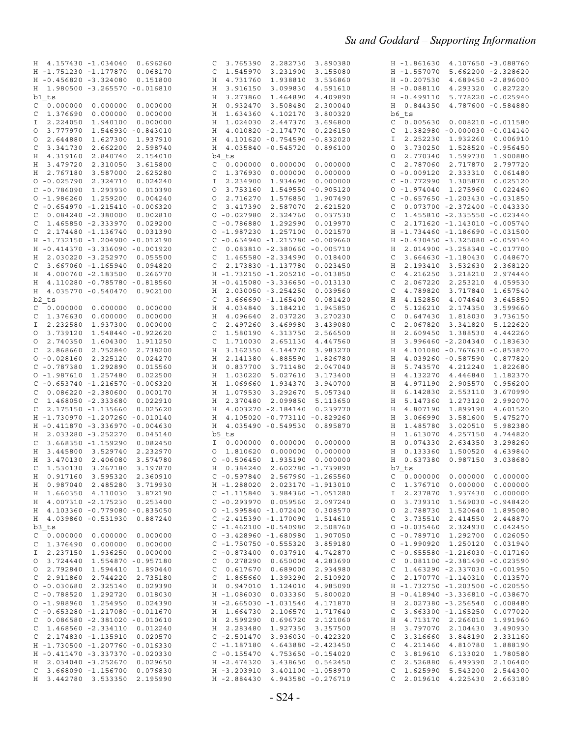```
H  4.157430 -1.034040  0.696260
H -1.751230 -1.177870  0.068170
H -0.456820 -3.324080  0.151800
H  1.980500 -3.265570 -0.016810
b1_ts
C  0.000000  0.000000  0.000000
C  1.376690  0.000000  0.000000
I  2.224050  1.940100  0.000000
O  3.777970  1.546930 -0.843010
O  2.644880  1.627300  1.937910
C  3.341730  2.662200  2.598740
H  4.319160  2.840740  2.154010
H  3.479720  2.310050  3.615800
H  2.767180  3.587000  2.625280
O -0.025790  2.324710  0.024240
C -0.786090  1.293930  0.010390
O -1.986260  1.259200  0.004240
C -0.654970 -1.215410 -0.006320
C  0.084240 -2.380000  0.002810
C  1.465850 -2.333970  0.029200
C  2.174480 -1.136740  0.031390
H -1.732150 -1.204900 -0.012190
H -0.414370 -3.336090 -0.001920
H  2.030220 -3.252970  0.055500
C  3.667060 -1.165940  0.094820
H  4.000760 -2.183500  0.266770
H  4.110280 -0.785780 -0.818560
H  4.035770 -0.540470  0.902100
b2_ts
C  0.000000  0.000000  0.000000
C  1.376630  0.000000  0.000000
I  2.232580  1.937300  0.000000
O  3.739120  1.548440 -0.922620
O  2.740350  1.604300  1.911250
C  2.868660  2.752840  2.738200
O -0.028160  2.325120  0.024270
C -0.787380  1.292890  0.015560
O -1.987610  1.257480  0.022500
C -0.653740 -1.216570 -0.006320
C  0.086220 -2.380600  0.000170
C  1.468050 -2.333680  0.022910
C  2.175150 -1.135660  0.025620
H -1.730970 -1.207260 -0.010140
H -0.411870 -3.336970 -0.004630
H  2.033280 -3.252270  0.045140
C  3.668350 -1.159290  0.082450
H  3.445800  3.529740  2.232970
H  3.470130  2.406080  3.574780
C  1.530130  3.267180  3.197870
H  0.917160  3.595320  2.360910
H  0.987040  2.485280  3.719930
H  1.660350  4.110030  3.872190
H  4.007310 -2.175230  0.253400
H  4.103360 -0.779080 -0.835050
H  4.039860 -0.531930  0.887240
b3_ts
C  0.000000  0.000000  0.000000
C  1.376490  0.000000  0.000000
I  2.237150  1.936250  0.000000
O  3.724440  1.554870 -0.957180
O  2.792840  1.594410  1.890440
C  2.911860  2.744220  2.735180
O -0.030680  2.325140  0.029390
C -0.788520  1.292720  0.018030
O -1.988960  1.254950  0.024390
C -0.653280 -1.217080 -0.011670
C  0.086580 -2.381020 -0.010610
C  1.468560 -2.334110  0.012240
C  2.174830 -1.135910  0.020570
H -1.730500 -1.207760 -0.016330
H -0.411470 -3.337370 -0.020330
H  2.034040 -3.252670  0.029650
C  3.668090 -1.156700  0.076830
H  3.442780  3.533350  2.195990
C  3.765390  2.282730  3.890380
C  1.545970  3.231900  3.155080
H  4.731760  1.938810  3.536860
H  3.916150  3.099830  4.591610
H  3.273860  1.464890  4.409890
H  0.932470  3.508480  2.300040
H  1.634360  4.102170  3.800320
H  1.024030  2.447370  3.696800
H  4.010820 -2.174770  0.226150
H  4.101620 -0.754590 -0.832020
H  4.035840 -0.545720  0.896100
b4_ts
C  0.000000  0.000000  0.000000
C  1.376930  0.000000  0.000000
I  2.234900  1.934690  0.000000
O  3.753160  1.549550 -0.905120
O  2.716270  1.576850  1.907490
C  3.417390  2.587070  2.621520
O -0.027980  2.324760  0.037530
C -0.786880  1.292990  0.019970
O -1.987230  1.257100  0.021570
C -0.654940 -1.215780 -0.009660
C  0.083810 -2.380660 -0.005710
C  1.465580 -2.334990  0.018400
C  2.173800 -1.137780  0.023450
H -1.732150 -1.205210 -0.013850
H -0.415080 -3.336650 -0.013130
H  2.030050 -3.254250  0.039560
C  3.666690 -1.165400  0.081420
H  4.034840  3.184210  1.945850
H  4.096640  2.037220  3.270230
C  2.497260  3.469980  3.439080
C  1.580190  4.313750  2.566500
C  1.710030  2.651130  4.447560
H  3.162350  4.144770  3.983270
H  2.141380  4.885590  1.826780
H  0.837700  3.711480  2.047040
H  1.030220  5.027610  3.173400
H  1.069660  1.934370  3.940700
H  1.079530  3.292670  5.057340
H  2.370480  2.099850  5.113650
H  4.003270 -2.184140  0.239770
H  4.105020 -0.773110 -0.829260
H  4.035490 -0.549530  0.895870
b5_ts
I  0.000000  0.000000  0.000000
O  1.810620  0.000000  0.000000
O -0.506450  1.935190  0.000000
H  0.384240  2.602780 -1.739890
C -0.597840  2.567960 -1.265560
H -1.288020  2.023170 -1.913010
C -1.115840  3.984360 -1.051280
C -0.293970  0.059560  2.097240
O -1.995840 -1.072400  0.308570
C -2.415390 -1.170090  1.514610
C -1.462100 -0.540980  2.508760
O -3.428960 -1.680980  1.907050
C -1.750750 -0.555320  3.859180
C -0.873400  0.037910  4.742870
C  0.278290  0.650000  4.283690
C  0.617670  0.689000  2.934980
C  1.865660  1.393290  2.510920
H  0.947010  1.124010  4.985090
H -1.086030  0.033360  5.800020
H -2.665030 -1.031540  4.171870
H  1.664730  2.106570  1.717640
H  2.599290  0.696720  2.121060
H  2.283480  1.927350  3.357500
C -2.501470  3.936030 -0.422320
C -1.187180  4.643880 -2.423450
C -0.155470  4.753650 -0.154020
H -2.474320  3.438650  0.542450
H -3.203910  3.401100 -1.058970
H -2.884430  4.943580 -0.276710
H -1.861630  4.107650 -3.088760
H -1.557070  5.662200 -2.328620
H -0.207530  4.689450 -2.896000
H -0.088110  4.293320  0.827220
H -0.499110  5.778220 -0.025940
H  0.844350  4.787600 -0.584880
b6_ts
C  0.005630  0.008210 -0.011580
C  1.382980 -0.000030 -0.014140
I  2.252230  1.932260  0.006910
O  3.730250  1.528520 -0.956450
O  2.770340  1.599730  1.900880
C  2.787060  2.717870  2.797720
O -0.009120  2.333310  0.061480
C -0.772990  1.305870  0.025120
O -1.974040  1.275960  0.022460
C -0.657650 -1.203430 -0.031850
C  0.073700 -2.372400 -0.043330
C  1.455810 -2.335550 -0.023440
C  2.171620 -1.143010 -0.005740
H -1.734460 -1.186690 -0.031500
H -0.430450 -3.325080 -0.059140
H  2.014900 -3.258340 -0.017700
C  3.664630 -1.180430  0.048670
H  2.193410  3.532630  2.368120
C  4.216250  3.218210  2.974440
C  2.067220  2.253210  4.059530
C  4.789820  3.717840  1.657540
H  4.152850  4.074640  3.645850
C  5.126210  2.174350  3.599660
C  0.647430  1.818030  3.736150
C  2.067820  3.341820  5.122620
H  2.609450  1.388530  4.442260
H  3.996460 -2.204340  0.183630
H  4.101080 -0.767630 -0.853870
H  4.039260 -0.587590  0.877820
H  5.743570  4.212240  1.822680
H  4.132270  4.446840  1.182370
H  4.971190  2.905570  0.956200
H  6.142830  2.553110  3.670990
H  5.147360  1.273120  2.992070
H  4.807190  1.899190  4.601520
H  3.066990  3.581600  5.475270
H  1.485780  3.020510  5.982380
H  1.613070  4.257150  4.744820
H  0.074330  2.634350  3.298260
H  0.133360  1.500520  4.639840
H  0.637380  0.987150  3.038680
b7_ts
C  0.000000  0.000000  0.000000
C  1.376710  0.000000  0.000000
I  2.237870  1.937430  0.000000
O  3.739310  1.569030 -0.948420
O  2.788730  1.520640  1.895080
C  3.735510  2.414550  2.448870
O -0.035460  2.324930  0.042450
C -0.789710  1.292700  0.026050
O -1.990920  1.250120  0.031940
C -0.655580 -1.216030 -0.017160
C  0.081100 -2.381490 -0.023590
C  1.463290 -2.337030 -0.001950
C  2.170770 -1.140310  0.013570
H -1.732750 -1.203500 -0.020550
H -0.418940 -3.336810 -0.038670
H  2.027380 -3.256540  0.008480
C  3.663300 -1.165250  0.077020
H  4.713170  2.266010  1.991960
H  3.797070  2.104430  3.490930
C  3.316660  3.848190  2.331160
C  4.211460  4.810780  1.888190
C  3.819610  6.133020  1.780580
C  2.526880  6.499390  2.106400
C  1.625990  5.543200  2.544300
C  2.019610  4.225430  2.663180
```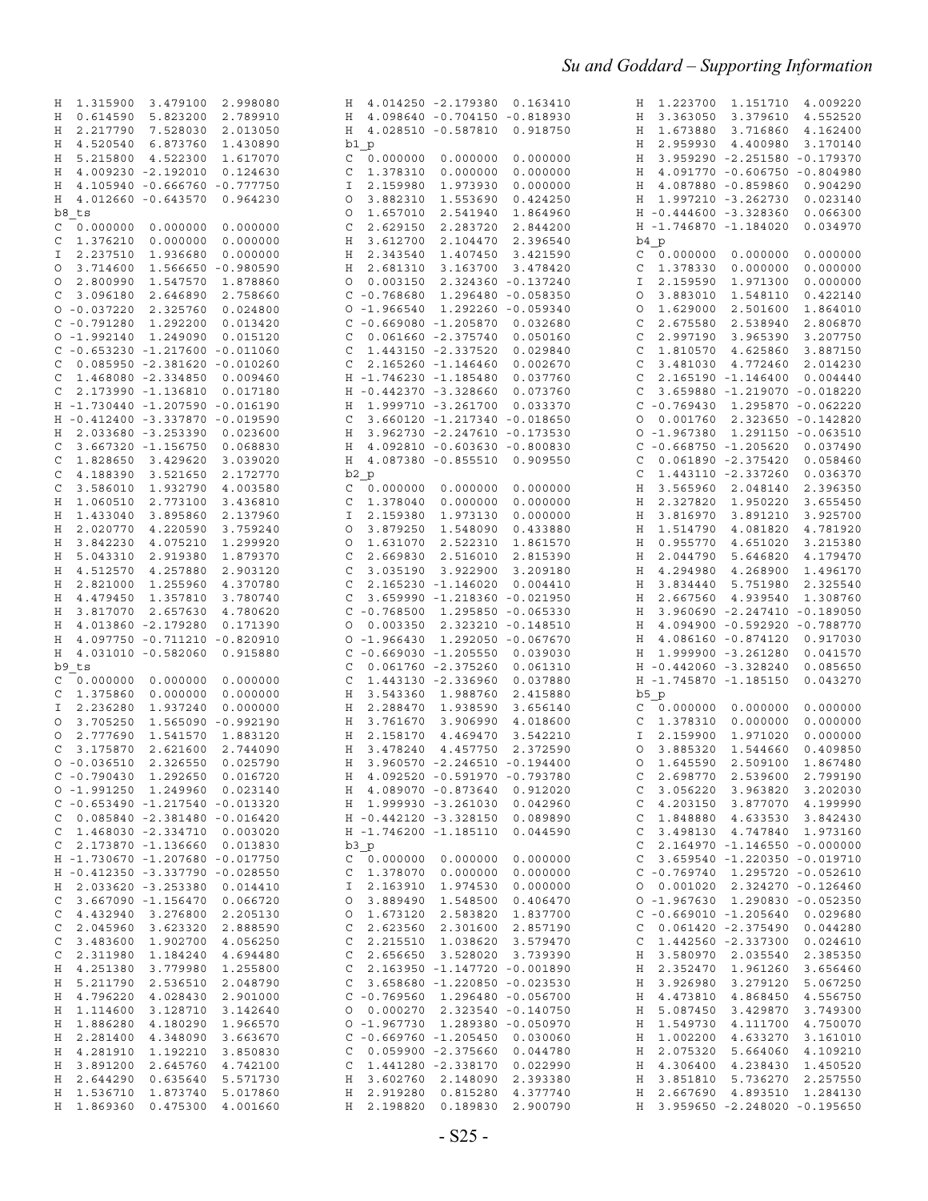```
H  1.315900  3.479100  2.998080
H  0.614590  5.823200  2.789910
H  2.217790  7.528030  2.013050
H  4.520540  6.873760  1.430890
H  5.215800  4.522300  1.617070
H  4.009230 -2.192010  0.124630
H  4.105940 -0.666760 -0.777750
H  4.012660 -0.643570  0.964230
b8_ts
C  0.000000  0.000000  0.000000
C  1.376210  0.000000  0.000000
I  2.237510  1.936680  0.000000
O  3.714600  1.566650 -0.980590
O  2.800990  1.547570  1.878860
C  3.096180  2.646890  2.758660
O -0.037220  2.325760  0.024800
C -0.791280  1.292200  0.013420
O -1.992140  1.249090  0.015120
C -0.653230 -1.217600 -0.011060
C  0.085950 -2.381620 -0.010260
C  1.468080 -2.334850  0.009460
C  2.173990 -1.136810  0.017180
H -1.730440 -1.207590 -0.016190
H -0.412400 -3.337870 -0.019590
H  2.033680 -3.253390  0.023600
C  3.667320 -1.156750  0.068830
C  1.828650  3.429620  3.039020
C  4.188390  3.521650  2.172770
C  3.586010  1.932790  4.003580
H  1.060510  2.773100  3.436810
H  1.433040  3.895860  2.137960
H  2.020770  4.220590  3.759240
H  3.842230  4.075210  1.299920
H  5.043310  2.919380  1.879370
H  4.512570  4.257880  2.903120
H  2.821000  1.255960  4.370780
H  4.479450  1.357810  3.780740
H  3.817070  2.657630  4.780620
H  4.013860 -2.179280  0.171390
H  4.097750 -0.711210 -0.820910
H  4.031010 -0.582060  0.915880
b9_ts
C  0.000000  0.000000  0.000000
C  1.375860  0.000000  0.000000
I  2.236280  1.937240  0.000000
O  3.705250  1.565090 -0.992190
O  2.777690  1.541570  1.883120
C  3.175870  2.621600  2.744090
O -0.036510  2.326550  0.025790
C -0.790430  1.292650  0.016720
O -1.991250  1.249960  0.023140
C -0.653490 -1.217540 -0.013320
C  0.085840 -2.381480 -0.016420
C  1.468030 -2.334710  0.003020
C  2.173870 -1.136660  0.013830
H -1.730670 -1.207680 -0.017750
H -0.412350 -3.337790 -0.028550
H  2.033620 -3.253380  0.014410
C  3.667090 -1.156470  0.066720
C  4.432940  3.276800  2.205130
C  2.045960  3.623320  2.888590
C  3.483600  1.902700  4.056250
C  2.311980  1.184240  4.694480
H  4.251380  3.779980  1.255800
H  5.211790  2.536510  2.048790
H  4.796220  4.028430  2.901000
H  1.114600  3.128710  3.142640
H  1.886280  4.180290  1.966570
H  2.281400  4.348090  3.663670
H  4.281910  1.192210  3.850830
H  3.891200  2.645760  4.742100
H  2.644290  0.635640  5.571730
H  1.536710  1.873740  5.017860
H  1.869360  0.475300  4.001660
H  4.014250 -2.179380  0.163410
H  4.098640 -0.704150 -0.818930
H  4.028510 -0.587810  0.918750
b1_p
C  0.000000  0.000000  0.000000
C  1.378310  0.000000  0.000000
I  2.159800  1.973930  0.000000
O  3.882310  1.553690  0.424250
O  1.657010  2.541940  1.864960
C  2.629150  2.283720  2.844200
H  3.612700  2.104470  2.396540
H  2.343540  1.407450  3.421590
H  2.681310  3.163700  3.478420
O  0.003150  2.324360 -0.137240
C -0.768680  1.296480 -0.058350
O -1.966540  1.292260 -0.059340
C -0.669080 -1.205870  0.032680
C  0.061660 -2.375740  0.050160
C  1.443150 -2.337520  0.029840
C  2.165260 -1.146460  0.002670
H -1.746230 -1.185480  0.037760
H -0.442370 -3.328660  0.073760
H  1.999710 -3.261700  0.033370
C  3.660120 -1.217340 -0.018650
H  3.962730 -2.247610 -0.173530
H  4.092810 -0.603630 -0.800830
H  4.087380 -0.855510  0.909550
b2_p
C  0.000000  0.000000  0.000000
C  1.378040  0.000000  0.000000
I  2.159380  1.973130  0.000000
O  3.879250  1.548090  0.433880
O  1.631070  2.522310  1.861570
C  2.669830  2.516010  2.815390
C  3.035190  3.922900  3.209180
C  2.165230 -1.146020  0.004410
C  3.659990 -1.218360 -0.021950
C -0.768500  1.295850 -0.065330
O  0.003350  2.323210 -0.148510
O -1.966430  1.292050 -0.067670
C -0.669030 -1.205550  0.039030
C  0.061760 -2.375260  0.061310
C  1.443130 -2.336960  0.037880
H  3.543360  1.988760  2.415880
H  2.288470  1.938590  3.656140
H  3.761670  3.906990  4.018600
H  2.158170  4.469470  3.542210
H  3.478240  4.457750  2.372590
H  3.960570 -2.246510 -0.194400
H  4.092520 -0.591970 -0.793780
H  4.089070 -0.873640  0.912020
H  1.999930 -3.261030  0.042960
H -0.442120 -3.328450  0.089890
H -1.746200 -1.185110  0.044590
b3_p
C  0.000000  0.000000  0.000000
C  1.378070  0.000000  0.000000
I  2.163910  1.974530  0.000000
O  3.889430  1.548500  0.406470
O  1.673120  2.583820  1.837700
C  2.623560  2.301600  2.857190
C  2.215510  1.038620  3.579470
C  2.656650  3.528020  3.739390
C  2.163950 -1.147720 -0.001890
C  3.658680 -1.220850 -0.023530
C -0.769560  1.296480 -0.056700
O  0.000270  2.323560 -0.140750
O -1.967730  1.289380 -0.050970
C -0.669760 -1.205450  0.030060
C  0.059900 -2.375660  0.044780
C  1.441280 -2.338170  0.022990
H  3.602760  2.148090  2.393380
H  2.919280  0.815280  4.377740
H  2.198820  0.189830  2.900790
H  1.223700  1.151710  4.009220
H  3.363050  3.379610  4.552520
H  1.673880  3.716860  4.162400
H  2.959930  4.400980  3.170140
H  3.959290 -2.251580 -0.179370
H  4.091770 -0.606750 -0.804980
H  4.087880 -0.859860  0.904290
H  1.997210 -3.262730  0.023140
H -0.444600 -3.328360  0.066300
H -1.746870 -1.184020  0.034970
b4_p
C  0.000000  0.000000  0.000000
C  1.378330  0.000000  0.000000
I  2.159590  1.971300  0.000000
O  3.883010  1.548110  0.422140
O  1.629000  2.501600  1.864010
C  2.675580  2.538940  2.806870
C  2.997190  3.965390  3.207750
C  1.810570  4.625860  3.887150
C  3.481030  4.772460  2.014230
C  2.165130 -1.146400  0.004440
C  3.659880 -1.219070 -0.018220
C -0.769430  1.295870 -0.062220
O  0.001760  2.323650 -0.142820
O -1.967380  1.291150 -0.063510
C -0.668750 -1.205620  0.037490
C  0.061890 -2.375420  0.058460
C  1.443110 -2.337260  0.036370
H  3.565960  2.048140  2.396350
H  2.327820  1.950220  3.655450
H  3.816970  3.891210  3.925700
H  1.514790  4.081820  4.781920
H  0.955770  4.651020  3.215380
H  2.044790  5.646820  4.179470
H  4.294980  4.268900  1.496170
H  3.834440  5.751980  2.325540
H  2.667560  4.939540  1.308760
H  3.960690 -2.247410 -0.189050
H  4.094900 -0.592920 -0.788770
H  4.086160 -0.874120  0.917030
H  1.999900 -3.261280  0.041570
H -0.442060 -3.328240  0.085650
H -1.745870 -1.185150  0.043270
b5_p
C  0.000000  0.000000  0.000000
C  1.378310  0.000000  0.000000
I  2.159900  1.971020  0.000000
O  3.885320  1.544660  0.409850
O  1.645590  2.509100  1.867480
C  2.698770  2.539600  2.799190
C  3.056220  3.963820  3.202030
C  4.203150  3.877070  4.199990
C  1.848880  4.633530  3.842430
C  3.498130  4.747840  1.973160
C  2.164970 -1.146550 -0.000000
C  3.659540 -1.220350 -0.019710
C -0.769740  1.295720 -0.052610
O  0.001020  2.324270 -0.126460
O -1.967630  1.290830 -0.052350
C -0.669010 -1.205640  0.029680
C  0.061420 -2.375490  0.044280
C  1.442560 -2.337300  0.024610
H  3.580970  2.035540  2.385350
H  2.352470  1.961260  3.656460
H  3.926980  3.279120  5.067250
H  4.473810  4.868450  4.556750
H  5.087450  3.429870  3.749300
H  1.549730  4.111700  4.750070
H  1.002200  4.633270  3.161010
H  2.075320  5.664060  4.109210
H  4.306400  4.238430  1.450520
H  3.851810  5.736270  2.257550
H  2.667690  4.893510  1.284130
H  3.959650 -2.248020 -0.195650
```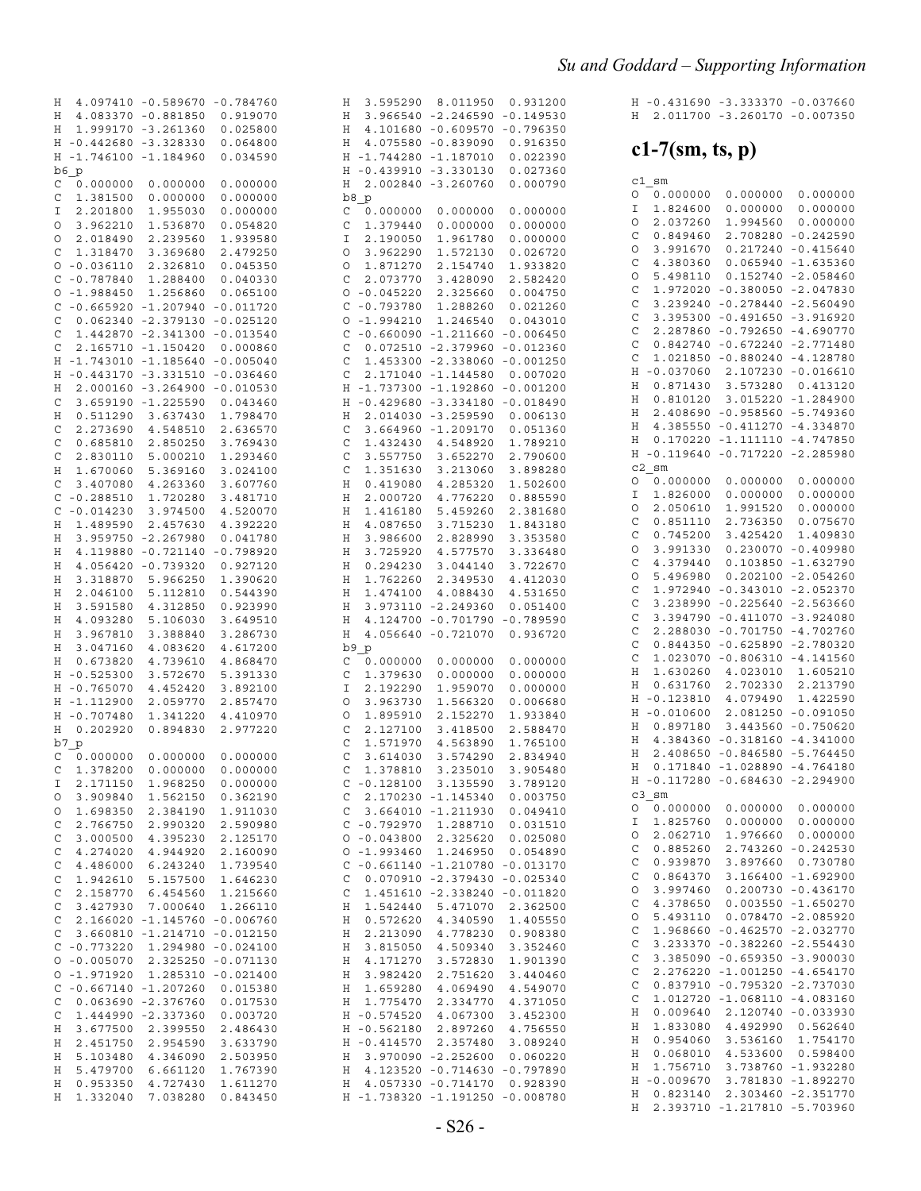```
H  4.097410 -0.589670 -0.784760
H  4.083370 -0.881850  0.919070
H  1.999170 -3.261360  0.025800
H -0.442680 -3.328330  0.064800
H -1.746100 -1.184960  0.034590
b6_p
C  0.000000  0.000000  0.000000
C  1.381500  0.000000  0.000000
I  2.201800  1.955030  0.000000
O  3.962210  1.536870  0.054820
O  2.018490  2.239560  1.939580
C  1.318470  3.369680  2.479250
O -0.036110  2.326810  0.045350
C -0.787840  1.288400  0.040330
O -1.988450  1.256860  0.065100
C -0.665920 -1.207940 -0.011720
C  0.062340 -2.379130 -0.025120
C  1.442870 -2.341300 -0.013540
C  2.165710 -1.150420  0.000860
H -1.743010 -1.185640 -0.005040
H -0.443170 -3.331510 -0.036460
H  2.000160 -3.264900 -0.010530
C  3.659190 -1.225590  0.043460
H  0.511290  3.637430  1.798470
C  2.273690  4.548510  2.636570
C  0.685810  2.850250  3.769430
C  2.830110  5.000210  1.293460
H  1.670060  5.369160  3.024100
C  3.407080  4.263360  3.607760
C -0.288510  1.720280  3.481710
C -0.014230  3.974500  4.520070
H  1.489590  2.457630  4.392220
H  3.959750 -2.267980  0.041780
H  4.119880 -0.721140 -0.798920
H  4.056420 -0.739320  0.927120
H  3.318870  5.966250  1.390620
H  2.046100  5.112810  0.544390
H  3.591580  4.312850  0.923990
H  4.093280  5.106030  3.649510
H  3.967810  3.388840  3.286730
H  3.047160  4.083620  4.617200
H  0.673820  4.739610  4.868470
H -0.525300  3.572670  5.391330
H -0.765070  4.452420  3.892100
H -1.112900  2.059770  2.857470
H -0.707480  1.341220  4.410970
H  0.202920  0.894830  2.977220
b7_p
C  0.000000  0.000000  0.000000
C  1.378200  0.000000  0.000000
I  2.171150  1.968250  0.000000
O  3.909840  1.562150  0.362190
O  1.698350  2.384190  1.911030
C  2.766750  2.990320  2.590980
C  3.000500  4.395230  2.125170
C  4.274020  4.944920  2.160090
C  4.486000  6.243240  1.739540
C  1.942610  5.157500  1.646230
C  2.158770  6.454560  1.215660
C  3.427930  7.000640  1.266110
C  2.166020 -1.145760 -0.006760
C  3.660810 -1.214710 -0.012150
C -0.773220  1.294980 -0.024100
O -0.005070  2.325250 -0.071130
O -1.971920  1.285310 -0.021400
C -0.667140 -1.207260  0.015380
C  0.063690 -2.376760  0.017530
C  1.444990 -2.337360  0.003720
H  3.677500  2.399550  2.486430
H  2.451750  2.954590  3.633790
H  5.103480  4.346090  2.503950
H  5.479700  6.661120  1.767390
H  0.953350  4.727430  1.611270
H  1.332040  7.038280  0.843450
H  3.595290  8.011950  0.931200
H  3.966540 -2.246590 -0.149530
H  4.101680 -0.609570 -0.796350
H  4.075580 -0.839090  0.916350
H -1.744280 -1.187010  0.022390
H -0.439910 -3.330130  0.027360
H  2.002840 -3.260760  0.000790
b8_p
C  0.000000  0.000000  0.000000
C  1.379440  0.000000  0.000000
I  2.190050  1.961780  0.000000
O  3.962290  1.572130  0.026720
O  1.871270  2.154740  1.933820
C  2.073770  3.428090  2.582420
O -0.045220  2.325660  0.004750
C -0.793780  1.288260  0.021260
O -1.994210  1.246540  0.043010
C -0.660090 -1.211660 -0.006450
C  0.072510 -2.379960 -0.012360
C  1.453300 -2.338060 -0.001250
C  2.171040 -1.144580  0.007020
H -1.737300 -1.192860 -0.001200
H -0.429680 -3.334180 -0.018490
H  2.014030 -3.259590  0.006130
C  3.664960 -1.209170  0.051360
C  1.432430  4.548920  1.789210
C  3.557750  3.652270  2.790600
C  1.351630  3.213060  3.898280
H  0.419080  4.285320  1.502600
H  2.000720  4.776220  0.885590
H  1.416180  5.459260  2.381680
H  4.087650  3.715230  1.843180
H  3.986600  2.828990  3.353580
H  3.725920  4.577570  3.336480
H  0.294230  3.044140  3.722670
H  1.762260  2.349530  4.412030
H  1.474100  4.088430  4.531650
H  3.973110 -2.249360  0.051400
H  4.124700 -0.701790 -0.789590
H  4.056640 -0.721070  0.936720
b9_p
C  0.000000  0.000000  0.000000
C  1.379630  0.000000  0.000000
I  2.192290  1.959070  0.000000
O  3.963730  1.566320  0.006680
O  1.895910  2.152270  1.933840
C  2.127100  3.418500  2.588470
C  1.571970  4.563890  1.765100
C  3.614030  3.574290  2.834940
C  1.378810  3.235010  3.905480
C -0.128100  3.135590  3.789120
C  2.170230 -1.145340  0.003750
C  3.664010 -1.211930  0.049410
C -0.792970  1.288710  0.031510
O -0.043800  2.325620  0.025080
O -1.993460  1.246950  0.054890
C -0.661140 -1.210780 -0.013170
C  0.070910 -2.379430 -0.025340
C  1.451610 -2.338420 -0.011820
H  1.542440  5.471070  2.362500
H  0.572620  4.340590  1.405550
H  2.213090  4.778230  0.908380
H  3.815050  4.509340  3.352460
H  4.171270  3.572830  1.901390
H  3.982420  2.751620  3.440460
H  1.659280  4.069490  4.549070
H  1.775470  2.334770  4.371050
H -0.574520  4.067300  3.452300
H -0.562180  2.897260  4.756550
H -0.414570  2.357480  3.089240
H  3.970090 -2.252600  0.060220
H  4.123520 -0.714630 -0.797890
H  4.057330 -0.714170  0.928390
H -1.738320 -1.191250 -0.008780
H -0.431690 -3.333370 -0.037660
H  2.011700 -3.260170 -0.007350
```

## c1-7(sm, ts, p)

```
c1_sm
O  0.000000  0.000000  0.000000
I  1.824600  0.000000  0.000000
O  2.037260  1.994560  0.000000
C  0.849460  2.708280 -0.242590
O  3.991670  0.217240 -0.415640
C  4.380360  0.065940 -1.635360
O  5.498110  0.152740 -2.058460
C  1.972020 -0.380050 -2.047830
C  3.239240 -0.278440 -2.560490
C  3.395300 -0.491650 -3.916920
C  2.287860 -0.792650 -4.690770
C  0.842740 -0.672240 -2.771480
C  1.021850 -0.880240 -4.128780
H -0.037060  2.107230 -0.016610
H  0.871430  3.573280  0.413120
H  0.810120  3.015220 -1.284900
H  2.408690 -0.958560 -5.749360
H  4.385550 -0.411270 -4.334870
H  0.170220 -1.111110 -4.747850
H -0.119640 -0.717220 -2.285980
c2_sm
O  0.000000  0.000000  0.000000
I  1.826000  0.000000  0.000000
O  2.050610  1.991520  0.000000
C  0.851110  2.736350  0.075670
C  0.745200  3.425420  1.409830
O  3.991330  0.230070 -0.409980
C  4.379440  0.103850 -1.632790
O  5.496980  0.202100 -2.054260
C  1.972940 -0.343010 -2.052370
C  3.238990 -0.225640 -2.563660
C  3.394790 -0.411070 -3.924080
C  2.288030 -0.701750 -4.702760
C  0.844350 -0.625890 -2.780320
C  1.023070 -0.806310 -4.141560
H  1.630260  4.023010  1.605210
H  0.631760  2.702330  2.213790
H -0.123810  4.079490  1.422590
H -0.010600  2.081250 -0.091050
H  0.897180  3.443560 -0.750620
H  4.384360 -0.318160 -4.341000
H  2.408650 -0.846580 -5.764450
H  0.171840 -1.028890 -4.764180
H -0.117280 -0.684630 -2.294900
c3_sm
O  0.000000  0.000000  0.000000
I  1.825760  0.000000  0.000000
O  2.062710  1.976660  0.000000
C  0.885260  2.743260 -0.242530
C  0.939870  3.897660  0.730780
C  0.864370  3.166400 -1.692900
O  3.997460  0.200730 -0.436170
C  4.378650  0.003550 -1.650270
O  5.493110  0.078470 -2.085920
C  1.968660 -0.462570 -2.032770
C  3.233370 -0.382260 -2.554430
C  3.385090 -0.659350 -3.900030
C  2.276220 -1.001250 -4.654170
C  0.837910 -0.795320 -2.737030
C  1.012720 -1.068110 -4.083160
H  0.009640  2.120740 -0.033930
H  1.833080  4.492990  0.562640
H  0.954060  3.536160  1.754170
H  0.068010  4.533600  0.598400
H  1.756710  3.738760 -1.932280
H -0.009670  3.781830 -1.892270
H  0.823140  2.303460 -2.351770
H  2.393710 -1.217810 -5.703960
```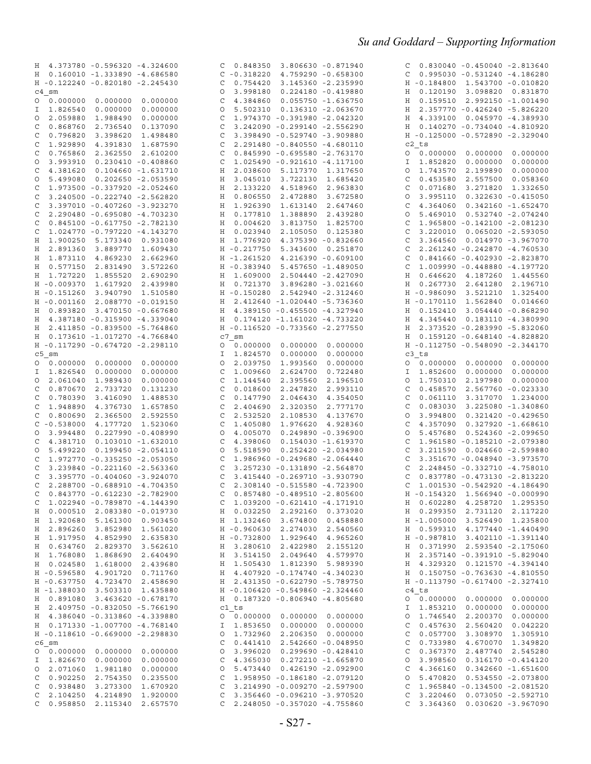```
H  4.373780 -0.596320 -4.324600
H  0.160010 -1.333890 -4.686580
H -0.122240 -0.820180 -2.245430
c4_sm
O  0.000000  0.000000  0.000000
I  1.826540  0.000000  0.000000
O  2.059880  1.988490  0.000000
C  0.868760  2.736540  0.137090
C  0.796820  3.398620  1.498480
C  1.929890  4.391830  1.687590
C  0.765860  2.362550  2.610200
O  3.993910  0.230410 -0.408860
C  4.381620  0.104660 -1.631710
O  5.499080  0.202650 -2.053590
C  1.973500 -0.337920 -2.052460
C  3.240500 -0.222740 -2.562820
C  3.397010 -0.407260 -3.923270
C  2.290480 -0.695080 -4.703230
C  0.845100 -0.617750 -2.782130
C  1.024770 -0.797220 -4.143270
H  1.900250  5.173340  0.931080
H  2.891360  3.889770  1.609430
H  1.873110  4.869230  2.662960
H  0.577150  2.831490  3.572260
H  1.727220  1.855520  2.690290
H -0.009370  1.617920  2.439980
H -0.151260  3.940790  1.510580
H -0.001160  2.088770 -0.019150
H  0.893820  3.470150 -0.667680
H  4.387180 -0.315900 -4.339040
H  2.411850 -0.839500 -5.764860
H  0.173610 -1.017270 -4.766840
H -0.117290 -0.674720 -2.298110
c5_sm
O  0.000000  0.000000  0.000000
I  1.826540  0.000000  0.000000
O  2.061040  1.989430  0.000000
C  0.870670  2.733720  0.131230
C  0.780390  3.416090  1.488530
C  1.948890  4.376730  1.657850
C  0.800690  2.366500  2.592550
C -0.538000  4.177720  1.523060
O  3.994480  0.227990 -0.408990
C  4.381710  0.103010 -1.632010
O  5.499220  0.199450 -2.054110
C  1.972770 -0.335250 -2.053050
C  3.239840 -0.221160 -2.563360
C  3.395770 -0.404060 -3.924070
C  2.288700 -0.688910 -4.704350
C  0.843770 -0.612230 -2.782900
C  1.022940 -0.789870 -4.144390
H  0.000510  2.083380 -0.019730
H  1.920680  5.161300  0.903450
H  2.896260  3.852980  1.561020
H  1.917950  4.852990  2.635830
H  0.634760  2.829370  3.562610
H  1.768080  1.868690  2.640490
H  0.024580  1.618000  2.439680
H -0.596580  4.901720  0.711760
H -0.637750  4.723470  2.458690
H -1.388030  3.503310  1.435880
H  0.891080  3.463620 -0.678170
H  2.409750 -0.832050 -5.766190
H  4.386040 -0.313860 -4.339880
H  0.171330 -1.007700 -4.768140
H -0.118610 -0.669000 -2.298830
c6_sm
O  0.000000  0.000000  0.000000
I  1.826670  0.000000  0.000000
O  2.071060  1.981180  0.000000
C  0.902250  2.754350  0.235500
C  0.938480  3.273300  1.670920
C  2.104250  4.214890  1.920000
C  0.958850  2.115340  2.657570
C  0.848350  3.806630 -0.871940
C -0.318220  4.759290 -0.658300
C  0.754420  3.145360 -2.235990
O  3.998180  0.224180 -0.419880
C  4.384860  0.055750 -1.636750
O  5.502310  0.136310 -2.063670
C  1.974370 -0.391980 -2.042320
C  3.242090 -0.299140 -2.556290
C  3.398490 -0.529740 -3.909880
C  2.291480 -0.840550 -4.680110
C  0.845990 -0.695580 -2.763170
C  1.025490 -0.921610 -4.117100
H  2.038600  5.117370  1.317650
H  3.045010  3.722130  1.685420
H  2.133220  4.518960  2.963830
H  0.806550  2.472880  3.672580
H  1.926390  1.613140  2.647460
H  0.177810  1.388890  2.439280
H  0.004620  3.813750  1.825700
H  0.023940  2.105050  0.125380
H  1.776920  4.375390 -0.832660
H -0.217750  5.343600  0.251870
H -1.261520  4.216390 -0.609100
H -0.383940  5.457650 -1.489050
H  1.609000  2.504440 -2.427090
H  0.721370  3.896280 -3.021660
H -0.150280  2.542940 -2.312460
H  2.412640 -1.020440 -5.736360
H  4.389150 -0.455500 -4.327940
H  0.174120 -1.161020 -4.733220
H -0.116520 -0.733560 -2.277550
c7_sm
O  0.000000  0.000000  0.000000
I  1.824570  0.000000  0.000000
O  2.039750  1.993560  0.000000
C  1.009660  2.624700  0.722480
C  1.144560  2.395560  2.196510
C  0.018600  2.247820  2.993110
C  0.147790  2.046430  4.354050
C  2.404690  2.320350  2.777170
C  2.532520  2.108530  4.137670
C  1.405080  1.976620  4.928360
O  4.005070  0.249890 -0.396900
C  4.398060  0.154030 -1.619370
O  5.518590  0.252420 -2.034980
C  1.986960 -0.249680 -2.064440
C  3.257230 -0.131890 -2.564870
C  3.415440 -0.269710 -3.930790
C  2.308140 -0.515580 -4.723900
C  0.857480 -0.489510 -2.805600
C  1.039200 -0.621410 -4.171910
H  0.032250  2.292160  0.373020
H  1.132460  3.674800  0.458880
H -0.960630  2.274030  2.540560
H -0.732800  1.929640  4.965260
H  3.280610  2.422980  2.155120
H  3.514150  2.049640  4.579970
H  1.505430  1.812390  5.989390
H  4.407920 -0.174740 -4.340230
H  2.431350 -0.622790 -5.789750
H -0.106420 -0.549860 -2.324460
H  0.187320 -0.806940 -4.805680
c1_ts
O  0.000000  0.000000  0.000000
I  1.853650  0.000000  0.000000
O  1.732960  2.206350  0.000000
C  0.441410  2.542660 -0.048950
O  3.996020  0.299690 -0.428410
C  4.365030  0.272210 -1.665870
O  5.473440  0.426190 -2.092900
C  1.958950 -0.186180 -2.079120
C  3.214990 -0.009270 -2.597900
C  3.356460 -0.096210 -3.970520
C  2.248050 -0.357020 -4.755860
C  0.830040 -0.450040 -2.813640
C  0.995030 -0.531240 -4.186280
H -0.184800  1.543700 -0.010820
H  0.120190  3.098820  0.831870
H  0.159510  2.992150 -1.001490
H  2.357770 -0.426240 -5.826220
H  4.339100  0.045970 -4.389930
H  0.140270 -0.734040 -4.810920
H -0.125000 -0.572890 -2.329040
c2_ts
O  0.000000  0.000000  0.000000
I  1.852820  0.000000  0.000000
O  1.743570  2.199890  0.000000
C  0.453580  2.557500  0.058360
C  0.071680  3.271820  1.332650
O  3.995110  0.322630 -0.415050
C  4.364060  0.342160 -1.652470
O  5.469010  0.532740 -2.074240
C  1.965800 -0.142100 -2.081230
C  3.220010  0.065020 -2.593050
C  3.364560  0.014970 -3.967070
C  2.261240 -0.242870 -4.760530
C  0.841660 -0.402930 -2.823870
C  1.009990 -0.448880 -4.197720
H  0.646620  4.187260  1.445560
H  0.267730  2.641280  2.196710
H -0.986090  3.521210  1.325400
H -0.170110  1.562840  0.014660
H  0.152410  3.054440 -0.868290
H  4.345440  0.183110 -4.380990
H  2.373520 -0.283990 -5.832060
H  0.159120 -0.648140 -4.828820
H -0.112750 -0.548090 -2.344170
c3_ts
O  0.000000  0.000000  0.000000
I  1.852600  0.000000  0.000000
O  1.750310  2.197980  0.000000
C  0.458570  2.567760 -0.023330
C  0.061110  3.317070  1.234000
C  0.083030  3.225080 -1.340860
O  3.994800  0.321420 -0.429650
C  4.357090  0.327920 -1.668610
O  5.457680  0.524360 -2.099650
C  1.961580 -0.185210 -2.079380
C  3.211590  0.024660 -2.599880
C  3.351670 -0.048940 -3.973570
C  2.248450 -0.332710 -4.758010
C  0.837780 -0.473130 -2.813220
C  1.001530 -0.542920 -4.186490
H -0.154320  1.566940 -0.000990
H  0.602280  4.258720  1.295350
H  0.299350  2.731120  2.117220
H -1.005000  3.526490  1.235800
H  0.599310  4.177440 -1.440490
H -0.987810  3.402110 -1.391140
H  0.371990  2.593540 -2.175060
H  2.357140 -0.391910 -5.829040
H  4.329320  0.121570 -4.394140
H  0.150750 -0.763630 -4.810550
H -0.113790 -0.617400 -2.327410
c4_ts
O  0.000000  0.000000  0.000000
I  1.853210  0.000000  0.000000
O  1.746540  2.200370  0.000000
C  0.457630  2.560420  0.042220
C  0.057700  3.308970  1.305910
C  0.733980  4.670070  1.349820
C  0.367370  2.487740  2.545280
O  3.998560  0.316170 -0.414120
C  4.366160  0.342660 -1.651600
O  5.470820  0.534550 -2.073800
C  1.965840 -0.134500 -2.081520
C  3.220460  0.073050 -2.592710
C  3.364360  0.030620 -3.967090
```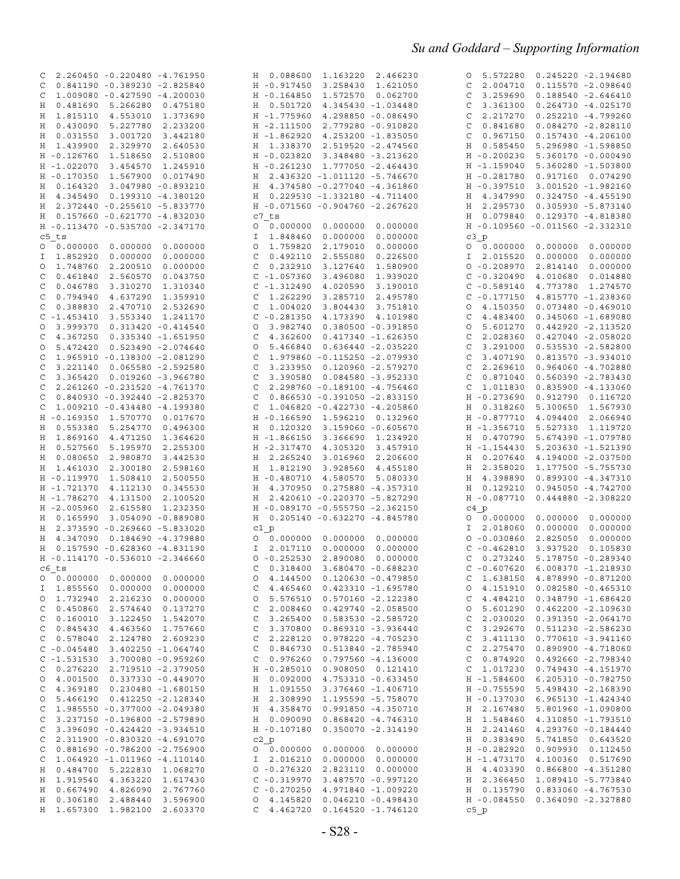```
C  2.260450 -0.220480 -4.761950
C  0.841190 -0.389230 -2.825840
C  1.009080 -0.427590 -4.200030
H  0.481690  5.266280  0.475180
H  1.815110  4.553010  1.373690
H  0.430090  5.227780  2.233200
H  0.031550  3.001720  3.442180
H  1.439900  2.329970  2.640530
H -0.126760  1.518650  2.510800
H -1.022070  3.454570  1.245910
H -0.170350  1.567900  0.017490
H  0.164320  3.047980 -0.893210
H  4.345490  0.199310 -4.380120
H  2.372440 -0.255610 -5.833770
H  0.157660 -0.621770 -4.832030
H -0.113470 -0.535700 -2.347170
c5_ts
O  0.000000  0.000000  0.000000
I  1.852920  0.000000  0.000000
O  1.748760  2.200510  0.000000
C  0.461840  2.560570  0.043750
C  0.046780  3.310270  1.310340
C  0.794940  4.637290  1.359910
C  0.388830  2.470710  2.532690
C -1.453410  3.553340  1.241170
O  3.999370  0.313420 -0.414540
C  4.367250  0.335340 -1.651950
O  5.472420  0.523490 -2.074640
C  1.965910 -0.138300 -2.081290
C  3.221140  0.065580 -2.592580
C  3.365420  0.019260 -3.966780
C  2.261260 -0.231520 -4.761370
C  0.840930 -0.392440 -2.825370
C  1.009210 -0.434480 -4.199380
H -0.169350  1.570770  0.017670
H  0.553380  5.254770  0.496300
H  1.869160  4.471250  1.364620
H  0.527560  5.195970  2.255300
H  0.080650  2.980870  3.442530
H  1.461030  2.300180  2.598160
H -0.119970  1.508410  2.500550
H -1.721370  4.112130  0.345530
H -1.786270  4.131500  2.100520
H -2.005960  2.615580  1.232350
H  0.165990  3.054090 -0.889080
H  2.373590 -0.269660 -5.833020
H  4.347090  0.184690 -4.379880
H  0.157590 -0.628360 -4.831190
H -0.114170 -0.536010 -2.346660
c6_ts
O  0.000000  0.000000  0.000000
I  1.855560  0.000000  0.000000
O  1.732940  2.216230  0.000000
C  0.450860  2.574640  0.137270
C  0.160010  3.122450  1.542070
C  0.845430  4.463560  1.757660
C  0.578040  2.124780  2.609230
C -0.045480  3.402250 -1.064740
C -1.531530  3.700080 -0.959260
C  0.276220  2.719510 -2.379050
O  4.001500  0.337330 -0.449070
C  4.369180  0.230480 -1.680150
O  5.466190  0.412250 -2.128340
C  1.985550 -0.377000 -2.049380
C  3.237150 -0.196800 -2.579890
C  3.396090 -0.424420 -3.934510
C  2.311900 -0.830320 -4.691070
C  0.881690 -0.786200 -2.756900
C  1.064920 -1.011960 -4.110140
H  0.484700  5.222830  1.068270
H  1.919540  4.363220  1.617430
H  0.667490  4.826090  2.767760
H  0.306180  2.488440  3.596900
H  1.657300  1.982100  2.603370
H  0.088600  1.163220  2.466230
H -0.917450  3.258430  1.621050
H -0.164850  1.572570  0.062700
H  0.501720  4.345430 -1.034480
H -1.775960  4.298850 -0.086490
H -2.111500  2.779280 -0.910820
H -1.862920  4.253200 -1.835050
H  1.338370  2.519520 -2.474560
H -0.023820  3.348480 -3.213620
H -0.261230  1.777050 -2.464430
H  2.436320 -1.011120 -5.746670
H  4.374580 -0.277040 -4.361860
H  0.229530 -1.332180 -4.711400
H -0.071560 -0.904760 -2.267620
c7_ts
O  0.000000  0.000000  0.000000
I  1.848460  0.000000  0.000000
O  1.759820  2.179010  0.000000
C  0.492110  2.555080  0.226500
C  0.232910  3.127640  1.580900
C -1.057360  3.496080  1.939020
C -1.312490  4.020590  3.190010
C  1.262290  3.285710  2.495780
C  1.004020  3.804430  3.751810
C -0.281350  4.173390  4.101980
O  3.982740  0.380500 -0.391850
C  4.362600  0.417340 -1.626350
O  5.466840  0.636440 -2.035220
C  1.979860 -0.115250 -2.079930
C  3.233950  0.120960 -2.579270
C  3.390580  0.084580 -3.952330
C  2.298760 -0.189100 -4.756460
C  0.866530 -0.391050 -2.833150
C  1.046820 -0.422730 -4.205860
H -0.166590  1.596210  0.132960
H  0.120320  3.159060 -0.605670
H -1.866150  3.366690  1.234920
H -2.317470  4.305320  3.457910
H  2.265240  3.016960  2.206600
H  1.812190  3.928560  4.455180
H -0.480710  4.580570  5.080330
H  4.370950  0.275880 -4.357310
H  2.420610 -0.220370 -5.827290
H -0.089170 -0.555750 -2.362150
H  0.205140 -0.632270 -4.845780
c1_p
O  0.000000  0.000000  0.000000
I  2.017110  0.000000  0.000000
O -0.252530  2.890080  0.000000
C  0.318400  3.680470 -0.688230
O  4.144500  0.120630 -0.479850
C  4.465460  0.423310 -1.695780
O  5.576510  0.570160 -2.122380
C  2.008460  0.429740 -2.058500
C  3.265400  0.583530 -2.585720
C  3.370800  0.869310 -3.936440
C  2.228120  0.978220 -4.705230
C  0.846730  0.513840 -2.785940
C  0.976260  0.797560 -4.136000
H -0.285010  0.908050  0.121410
H  0.092000  4.753310 -0.633450
H  1.091550  3.376460 -1.406710
H  2.308990  1.195590 -5.758070
H  4.358470  0.991850 -4.350710
H  0.090090  0.868420 -4.746310
H -0.107180  0.350070 -2.314190
c2_p
O  0.000000  0.000000  0.000000
I  2.016210  0.000000  0.000000
O -0.276320  2.823110  0.000000
C -0.319970  3.487570 -0.997120
C -0.270250  4.971840 -1.009220
O  4.145820  0.046210 -0.498430
C  4.462720  0.164520 -1.746120
O  5.572280  0.245220 -2.194680
C  2.004710  0.115570 -2.098640
C  3.259690  0.188540 -2.646410
C  3.361300  0.264730 -4.025170
C  2.217270  0.252210 -4.799260
C  0.841680  0.084270 -2.828110
C  0.967150  0.157430 -4.206100
H  0.585450  5.296980 -1.598850
H -0.200230  5.360170 -0.000490
H -1.159040  5.360280 -1.503800
H -0.281780  0.917160  0.074290
H -0.397510  3.001520 -1.982160
H  4.347990  0.324750 -4.455190
H  2.295730  0.305930 -5.873140
H  0.079840  0.129370 -4.818380
H -0.109560 -0.011560 -2.332310
c3_p
O  0.000000  0.000000  0.000000
I  2.015520  0.000000  0.000000
O -0.208970  2.814140  0.000000
C -0.320490  4.010680  0.014880
C -0.589140  4.773780  1.274570
C -0.177150  4.815770 -1.238360
O  4.150350  0.073480 -0.469010
C  4.483400  0.345060 -1.689080
O  5.601270  0.442920 -2.113520
C  2.028360  0.427040 -2.058020
C  3.291000  0.535530 -2.582800
C  3.407190  0.813570 -3.934010
C  2.269610  0.964060 -4.702880
C  0.871040  0.560390 -2.783430
C  1.011830  0.835900 -4.133060
H -0.273690  0.912790  0.116720
H  0.318260  5.300650  1.567930
H -0.877710  4.094400  2.066940
H -1.356710  5.527330  1.119720
H  0.470790  5.674390 -1.079780
H -1.154430  5.203630 -1.521390
H  0.207640  4.194000 -2.037500
H  2.358020  1.177500 -5.755730
H  4.398890  0.899300 -4.347310
H  0.129210  0.945050 -4.742700
H -0.087710  0.444880 -2.308220
c4_p
O  0.000000  0.000000  0.000000
I  2.018060  0.000000  0.000000
O -0.030860  2.825050  0.000000
C -0.462810  3.937520  0.105830
C  0.273240  5.178750 -0.289340
C -0.607620  6.008370 -1.218930
C  1.638150  4.878990 -0.871200
O  4.151910  0.082580 -0.465310
C  4.484210  0.348790 -1.686420
O  5.601290  0.462200 -2.109630
C  2.030020  0.391350 -2.064170
C  3.292670  0.511230 -2.586230
C  3.411130  0.770610 -3.941160
C  2.275470  0.890900 -4.718060
C  0.874920  0.492660 -2.798340
C  1.017230  0.749430 -4.151970
H -1.584600  6.205310 -0.782750
H -0.755590  5.498430 -2.168390
H -0.137030  6.965130 -1.424340
H  2.167480  5.801960 -1.090800
H  1.548460  4.310850 -1.793510
H  2.241460  4.293760 -0.184440
H  0.383490  5.741850  0.643520
H -0.282920  0.909930  0.112450
H -1.473170  4.100360  0.517690
H  4.403390  0.866800 -4.351280
H  2.366450  1.089410 -5.773840
H  0.135790  0.833060 -4.767530
H -0.084550  0.364090 -2.327880
c5_p
```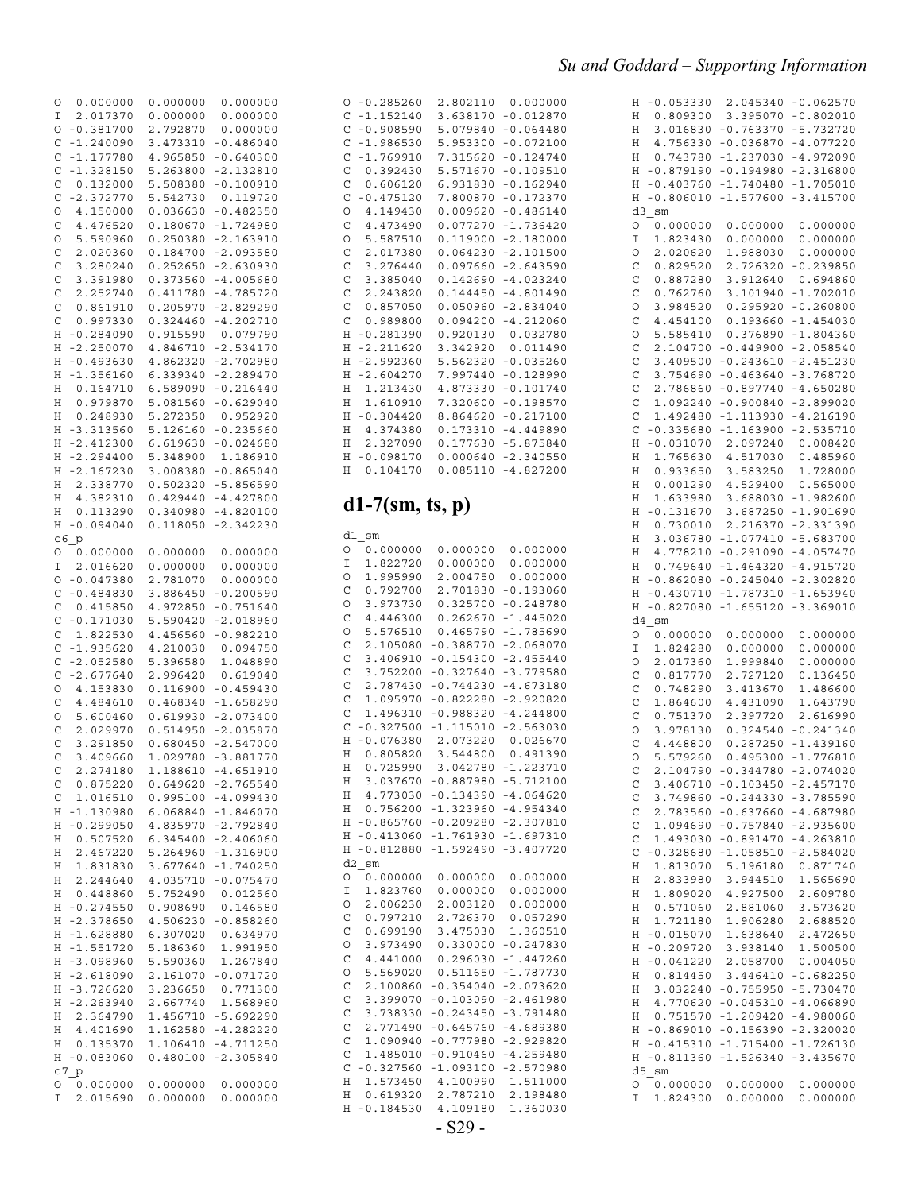```
O  0.000000  0.000000  0.000000
I  2.017370  0.000000  0.000000
O -0.381700  2.792870  0.000000
C -1.240090  3.473310 -0.486040
C -1.177780  4.965850 -0.640300
C -1.328150  5.263800 -2.132810
C  0.132000  5.508380 -0.100910
C -2.372770  5.542730  0.119720
O  4.150000  0.036630 -0.482350
C  4.476520  0.180670 -1.724980
O  5.590960  0.250380 -2.163910
C  2.020360  0.184700 -2.093580
C  3.280240  0.252650 -2.630930
C  3.391980  0.373560 -4.005680
C  2.252740  0.411780 -4.785720
C  0.861910  0.205970 -2.829290
C  0.997330  0.324460 -4.202710
H -0.284090  0.915590  0.079790
H -2.250070  4.846710 -2.534170
H -0.493630  4.862320 -2.702980
H -1.356160  6.339340 -2.289470
H  0.164710  6.589090 -0.216440
H  0.979870  5.081560 -0.629040
H  0.248930  5.272350  0.952920
H -3.313560  5.126160 -0.235660
H -2.412300  6.619630 -0.024680
H -2.294400  5.348900  1.186910
H -2.167230  3.008380 -0.865040
H  2.338770  0.502320 -5.856590
H  4.382310  0.429440 -4.427800
H  0.113290  0.340980 -4.820100
H -0.094040  0.118050 -2.342230
c6_p
O  0.000000  0.000000  0.000000
I  2.016620  0.000000  0.000000
O -0.047380  2.781070  0.000000
C -0.484830  3.886450 -0.200590
C  0.415850  4.972850 -0.751640
C -0.171030  5.590420 -2.018960
C  1.822530  4.456560 -0.982210
C -1.935620  4.210030  0.094750
C -2.052580  5.396580  1.048890
C -2.677640  2.996420  0.619040
O  4.153830  0.116900 -0.459430
C  4.484610  0.468340 -1.658290
O  5.600460  0.619930 -2.073400
C  2.029970  0.514950 -2.035870
C  3.291850  0.680450 -2.547000
C  3.409660  1.029780 -3.881770
C  2.274180  1.188610 -4.651910
C  0.875220  0.649620 -2.765540
C  1.016510  0.995100 -4.099430
H -1.130980  6.068840 -1.846070
H -0.299050  4.835970 -2.792840
H  0.507520  6.345400 -2.406060
H  2.467220  5.264960 -1.316900
H  1.831830  3.677640 -1.740250
H  2.244640  4.035710 -0.075470
H  0.448860  5.752490  0.012560
H -0.274550  0.908690  0.146580
H -2.378650  4.506230 -0.858260
H -1.628880  6.307020  0.634970
H -1.551720  5.186360  1.991950
H -3.098960  5.590360  1.267840
H -2.618090  2.161070 -0.071720
H -3.726620  3.236650  0.771300
H -2.263940  2.667740  1.568960
H  2.364790  1.456710 -5.692290
H  4.401690  1.162580 -4.282220
H  0.135370  1.106410 -4.711250
H -0.083060  0.480100 -2.305840
c7_p
O  0.000000  0.000000  0.000000
I  2.015690  0.000000  0.000000
O -0.285260  2.802110  0.000000
C -1.152140  3.638170 -0.012870
C -0.908590  5.079840 -0.064480
C -1.986530  5.953300 -0.072100
C -1.769910  7.315620 -0.124740
C  0.392430  5.571670 -0.109510
C  0.606120  6.931830 -0.162940
C -0.475120  7.800870 -0.172370
O  4.149430  0.009620 -0.486140
C  4.473490  0.077270 -1.736420
O  5.587510  0.119000 -2.180000
C  2.017380  0.064230 -2.101500
C  3.276440  0.097660 -2.643590
C  3.385040  0.142690 -4.023240
C  2.243820  0.144450 -4.801490
C  0.857050  0.050960 -2.834040
C  0.989800  0.094200 -4.212060
H -0.281390  0.920130  0.032780
H -2.211620  3.342920  0.011490
H -2.992360  5.562320 -0.035260
H -2.604270  7.997440 -0.128990
H  1.213430  4.873330 -0.101740
H  1.610910  7.320600 -0.198570
H -0.304420  8.864620 -0.217100
H  4.374380  0.173310 -4.449890
H  2.327090  0.177630 -5.875840
H -0.098170  0.000640 -2.340550
H  0.104170  0.085110 -4.827200
```

## d1-7(sm, ts, p)

```
d1_sm
O  0.000000  0.000000  0.000000
I  1.822720  0.000000  0.000000
O  1.995990  2.004750  0.000000
C  0.792700  2.701830 -0.193060
O  3.973730  0.325700 -0.248780
C  4.446300  0.262670 -1.445020
O  5.576510  0.465790 -1.785690
C  2.105080 -0.388770 -2.068070
C  3.406910 -0.154300 -2.455440
C  3.752200 -0.327640 -3.779580
C  2.787430 -0.744230 -4.673180
C  1.095970 -0.822280 -2.920820
C  1.496310 -0.988320 -4.244800
C -0.327500 -1.115010 -2.563030
H -0.076380  2.073220  0.026670
H  0.805820  3.544800  0.491390
H  0.725990  3.042780 -1.223710
H  3.037670 -0.887980 -5.712100
H  4.773030 -0.134390 -4.064620
H  0.756200 -1.323960 -4.954340
H -0.865760 -0.209280 -2.307810
H -0.413060 -1.761930 -1.697310
H -0.812880 -1.592490 -3.407720
d2_sm
O  0.000000  0.000000  0.000000
I  1.823760  0.000000  0.000000
O  2.006230  2.003120  0.000000
C  0.797210  2.726370  0.057290
C  0.699190  3.475030  1.360510
O  3.973490  0.330000 -0.247830
C  4.441000  0.296030 -1.447260
O  5.569020  0.511650 -1.787730
C  2.100860 -0.354040 -2.073620
C  3.399070 -0.103090 -2.461980
C  3.738330 -0.243450 -3.791480
C  2.771490 -0.645760 -4.689380
C  1.090740 -0.777980 -2.929820
C  1.485010 -0.910460 -4.259480
C -0.327560 -1.093100 -2.570980
H  1.573450  4.100990  1.511000
H  0.619320  2.787210  2.198480
H -0.184530  4.109180  1.360030
H -0.053330  2.045340 -0.062570
H  0.809300  3.395070 -0.802010
H  3.016830 -0.763370 -5.732720
H  4.756330 -0.036870 -4.077220
H  0.743780 -1.237030 -4.972090
H -0.879190 -0.194980 -2.316800
H -0.403760 -1.740480 -1.705010
H -0.806010 -1.577600 -3.415700
d3_sm
O  0.000000  0.000000  0.000000
I  1.823430  0.000000  0.000000
O  2.020620  1.988030  0.000000
C  0.829520  2.726320 -0.239850
C  0.887280  3.912640  0.694860
C  0.762760  3.101940 -1.702010
O  3.984520  0.295920 -0.260800
C  4.454100  0.193660 -1.454030
O  5.585410  0.376890 -1.804360
C  2.104700 -0.449900 -2.058540
C  3.409500 -0.243610 -2.451230
C  3.754690 -0.463640 -3.768720
C  2.786860 -0.897740 -4.650280
C  1.092240 -0.900840 -2.899020
C  1.492480 -1.113930 -4.216190
C -0.335680 -1.163900 -2.535710
H -0.031070  2.097240  0.008420
H  1.765630  4.517030  0.485960
H  0.933650  3.583250  1.728000
H  0.001290  4.529400  0.565000
H  1.633980  3.688030 -1.982600
H -0.131670  3.687250 -1.901690
H  0.730010  2.216370 -2.331390
H  3.036780 -1.077410 -5.683700
H  4.778210 -0.291090 -4.057470
H  0.749640 -1.464320 -4.915720
H -0.862080 -0.245040 -2.302820
H -0.430710 -1.787310 -1.653940
H -0.827080 -1.655120 -3.369010
d4_sm
O  0.000000  0.000000  0.000000
I  1.824280  0.000000  0.000000
O  2.017360  1.999840  0.000000
C  0.817770  2.727120  0.136450
C  0.748290  3.413670  1.486600
C  1.864600  4.431090  1.643790
C  0.751370  2.397720  2.616990
O  3.978130  0.324540 -0.241340
C  4.448800  0.287250 -1.439160
O  5.579260  0.495300 -1.776810
C  2.104790 -0.344780 -2.074020
C  3.406710 -0.103450 -2.457170
C  3.749860 -0.244330 -3.785590
C  2.783560 -0.637660 -4.687980
C  1.094690 -0.757840 -2.935600
C  1.493030 -0.891470 -4.263810
C -0.328680 -1.058510 -2.584020
H  1.813070  5.196180  0.871740
H  2.833980  3.944510  1.565690
H  1.809020  4.927500  2.609780
H  0.571060  2.881060  3.573620
H  1.721180  1.906280  2.688520
H -0.015070  1.638640  2.472650
H -0.209720  3.938140  1.500500
H -0.041220  2.058700  0.004050
H  0.814450  3.446410 -0.682250
H  3.032240 -0.755950 -5.730470
H  4.770620 -0.045310 -4.066890
H  0.751570 -1.209420 -4.980060
H -0.869010 -0.156390 -2.320020
H -0.415310 -1.715400 -1.726130
H -0.811360 -1.526340 -3.435670
d5_sm
O  0.000000  0.000000  0.000000
I  1.824300  0.000000  0.000000
```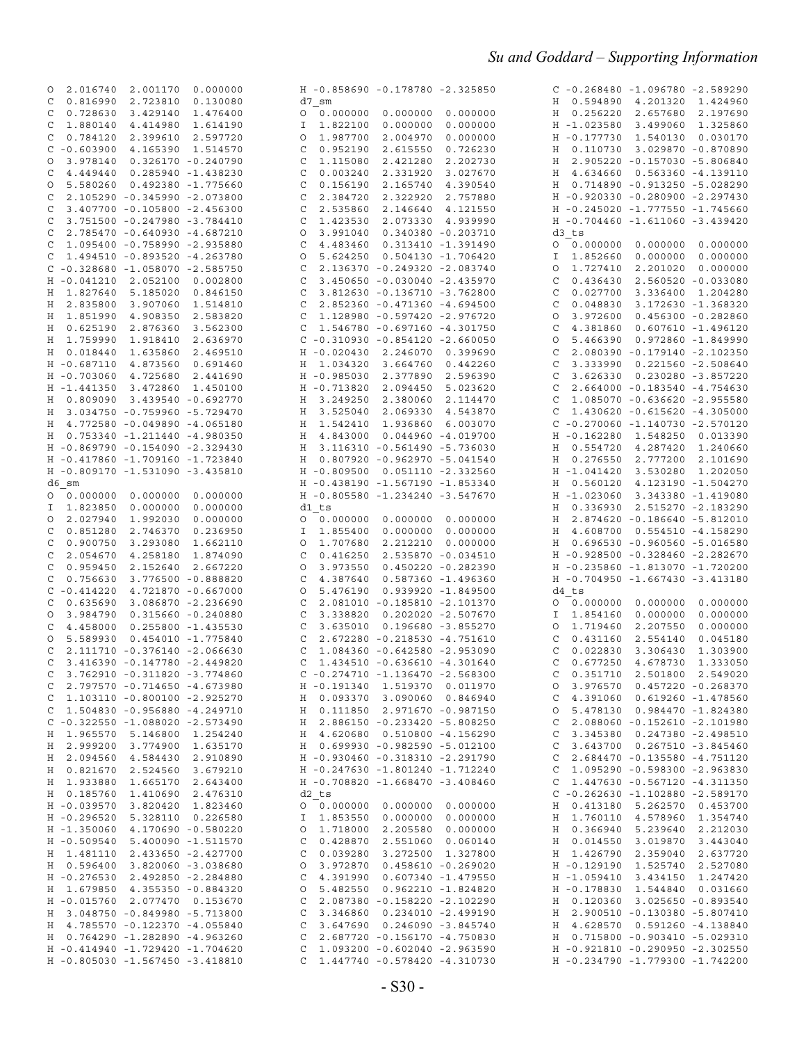```
O  2.016740  2.001170  0.000000
C  0.816990  2.723810  0.130080
C  0.728630  3.429140  1.476400
C  1.880140  4.414980  1.614190
C  0.784120  2.399610  2.597720
C -0.603900  4.165390  1.514570
O  3.978140  0.326170 -0.240790
C  4.449440  0.285940 -1.438230
O  5.580260  0.492380 -1.775660
C  2.105290 -0.345990 -2.073800
C  3.407700 -0.105800 -2.456300
C  3.751500 -0.247980 -3.784410
C  2.785470 -0.640930 -4.687210
C  1.095400 -0.758990 -2.935880
C  1.494510 -0.893520 -4.263780
C -0.328680 -1.058070 -2.585750
H -0.041210  2.052100  0.002800
H  1.827640  5.185020  0.846150
H  2.835800  3.907060  1.514810
H  1.851990  4.908350  2.583820
H  0.625190  2.876360  3.562300
H  1.759990  1.918410  2.636970
H  0.018440  1.635860  2.469510
H -0.687110  4.873560  0.691460
H -0.703060  4.725680  2.441690
H -1.441350  3.472860  1.450100
H  0.809090  3.439540 -0.692770
H  3.034750 -0.759960 -5.729470
H  4.772580 -0.049890 -4.065180
H  0.753340 -1.211440 -4.980350
H -0.869790 -0.154090 -2.329430
H -0.417860 -1.709160 -1.723840
H -0.809170 -1.531090 -3.435810
d6_sm
O  0.000000  0.000000  0.000000
I  1.823850  0.000000  0.000000
O  2.027940  1.992030  0.000000
C  0.851280  2.746370  0.236950
C  0.900750  3.293080  1.662110
C  2.054670  4.258180  1.874090
C  0.959450  2.152640  2.667220
C  0.756630  3.776500 -0.888820
C -0.414220  4.721870 -0.667000
C  0.635690  3.086870 -2.236690
O  3.984790  0.315660 -0.240880
C  4.458000  0.255800 -1.435530
O  5.589930  0.454010 -1.775840
C  2.111710 -0.376140 -2.066630
C  3.416390 -0.147780 -2.449820
C  3.762910 -0.311820 -3.774860
C  2.797570 -0.714650 -4.673980
C  1.103110 -0.800170 -2.925270
C  1.504830 -0.956880 -4.249710
C -0.322550 -1.088020 -2.573490
H  1.965570  5.146800  1.254240
H  2.999200  3.774900  1.635170
H  2.094560  4.584430  2.910890
H  0.821670  2.524560  3.679210
H  1.933880  1.665170  2.643400
H  0.185760  1.410690  2.476310
H -0.039570  3.820420  1.823460
H -0.296520  5.328110  0.226580
H -1.350060  4.170690 -0.580220
H -0.509540  5.400090 -1.511570
H  1.481110  2.433650 -2.427700
H  0.596400  3.820060 -3.038680
H -0.276530  2.492850 -2.284880
H  1.679850  4.355350 -0.884320
H -0.015760  2.077470  0.153670
H  3.048750 -0.849980 -5.713800
H  4.785570 -0.122370 -4.055840
H  0.764290 -1.282890 -4.963260
H -0.414940 -1.729420 -1.704620
H -0.805030 -1.567450 -3.418810
H -0.858690 -0.178780 -2.325850
d7_sm
O  0.000000  0.000000  0.000000
I  1.822100  0.000000  0.000000
O  1.987700  2.004970  0.000000
C  0.952190  2.615550  0.726230
C  1.115080  2.421280  2.202730
C  0.003240  2.331920  3.027670
C  0.156190  2.165740  4.390540
C  2.384720  2.322920  2.757880
C  2.535860  2.146640  4.121550
C  1.423530  2.073330  4.939990
O  3.991040  0.340380 -0.203710
C  4.483460  0.313410 -1.391490
O  5.624250  0.504130 -1.706420
C  2.136370 -0.249320 -2.083740
C  3.450650 -0.030040 -2.435970
C  3.812630 -0.136710 -3.762800
C  2.852360 -0.471360 -4.694500
C  1.128980 -0.597420 -2.976720
C  1.546780 -0.697160 -4.301750
C -0.310930 -0.854120 -2.660050
H -0.020430  2.246070  0.399690
H  1.034320  3.664760  0.442260
H -0.985030  2.377890  2.596390
H -0.713820  2.094450  5.023620
H  3.249250  2.380060  2.114470
H  3.525040  2.069330  4.543870
H  1.542410  1.936860  6.003070
H  4.843000  0.044960 -4.019700
H  3.116310 -0.561490 -5.736030
H  0.807920 -0.962970 -5.041540
H -0.809500  0.051110 -2.332560
H -0.438190 -1.567190 -1.853340
H -0.805580 -1.234240 -3.547670
d1_ts
O  0.000000  0.000000  0.000000
I  1.855400  0.000000  0.000000
O  1.707680  2.212210  0.000000
C  0.416250  2.535870 -0.034510
O  3.973550  0.450220 -0.282390
C  4.387640  0.587360 -1.496360
O  5.476190  0.939920 -1.849500
C  2.081010 -0.185810 -2.101370
C  3.338820  0.202020 -2.507670
C  3.635010  0.196680 -3.855270
C  2.672280 -0.218530 -4.751610
C  1.084360 -0.642580 -2.953090
C  1.434510 -0.636610 -4.301640
C -0.274710 -1.136470 -2.568300
H -0.191340  1.519370  0.011970
H  0.093370  3.090060  0.846940
H  0.111850  2.971670 -0.987150
H  2.886150 -0.233420 -5.808250
H  4.620680  0.510800 -4.156290
H  0.699930 -0.982590 -5.012100
H -0.930460 -0.318310 -2.291790
H -0.247630 -1.801240 -1.712240
H -0.708820 -1.668470 -3.408460
d2_ts
O  0.000000  0.000000  0.000000
I  1.853550  0.000000  0.000000
O  1.718000  2.205580  0.000000
C  0.428870  2.551060  0.060140
C  0.039280  3.272500  1.327800
O  3.972870  0.458610 -0.269020
C  4.391990  0.607340 -1.479550
O  5.482550  0.962210 -1.824820
C  2.087380 -0.158220 -2.102290
C  3.346860  0.234010 -2.499190
C  3.647690  0.246090 -3.845740
C  2.687120 -0.156170 -4.750830
C  1.093200 -0.602040 -2.963590
C  1.447740 -0.578420 -4.310730
C -0.268480 -1.096780 -2.589290
H  0.594890  4.201320  1.424960
H  0.256220  2.657680  2.197690
H -1.023580  3.499060  1.325860
H -0.177730  1.540130  0.030170
H  0.110730  3.029870 -0.870890
H  2.905220 -0.157030 -5.806840
H  4.634660  0.563360 -4.139110
H  0.714890 -0.913250 -5.028290
H -0.920330 -0.280900 -2.297430
H -0.245020 -1.777550 -1.745660
H -0.704460 -1.611060 -3.439420
d3_ts
O  0.000000  0.000000  0.000000
I  1.852660  0.000000  0.000000
O  1.727410  2.201020  0.000000
C  0.436430  2.560520 -0.033080
C  0.027700  3.336400  1.204280
C  0.048830  3.172630 -1.368320
O  3.972600  0.456300 -0.282860
C  4.381860  0.607610 -1.496120
O  5.466390  0.972860 -1.849990
C  2.080390 -0.179140 -2.102350
C  3.333990  0.221560 -2.508640
C  3.626330  0.230280 -3.857220
C  2.664000 -0.183540 -4.754630
C  1.085070 -0.636620 -2.955580
C  1.430620 -0.615620 -4.305000
C -0.270060 -1.140730 -2.570120
H -0.162280  1.548250  0.013390
H  0.554720  4.287420  1.240660
H  0.276550  2.777200  2.101690
H -1.041420  3.530280  1.202050
H  0.560120  4.123190 -1.504270
H -1.023060  3.343380 -1.419080
H  0.336930  2.515270 -2.183290
H  2.874620 -0.186640 -5.812010
H  4.608700  0.554510 -4.158290
H  0.696530 -0.960560 -5.016580
H -0.928500 -0.328460 -2.282670
H -0.235860 -1.813070 -1.720200
H -0.704950 -1.667430 -3.413180
d4_ts
O  0.000000  0.000000  0.000000
I  1.854160  0.000000  0.000000
O  1.719460  2.207550  0.000000
C  0.431160  2.554140  0.045180
C  0.022830  3.306430  1.303900
C  0.677250  4.678730  1.333050
C  0.351710  2.501800  2.549020
O  3.976570  0.457220 -0.268370
C  4.391060  0.619260 -1.478560
O  5.478130  0.984470 -1.824380
C  2.088060 -0.152610 -2.101980
C  3.345380  0.247380 -2.498510
C  3.643700  0.267510 -3.845460
C  2.684470 -0.135580 -4.751120
C  1.095290 -0.598300 -2.963830
C  1.447630 -0.567120 -4.311350
C -0.262630 -1.102880 -2.589170
H  0.413180  5.262570  0.453700
H  1.760110  4.578960  1.354740
H  0.366940  5.239640  2.212030
H  0.014550  3.019870  3.443040
H  1.426790  2.359040  2.637720
H -0.129190  1.525740  2.527080
H -1.059410  3.434150  1.247420
H -0.178830  1.544840  0.031660
H  0.120360  3.025650 -0.893540
H  2.900510 -0.130380 -5.807410
H  4.628570  0.591260 -4.138840
H  0.715800 -0.903410 -5.029310
H -0.921810 -0.290950 -2.302550
H -0.234790 -1.779300 -1.742200
```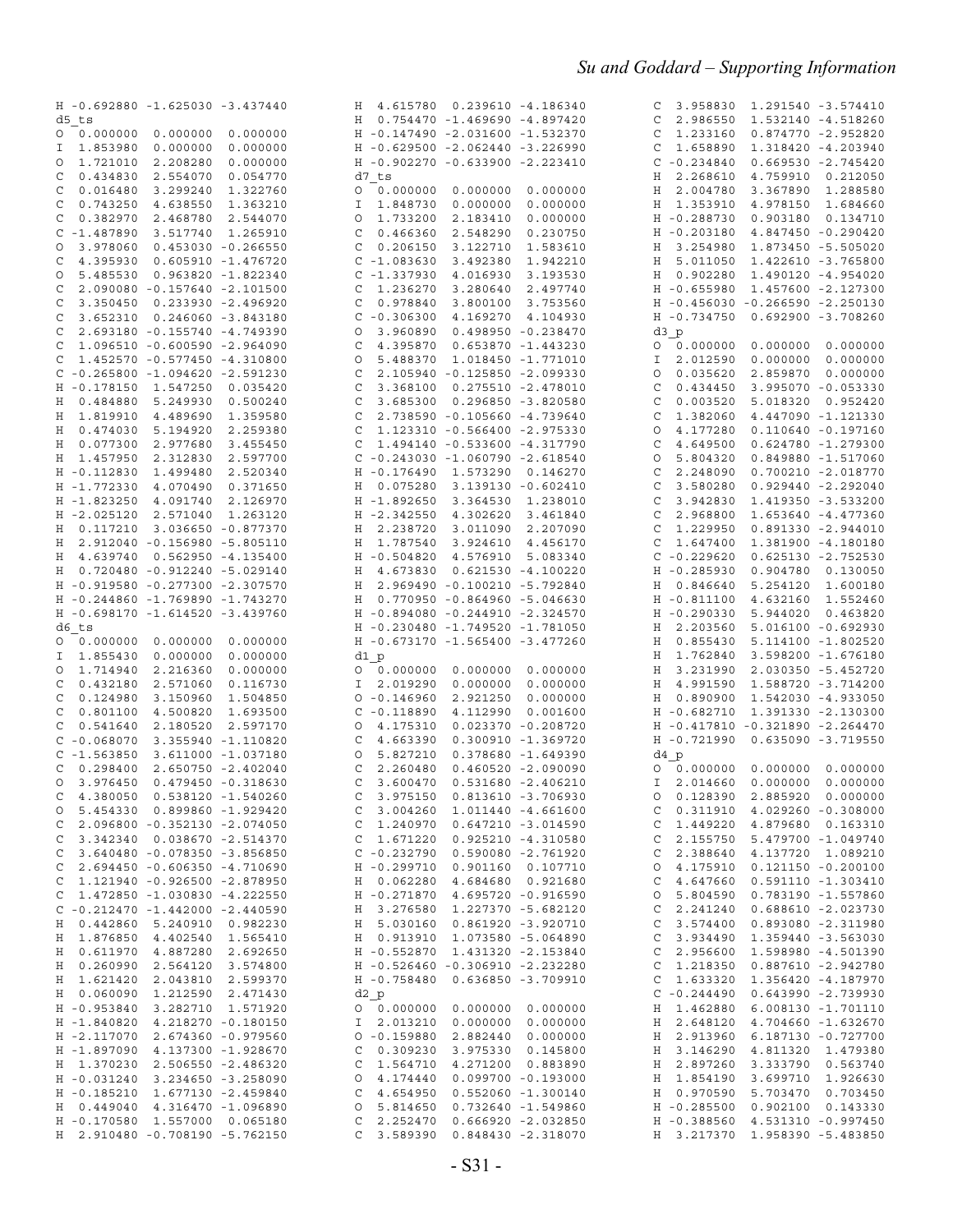```
H -0.692880 -1.625030 -3.437440
d5_ts
O  0.000000  0.000000  0.000000
I  1.853980  0.000000  0.000000
O  1.721010  2.208280  0.000000
C  0.434830  2.554070  0.054770
C  0.016480  3.299240  1.322760
C  0.743250  4.638550  1.363210
C  0.382970  2.468780  2.544070
C -1.487890  3.517740  1.265910
O  3.978060  0.453030 -0.266550
C  4.395930  0.605910 -1.476720
O  5.485530  0.963820 -1.822340
C  2.090080 -0.157640 -2.101500
C  3.350450  0.233930 -2.496920
C  3.652310  0.246060 -3.843180
C  2.693180 -0.155740 -4.749390
C  1.096510 -0.600590 -2.964090
C  1.452570 -0.577450 -4.310800
C -0.265800 -1.094620 -2.591230
H -0.178150  1.547250  0.035420
H  0.484880  5.249930  0.500240
H  1.819910  4.489690  1.359580
H  0.474030  5.194920  2.259380
H  0.077300  2.977680  3.455450
H  1.457950  2.312830  2.597700
H -0.112830  1.499480  2.520340
H -1.772330  4.070490  0.371650
H -1.823250  4.091740  2.126970
H -2.025120  2.571040  1.263120
H  0.117210  3.036650 -0.877370
H  2.912040 -0.156980 -5.805110
H  4.639740  0.562950 -4.135400
H  0.720480 -0.912240 -5.029140
H -0.919580 -0.277300 -2.307570
H -0.244860 -1.769890 -1.743270
H -0.698170 -1.614520 -3.439760
d6_ts
O  0.000000  0.000000  0.000000
I  1.855430  0.000000  0.000000
O  1.714940  2.216360  0.000000
C  0.432180  2.571060  0.116730
C  0.124980  3.150960  1.504850
C  0.801100  4.500820  1.693500
C  0.541640  2.180520  2.597170
C -0.068070  3.355940 -1.110820
C -1.563850  3.611000 -1.037180
C  0.298400  2.650750 -2.402040
O  3.976450  0.479450 -0.318630
C  4.380050  0.538120 -1.540260
O  5.454330  0.899860 -1.929420
C  2.096800 -0.352130 -2.074050
C  3.342340  0.038670 -2.514370
C  3.640480 -0.078350 -3.856850
C  2.694450 -0.606350 -4.710690
C  1.121940 -0.926500 -2.878950
C  1.472850 -1.030830 -4.222550
C -0.212470 -1.442000 -2.440590
H  0.442860  5.240910  0.982230
H  1.876850  4.402540  1.565410
H  0.611970  4.887280  2.692650
H  0.260990  2.564120  3.574800
H  1.621420  2.043810  2.599370
H  0.060090  1.212590  2.471430
H -0.953840  3.282710  1.571920
H -1.840820  4.218270 -0.180150
H -2.117070  2.674360 -0.979560
H -1.897090  4.137300 -1.928670
H  1.370230  2.506550 -2.486320
H -0.031240  3.234650 -3.258090
H -0.185210  1.677130 -2.459840
H  0.449040  4.316470 -1.096890
H -0.170580  1.557000  0.065180
H  2.910480 -0.708190 -5.762150
H  4.615780  0.239610 -4.186340
H  0.754470 -1.469690 -4.897420
H -0.147490 -2.031600 -1.532370
H -0.629500 -2.062440 -3.226990
H -0.902270 -0.633900 -2.223410
d7_ts
O  0.000000  0.000000  0.000000
I  1.848730  0.000000  0.000000
O  1.733200  2.183410  0.000000
C  0.466360  2.548290  0.230750
C  0.206150  3.122710  1.583610
C -1.083630  3.492380  1.942210
C -1.337930  4.016930  3.193530
C  1.236270  3.280640  2.497740
C  0.978840  3.800100  3.753560
C -0.306300  4.169270  4.104930
O  3.960890  0.498950 -0.238470
C  4.395870  0.653870 -1.443230
O  5.488370  1.018450 -1.771010
C  2.105940 -0.125850 -2.099330
C  3.368100  0.275510 -2.478010
C  3.685300  0.296850 -3.820580
C  2.738590 -0.105660 -4.739640
C  1.123310 -0.566400 -2.975330
C  1.494140 -0.533600 -4.317790
C -0.243030 -1.060790 -2.618540
H -0.176490  1.573290  0.146270
H  0.075280  3.139130 -0.602410
H -1.892650  3.364530  1.238010
H -2.342550  4.302620  3.461840
H  2.238720  3.011090  2.207090
H  1.787540  3.924610  4.456170
H -0.504820  4.576910  5.083340
H  4.673830  0.621530 -4.100220
H  2.969490 -0.100210 -5.792840
H  0.770950 -0.864960 -5.046630
H -0.894080 -0.244910 -2.324570
H -0.230480 -1.749520 -1.781050
H -0.673170 -1.565400 -3.477260
d1_p
O  0.000000  0.000000  0.000000
I  2.019290  0.000000  0.000000
O -0.146960  2.921250  0.000000
C -0.118890  4.112970  0.001600
O  4.175310  0.023370 -0.208720
C  4.663390  0.300910 -1.369720
O  5.827210  0.378680 -1.649390
C  2.260480  0.460520 -2.090090
C  3.600470  0.531680 -2.406210
C  3.975150  0.813610 -3.706930
C  3.004260  1.011440 -4.661600
C  1.240970  0.647210 -3.014590
C  1.671220  0.925210 -4.310580
C -0.232790  0.590080 -2.761920
H -0.299710  0.901160  0.107710
H  0.062280  4.684680  0.921680
H -0.271870  4.695720 -0.916590
H  3.276580  1.227370 -5.682120
H  5.030160  0.861920 -3.920710
H  0.913910  1.073580 -5.064890
H -0.552870  1.431320 -2.153840
H -0.526460 -0.306910 -2.232280
H -0.758480  0.636850 -3.709910
d2_p
O  0.000000  0.000000  0.000000
I  2.013210  0.000000  0.000000
O -0.159880  2.882440  0.000000
C  0.309230  3.975330  0.145800
C  1.564710  4.271200  0.883890
O  4.174440  0.099700 -0.193000
C  4.654950  0.552060 -1.300140
O  5.814650  0.732640 -1.549860
C  2.252470  0.666920 -2.032850
C  3.589390  0.848430 -2.318070
C  3.958830  1.291540 -3.574410
C  2.986550  1.532140 -4.518260
C  1.233160  0.874770 -2.952820
C  1.658890  1.318420 -4.203940
C -0.234840  0.669530 -2.745420
H  2.268610  4.759910  0.212050
H  2.004780  3.367890  1.288580
H  1.353910  4.978150  1.684660
H -0.288730  0.903180  0.134710
H -0.203180  4.847450 -0.290420
H  3.254980  1.873450 -5.505020
H  5.011050  1.422610 -3.765800
H  0.902280  1.490120 -4.954020
H -0.655980  1.457600 -2.127300
H -0.456030 -0.266590 -2.250130
H -0.734750  0.692900 -3.708260
d3_p
O  0.000000  0.000000  0.000000
I  2.012590  0.000000  0.000000
O  0.035620  2.859870  0.000000
C  0.434450  3.995070 -0.053330
C  0.003520  5.018320  0.952420
C  1.382060  4.447090 -1.121330
O  4.177280  0.110640 -0.197160
C  4.649500  0.624780 -1.279300
O  5.804320  0.849880 -1.517060
C  2.248090  0.700210 -2.018770
C  3.580280  0.929440 -2.292040
C  3.942830  1.419350 -3.533200
C  2.968800  1.653640 -4.477360
C  1.229950  0.891330 -2.944010
C  1.647400  1.381900 -4.180180
C -0.229620  0.625130 -2.752530
H -0.285930  0.904780  0.130050
H  0.846640  5.254120  1.600180
H -0.811100  4.632160  1.552460
H -0.290330  5.944020  0.463820
H  2.203560  5.016200 -0.692930
H  0.855430  5.114100 -1.802520
H  1.762840  3.598200 -1.676180
H  3.231990  2.030350 -5.452720
H  4.991590  1.588720 -3.714200
H  0.890900  1.542030 -4.933050
H -0.682710  1.391330 -2.130300
H -0.417810 -0.321890 -2.264470
H -0.721990  0.635090 -3.719550
d4_p
O  0.000000  0.000000  0.000000
I  2.014660  0.000000  0.000000
O  0.128390  2.885920  0.000000
C  0.311910  4.029260 -0.308000
C  1.449220  4.879680  0.163310
C  2.155750  5.479700 -1.049740
C  2.388640  4.137720  1.089210
O  4.175910  0.121150 -0.200100
C  4.647660  0.591110 -1.303410
O  5.804590  0.783190 -1.557860
C  2.241240  0.688610 -2.023730
C  3.574400  0.893080 -2.311980
C  3.934490  1.359440 -3.563030
C  2.956600  1.598980 -4.501390
C  1.218350  0.887610 -2.942780
C  1.633320  1.356420 -4.187970
C -0.244490  0.643990 -2.739930
H  1.462880  6.008130 -1.701110
H  2.648120  4.704660 -1.632670
H  2.913960  6.187130 -0.727700
H  3.146290  4.811320  1.479380
H  2.897260  3.333790  0.563740
H  1.854190  3.699710  1.926630
H  0.970590  5.703470  0.703450
H -0.285500  0.902100  0.143330
H -0.388560  4.531310 -0.997450
H  3.217370  1.958390 -5.483850
```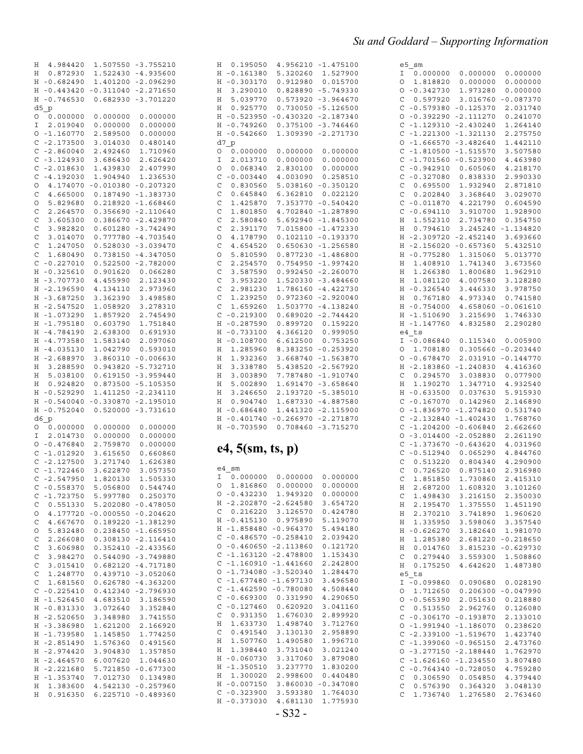```
H  4.984420  1.507550 -3.755210
H  0.872930  1.522430 -4.935600
H -0.682490  1.401200 -2.096290
H -0.443420 -0.311040 -2.271650
H -0.746530  0.682930 -3.701220
d5_p
O  0.000000  0.000000  0.000000
I  2.019040  0.000000  0.000000
O -1.160770  2.589500  0.000000
C -2.173500  3.014030  0.480140
C -2.860040  2.492460  1.710960
C -3.124930  3.686430  2.626420
C -2.018630  1.439830  2.407990
C -4.192030  1.904940  1.236530
O  4.174070 -0.010380 -0.207320
C  4.665000  0.187490 -1.383730
O  5.829680  0.218920 -1.668460
C  2.264570  0.356690 -2.110640
C  3.605300  0.386670 -2.429870
C  3.982820  0.601280 -3.742490
C  3.014070  0.777780 -4.703540
C  1.247050  0.528030 -3.039470
C  1.680490  0.738150 -4.347050
C -0.227010  0.522500 -2.782000
H -0.325610  0.901620  0.066280
H -3.707730  4.455990  2.123430
H -2.196590  4.134110  2.973960
H -3.687250  3.362390  3.498580
H -2.547520  1.058920  3.278310
H -1.073290  1.857920  2.745490
H -1.795180  0.603790  1.751840
H -4.784190  2.638300  0.691930
H -4.773580  1.583140  2.097060
H -4.035130  1.042790  0.593010
H -2.688970  3.860310 -0.006630
H  3.288590  0.943820 -5.732710
H  5.038100  0.619150 -3.959440
H  0.924820  0.873500 -5.105350
H -0.529290  1.411250 -2.234110
H -0.540040 -0.330870 -2.195010
H -0.752040  0.520000 -3.731610
d6_p
O  0.000000  0.000000  0.000000
I  2.014730  0.000000  0.000000
O -0.476840  2.759870  0.000000
C -1.012920  3.615650  0.660860
C -2.127500  3.271740  1.626380
C -1.722460  3.622870  3.057350
C -2.547950  1.820130  1.505330
C -0.558370  5.056800  0.544740
C -1.723750  5.997780  0.250370
C  0.551330  5.202080 -0.478050
O  4.177720 -0.000550 -0.204620
C  4.667670  0.189220 -1.381290
O  5.832480  0.238450 -1.665950
C  2.266080  0.308130 -2.116410
C  3.606980  0.352410 -2.433560
C  3.984270  0.544090 -3.749880
C  3.015410  0.682120 -4.717180
C  1.248770  0.439710 -3.052060
C  1.681560  0.626780 -4.363200
C -0.225410  0.412340 -2.796930
H -1.526450  4.683510  3.186590
H -0.831330  3.072640  3.352840
H -2.520650  3.348980  3.741550
H -3.386980  1.621200  2.166920
H -1.739580  1.145850  1.774250
H -2.851490  1.576360  0.491560
H -2.974420  3.904830  1.357850
H -2.464570  6.007620  1.044630
H -2.221680  5.721850 -0.677300
H -1.353740  7.012730  0.134980
H  1.383600  4.542130 -0.257960
H  0.916350  6.225710 -0.489360
H  0.195050  4.956210 -1.475100
H -0.161380  5.320260  1.527900
H -0.303170  0.912980  0.015700
H  3.290010  0.828890 -5.749330
H  5.039770  0.573920 -3.964670
H  0.925770  0.730050 -5.126500
H -0.523950 -0.430320 -2.187340
H -0.749260  0.375100 -3.746460
H -0.542660  1.309390 -2.271730
d7_p
O  0.000000  0.000000  0.000000
I  2.013710  0.000000  0.000000
O  0.068340  2.830100  0.000000
C -0.003440  4.003090  0.258510
C  0.830560  5.038160 -0.350120
C  0.645840  6.362810  0.022120
C  1.425870  7.353770 -0.540420
C  1.801850  4.702840 -1.287890
C  2.580840  5.692940 -1.845300
C  2.391170  7.015800 -1.472330
O  4.178790  0.102110 -0.193370
C  4.654520  0.650630 -1.256580
O  5.810590  0.877230 -1.486800
C  2.254570  0.754950 -1.997420
C  3.587590  0.992450 -2.260070
C  3.953220  1.520330 -3.484660
C  2.981230  1.786160 -4.422730
C  1.239250  0.972360 -2.920040
C  1.659260  1.503770 -4.138240
C -0.219300  0.689020 -2.744420
H -0.287590  0.899720  0.159220
H -0.733100  4.366120  0.999050
H -0.108700  6.612500  0.753250
H  1.285960  8.383250 -0.253920
H  1.932360  3.668740 -1.563870
H  3.338780  5.438520 -2.567920
H  3.003890  7.787480 -1.910740
H  5.002890  1.691470 -3.658640
H  3.246650  2.193720 -5.385010
H  0.904740  1.687330 -4.887580
H -0.686480  1.441320 -2.115900
H -0.401740 -0.266970 -2.271870
H -0.703590  0.708460 -3.715270
```

## e4, 5(sm, ts, p)

```
e4_sm
I  0.000000  0.000000  0.000000
O  1.816860  0.000000  0.000000
O -0.432230  1.949320  0.000000
H -2.202870 -2.624580  3.654720
C  0.216220  3.126570  0.424780
H -0.415130  0.975890  5.119070
H -1.858480 -0.964370  5.494180
C -0.486570 -0.258410  2.039420
O -0.460650 -2.113860  0.121720
C -1.163120 -2.478800  1.153430
C -1.160910 -1.441660  2.242800
O -1.734080 -3.520340  1.284470
C -1.677480 -1.697130  3.496580
C -1.462590 -0.780080  4.508440
C -0.669300  0.331990  4.290650
C -0.127460  0.620920  3.041160
C  0.931350  1.676030  2.899920
H  1.633730  1.498740  3.712760
C  0.491540  3.130130  2.958890
H  1.507760  1.490580  1.996710
H  1.398440  3.731040  3.021240
H -0.060730  3.317060  3.879080
H -1.350510  3.237770  1.830200
H  1.300020  2.998600  0.440480
H -0.007150  3.860030 -0.347080
C -0.323900  3.593380  1.764030
H -0.373030  4.681130  1.775930
e5_sm
I  0.000000  0.000000  0.000000
O  1.818820  0.000000  0.000000
O -0.342730  1.973280  0.000000
C  0.597920  3.016760 -0.087370
C -0.579380 -0.125370  2.031740
O -0.392290 -2.111270  0.241070
C -1.129310 -2.430240  1.264140
C -1.221300 -1.321130  2.275750
O -1.666570 -3.482640  1.442110
C -1.810500 -1.515570  3.507580
C -1.701560 -0.523900  4.463980
C -0.942910  0.605060  4.218170
C -0.327080  0.838330  2.990330
C  0.695500  1.932940  2.871810
C  0.202840  3.368640  3.029070
C -0.011870  4.221790  0.604590
C -0.694110  3.910700  1.928900
H  1.552310  2.734780  0.354750
H  0.794610  3.245240 -1.134820
H -2.309720 -2.452140  3.693660
H -2.156020 -0.657360  5.432510
H -0.775280  1.315060  5.013770
H  1.408910  1.741340  3.673560
H  1.266380  1.800680  1.962910
H  1.081120  4.007580  3.128280
H -0.326540  3.446330  3.978750
H  0.767180  4.973340  0.741580
H -0.754000  4.658060 -0.061610
H -1.510690  3.215690  1.746330
H -1.147760  4.832580  2.290280
e4_ts
I -0.086840  0.115340  0.005900
O  1.708180  0.305660 -0.203440
O -0.678470  2.031910 -0.144770
H -2.183860 -1.240830  4.416360
C  0.294570  3.038830  0.077900
H  1.190270  1.347710  4.932540
H -0.633500  0.037630  5.915930
C -0.167070  0.142960  2.146890
O -1.836970 -1.274820  0.531740
C -2.132840 -1.402430  1.768760
C -1.204200 -0.606840  2.662660
O -3.014400 -2.052880  2.261190
C -1.373670 -0.643620  4.031960
C -0.512940  0.065290  4.844760
C  0.513220  0.804340  4.290900
C  0.726520  0.875140  2.916980
C  1.851850  1.730860  2.415310
H  2.687200  1.608320  3.101260
C  1.498430  3.216150  2.350030
H  2.195470  1.375550  1.451190
H  2.370210  3.741890  1.960620
H  1.335950  3.598060  3.357540
H -0.626270  3.182640  1.981070
H  1.285380  2.681220 -0.218650
H  0.014760  3.815230 -0.629730
C  0.279440  3.559300  1.508860
H  0.175250  4.642620  1.487380
e5_ts
I -0.099860  0.090680  0.028190
O  1.712650  0.206300 -0.047990
O -0.565390  2.051630  0.218880
C  0.513550  2.962760  0.126080
C -0.306170 -0.193870  2.133010
O -1.991940 -1.186070  0.238620
C -2.339100 -1.519670  1.423740
C -1.399060 -0.965150  2.473760
O -3.277150 -2.188440  1.762970
C -1.626160 -1.234550  3.807480
C -0.764340 -0.728050  4.759280
C  0.306590  0.054850  4.379440
C  0.576390  0.364320  3.048130
C  1.736740  1.276580  2.763460
```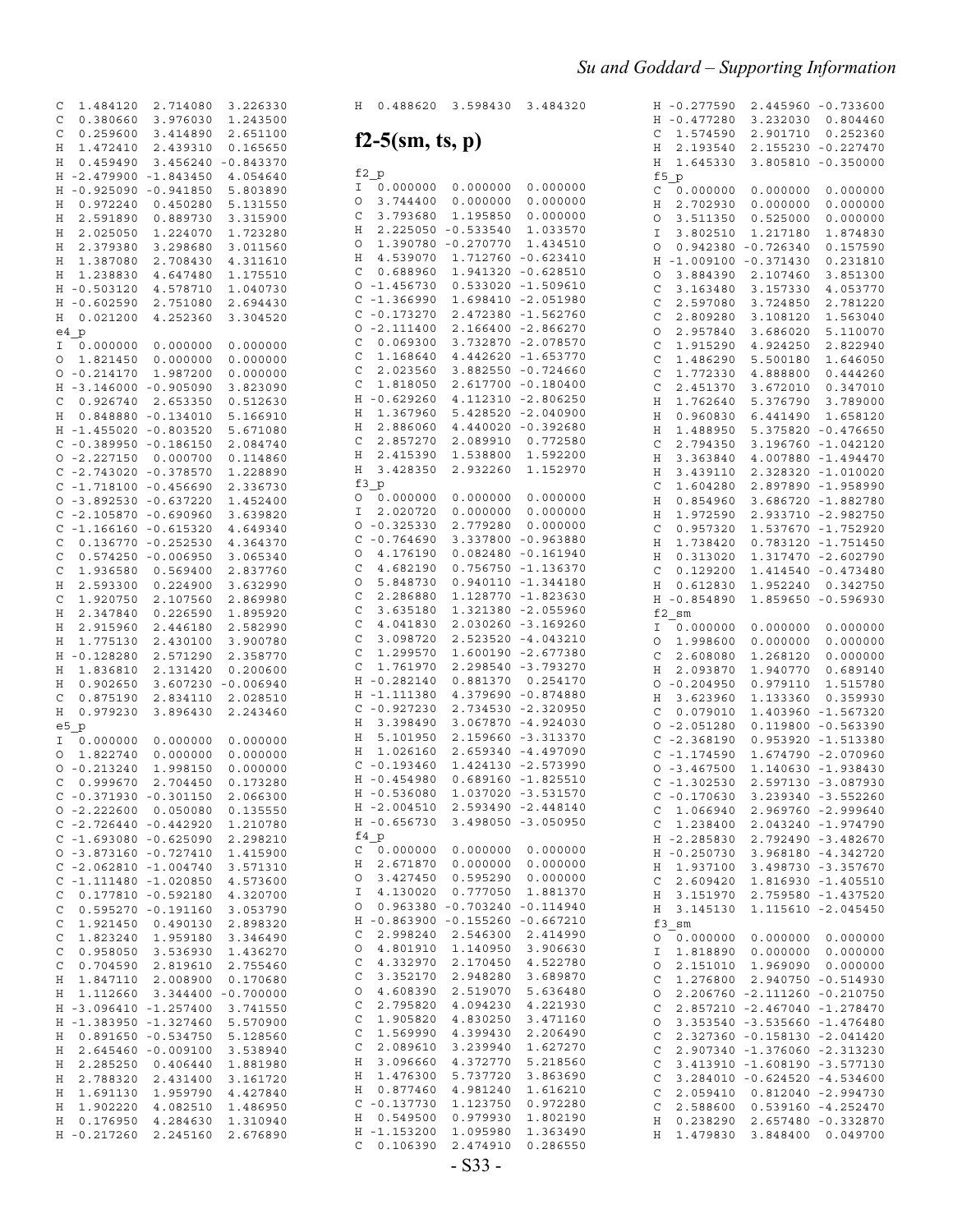```
C  1.484120  2.714080  3.226330
C  0.380660  3.976030  1.243500
C  0.259600  3.414890  2.651100
H  1.472410  2.439310  0.165650
H  0.459490  3.456240 -0.843370
H -2.479900 -1.843450  4.054640
H -0.925090 -0.941850  5.803890
H  0.972240  0.450280  5.131550
H  2.591890  0.889730  3.315900
H  2.025050  1.224070  1.723280
H  2.379380  3.298680  3.011560
H  1.387080  2.708430  4.311610
H  1.238830  4.647480  1.175510
H -0.503120  4.578710  1.040730
H -0.602590  2.751080  2.694430
H  0.021200  4.252360  3.304520
e4_p
I  0.000000  0.000000  0.000000
O  1.821450  0.000000  0.000000
O -0.214170  1.987200  0.000000
H -3.146000 -0.905090  3.823090
C  0.926740  2.653350  0.512630
H  0.848880 -0.134010  5.166910
H -1.455020 -0.803520  5.671080
C -0.389950 -0.186150  2.084740
O -2.227150  0.000700  0.114860
C -2.743020 -0.378570  1.228890
C -1.718100 -0.456690  2.336730
O -3.892530 -0.637220  1.452400
C -2.105870 -0.690960  3.639820
C -1.166160 -0.615320  4.649340
C  0.136770 -0.252530  4.364370
C  0.574250 -0.006950  3.065340
C  1.936580  0.569400  2.837760
H  2.593300  0.224900  3.632990
C  1.920750  2.107560  2.869980
H  2.347840  0.226590  1.895920
H  2.915960  2.446180  2.582990
H  1.775130  2.430100  3.900780
H -0.128280  2.571290  2.358770
H  1.836810  2.131420  0.200600
H  0.902650  3.607230 -0.006940
C  0.875190  2.834110  2.028510
H  0.979230  3.896430  2.243460
e5_p
I  0.000000  0.000000  0.000000
O  1.822740  0.000000  0.000000
O -0.213240  1.998150  0.000000
C  0.999670  2.704450  0.173280
C -0.371930 -0.301150  2.066300
O -2.222600  0.050080  0.135550
C -2.726440 -0.442920  1.210780
C -1.693080 -0.625090  2.298210
O -3.873160 -0.727410  1.415900
C -2.062810 -1.004740  3.571310
C -1.111480 -1.020850  4.573600
C  0.177810 -0.592180  4.320700
C  0.595270 -0.191160  3.053790
C  1.921450  0.490130  2.898320
C  1.823240  1.959180  3.346490
C  0.958050  3.536930  1.436270
C  0.704590  2.819610  2.755460
H  1.847110  2.008900  0.170680
H  1.112660  3.344400 -0.700000
H -3.096410 -1.257400  3.741550
H -1.383950 -1.327460  5.570900
H  0.891650 -0.534750  5.128560
H  2.645460 -0.009100  3.538940
H  2.285250  0.406440  1.881980
H  2.788320  2.431400  3.161720
H  1.691130  1.959790  4.427840
H  1.902220  4.082510  1.486950
H  0.176950  4.284630  1.310940
H -0.217260  2.245160  2.676890
H  0.488620  3.598430  3.484320
```

## f2-5(sm, ts, p)

```
f2_p
I  0.000000  0.000000  0.000000
O  3.744400  0.000000  0.000000
C  3.793680  1.195850  0.000000
H  2.225050 -0.533540  1.033570
O  1.390780 -0.270770  1.434510
H  4.539070  1.712760 -0.623410
C  0.688960  1.941320 -0.628510
O -1.456730  0.533020 -1.509610
C -1.366990  1.698410 -2.051980
C -0.173270  2.472380 -1.562760
O -2.111400  2.166400 -2.866270
C  0.069300  3.732870 -2.078570
C  1.168640  4.442620 -1.653770
C  2.023560  3.882550 -0.724660
C  1.818050  2.617700 -0.180400
H -0.629260  4.112310 -2.806250
H  1.367960  5.428520 -2.040900
H  2.886060  4.440020 -0.392680
C  2.857270  2.089910  0.772580
H  2.415390  1.538800  1.592200
H  3.428350  2.932260  1.152970
f3_p
O  0.000000  0.000000  0.000000
I  2.020720  0.000000  0.000000
O -0.325330  2.779280  0.000000
C -0.764690  3.337800 -0.963880
O  4.176190  0.082480 -0.161940
C  4.682190  0.756750 -1.136370
O  5.848730  0.940110 -1.344180
C  2.286880  1.128770 -1.823630
C  3.635180  1.321380 -2.055960
C  4.041830  2.030260 -3.169260
C  3.098720  2.523520 -4.043210
C  1.299570  1.600190 -2.677380
C  1.761970  2.298540 -3.793270
H -0.282140  0.881370  0.254170
H -1.111380  4.379690 -0.874880
C -0.927230  2.734530 -2.320950
H  3.398490  3.067870 -4.924030
H  5.101950  2.159660 -3.313370
H  1.026160  2.659340 -4.497090
C -0.193460  1.424130 -2.573990
H -0.454980  0.689160 -1.825510
H -0.536080  1.037020 -3.531570
H -2.004510  2.593490 -2.448140
H -0.656730  3.498050 -3.050950
f4_p
C  0.000000  0.000000  0.000000
H  2.671870  0.000000  0.000000
O  3.427450  0.595290  0.000000
I  4.130020  0.777050  1.881370
O  0.963380 -0.703240 -0.114940
H -0.863900 -0.155260 -0.667210
C  2.998240  2.546300  2.414990
O  4.801910  1.140950  3.906630
C  4.332970  2.170450  4.522780
C  3.352170  2.948280  3.689870
O  4.608390  2.519070  5.636480
C  2.795820  4.094230  4.221930
C  1.905820  4.830250  3.471160
C  1.569990  4.399430  2.206490
C  2.089610  3.239940  1.627270
H  3.096660  4.372770  5.218560
H  1.476300  5.737720  3.863690
H  0.877460  4.981240  1.616210
C -0.137730  1.123750  0.972280
H  0.549500  0.979930  1.802190
H -1.153200  1.095980  1.363490
C  0.106390  2.474910  0.286550
H -0.277590  2.445960 -0.733600
H -0.477280  3.232030  0.804460
C  1.574590  2.901710  0.252360
H  2.193540  2.155230 -0.227470
H  1.645330  3.805810 -0.350000
f5_p
C  0.000000  0.000000  0.000000
H  2.702930  0.000000  0.000000
O  3.511350  0.525000  0.000000
I  3.802510  1.217180  1.874830
O  0.942380 -0.726340  0.157590
H -1.009100 -0.371430  0.231810
O  3.884390  2.107460  3.851300
C  3.163480  3.157330  4.053770
C  2.597080  3.724850  2.781220
C  2.809280  3.108120  1.563040
O  2.957840  3.686020  5.110070
C  1.915290  4.924250  2.822940
C  1.486290  5.500180  1.646050
C  1.772330  4.888800  0.444260
C  2.451370  3.672010  0.347010
H  1.762640  5.376790  3.789000
H  0.960830  6.441490  1.658120
H  1.488950  5.375820 -0.476650
C  2.794350  3.196760 -1.042120
H  3.363840  4.007880 -1.494470
H  3.439110  2.328320 -1.010020
C  1.604280  2.897890 -1.958990
H  0.854960  3.686720 -1.882780
H  1.972590  2.933710 -2.982750
C  0.957320  1.537670 -1.752920
H  1.738420  0.783120 -1.751450
H  0.313020  1.317470 -2.602790
C  0.129200  1.414540 -0.473480
H  0.612830  1.952240  0.342750
H -0.854890  1.859650 -0.596930
f2_sm
I  0.000000  0.000000  0.000000
O  1.998600  0.000000  0.000000
C  2.608080  1.268120  0.000000
H  2.093870  1.940770  0.689140
O -0.204950  0.979110  1.515780
H  3.623960  1.133360  0.359930
C  0.079010  1.403960 -1.567320
O -2.051280  0.119800 -0.563390
C -2.368190  0.953920 -1.513380
C -1.174590  1.674790 -2.070960
O -3.467500  1.140630 -1.938430
C -1.302530  2.597130 -3.087930
C -0.170630  3.239340 -3.552260
C  1.066940  2.969760 -2.999640
C  1.238400  2.043240 -1.974790
H -2.285830  2.792490 -3.482670
H -0.250730  3.968180 -4.342720
H  1.937100  3.498730 -3.357670
C  2.609420  1.816930 -1.405510
H  3.151970  2.759580 -1.437520
H  3.145130  1.115610 -2.045450
f3_sm
O  0.000000  0.000000  0.000000
I  1.818890  0.000000  0.000000
O  2.151010  1.969090  0.000000
C  1.276800  2.940750 -0.514930
O  2.206760 -2.111260 -0.210750
C  2.857210 -2.467040 -1.278470
O  3.353540 -3.535660 -1.476480
C  2.327360 -0.158130 -2.041420
C  2.907340 -1.376060 -2.313230
C  3.413910 -1.608190 -3.577130
C  3.284010 -0.624520 -4.534600
C  2.059410  0.812040 -2.994730
C  2.588600  0.539160 -4.252470
H  0.238290  2.657480 -0.332870
H  1.479830  3.848400  0.049700
```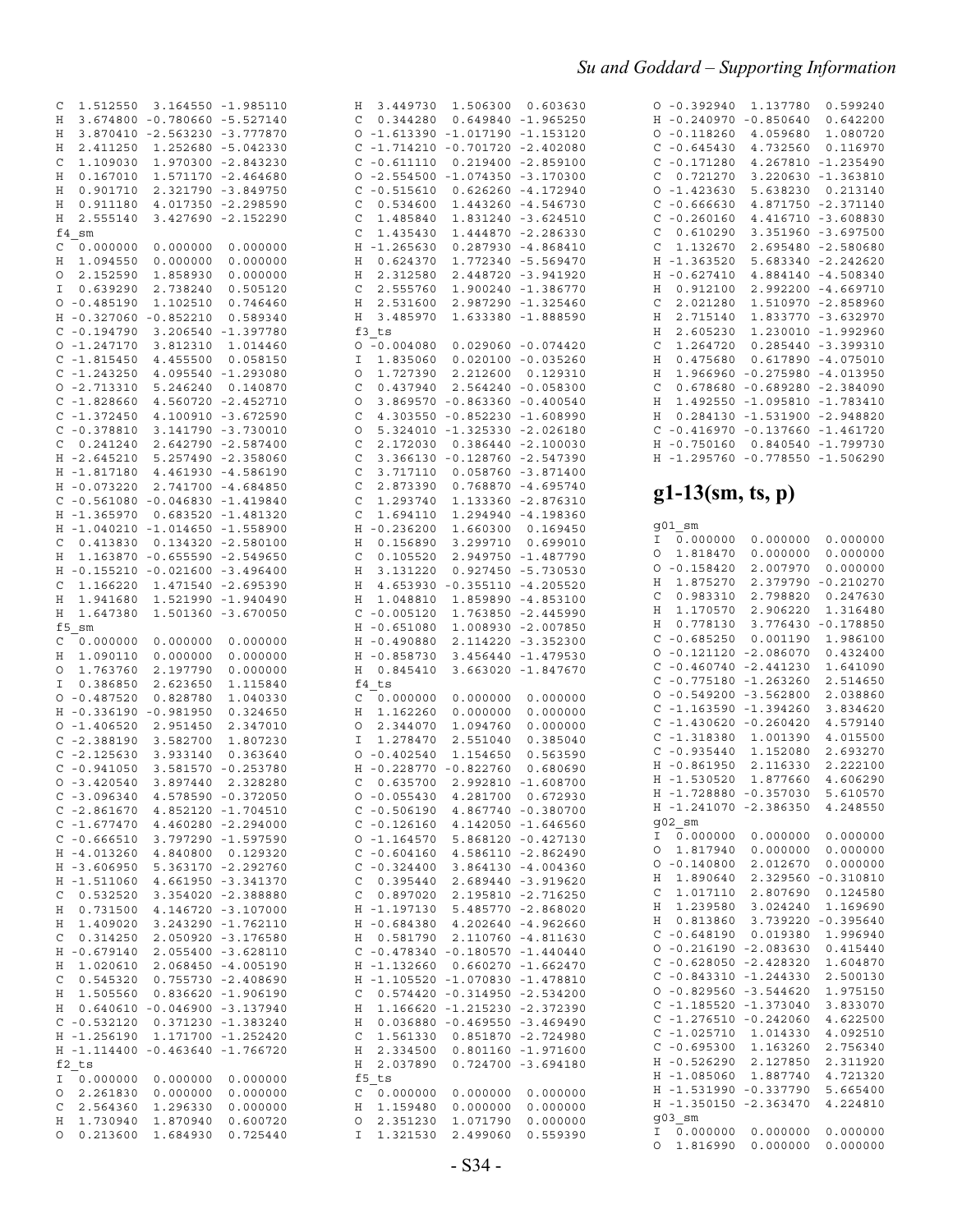```
C  1.512550  3.164550 -1.985110
H  3.674800 -0.780660 -5.527140
H  3.870410 -2.563230 -3.777870
H  2.411250  1.252680 -5.042330
C  1.109030  1.970300 -2.843230
H  0.167010  1.571170 -2.464680
H  0.901710  2.321790 -3.849750
H  0.911180  4.017350 -2.298590
H  2.555140  3.427690 -2.152290
f4_sm
C  0.000000  0.000000  0.000000
H  1.094550  0.000000  0.000000
O  2.152590  1.858930  0.000000
I  0.639290  2.738240  0.505120
O -0.485190  1.102510  0.746460
H -0.327060 -0.852210  0.589340
C -0.194790  3.206540 -1.397780
O -1.247170  3.812310  1.014460
C -1.815450  4.455500  0.058150
C -1.243250  4.095540 -1.293080
O -2.713310  5.246240  0.140870
C -1.828660  4.560720 -2.452710
C -1.372450  4.100910 -3.672590
C -0.378810  3.141790 -3.730010
C  0.241240  2.642790 -2.587400
H -2.645210  5.257490 -2.358060
H -1.817180  4.461930 -4.586190
H -0.073220  2.741700 -4.684850
C -0.561080 -0.046830 -1.419840
H -1.365970  0.683520 -1.481320
H -1.040210 -1.014650 -1.558900
C  0.413830  0.134320 -2.580100
H  1.163870 -0.655590 -2.549650
H -0.155210 -0.021600 -3.496400
C  1.166220  1.471540 -2.695390
H  1.941680  1.521990 -1.940490
H  1.647380  1.501360 -3.670050
f5_sm
C  0.000000  0.000000  0.000000
H  1.090110  0.000000  0.000000
O  1.763760  2.197790  0.000000
I  0.386850  2.623650  1.115840
O -0.487520  0.828780  1.040330
H -0.336190 -0.981950  0.324650
O -1.406520  2.951450  2.347010
C -2.388190  3.582700  1.807230
C -2.125630  3.933140  0.363640
C -0.941050  3.581750 -0.253780
O -3.420540  3.897440  2.328280
C -3.096340  4.578590 -0.372050
C -2.861670  4.852120 -1.704510
C -1.677470  4.460280 -2.294000
C -0.666510  3.797290 -1.597590
H -4.013260  4.840800  0.129320
H -3.606950  5.363770 -2.292760
H -1.511060  4.661950 -3.341370
C  0.532520  3.354020 -2.388880
H  0.731500  4.146720 -3.107000
H  1.409020  3.243290 -1.762110
C  0.314250  2.050920 -3.176580
H -0.679140  2.055400 -3.628110
H  1.020610  2.068450 -4.005190
C  0.545320  0.755730 -2.408690
H  1.505560  0.836620 -1.906190
H  0.640610 -0.046900 -3.137940
C -0.532120  0.371230 -1.383240
H -1.256190  1.171700 -1.252420
H -1.114400 -0.463640 -1.766720
f2_ts
I  0.000000  0.000000  0.000000
O  2.261830  0.000000  0.000000
C  2.564360  1.296330  0.000000
H  1.730940  1.870940  0.600720
O  0.213600  1.684930  0.725440
H  3.449730  1.506300  0.603630
C  0.344280  0.649840 -1.965250
O -1.613390 -1.017190 -1.153120
C -1.714210 -0.701720 -2.402080
C -0.611110  0.219400 -2.859100
O -2.554500 -1.074350 -3.170300
C -0.515610  0.626260 -4.172940
C  0.534600  1.443260 -4.546730
C  1.485840  1.831240 -3.624510
C  1.435430  1.444870 -2.286330
H -1.265630  0.287930 -4.868410
H  0.624370  1.772340 -5.569470
H  2.312580  2.448720 -3.941920
C  2.555760  1.900240 -1.386770
H  2.531600  2.987290 -1.325460
H  3.485970  1.633380 -1.888590
f3_ts
O -0.004080  0.029060 -0.074420
I  1.835060  0.020100 -0.035260
O  1.727390  2.212600  0.129310
C  0.437940  2.564240 -0.058300
O  3.869570 -0.863360 -0.400540
C  4.303550 -0.852230 -1.608990
O  5.324010 -1.325330 -2.026180
C  2.172030  0.386440 -2.100030
C  3.366130 -0.128760 -2.547390
C  3.717110  0.058760 -3.871400
C  2.873390  0.768870 -4.695740
C  1.293740  1.133360 -2.876310
C  1.694110  1.294940 -4.198360
H -0.236200  1.660300  0.169450
H  0.156890  3.299710  0.699010
C  0.105520  2.949750 -1.487790
H  3.131220  0.927450 -5.730530
H  4.653930 -0.355110 -4.205520
H  1.048810  1.859890 -4.853100
C -0.005120  1.763850 -2.445990
H -0.651080  1.008930 -2.007850
H -0.490880  2.114220 -3.352300
H -0.858730  3.456440 -1.479530
H  0.845410  3.663020 -1.847670
f4_ts
C  0.000000  0.000000  0.000000
H  1.162260  0.000000  0.000000
O  2.344070  1.094760  0.000000
I  1.278470  2.551040  0.385040
O -0.402540  1.154650  0.563590
H -0.228770 -0.822760  0.680690
C  0.635700  2.992810 -1.608700
O -0.055430  4.281700  0.672930
C -0.506190  4.867740 -0.380700
C -0.126160  4.142050 -1.646560
O -1.164570  5.868120 -0.427130
C -0.604160  4.586110 -2.862490
C -0.324400  3.864130 -4.004360
C  0.395440  2.689440 -3.919620
C  0.897020  2.195810 -2.716250
H -1.197130  5.485770 -2.868020
H -0.684380  4.202640 -4.962660
H  0.581790  2.110760 -4.811630
C -0.478340 -0.180570 -1.440440
H -1.132660  0.660270 -1.662470
H -1.105520 -1.070830 -1.478810
C  0.574420 -0.314950 -2.534200
H  1.166620 -1.215230 -2.372390
H  0.036880 -0.469550 -3.469490
C  1.561330  0.851870 -2.724980
H  2.334500  0.801160 -1.971600
H  2.037890  0.724700 -3.694180
f5_ts
C  0.000000  0.000000  0.000000
H  1.159480  0.000000  0.000000
O  2.351230  1.071790  0.000000
I  1.321530  2.499060  0.559390
O -0.392940  1.137780  0.599240
H -0.240970 -0.850640  0.642200
O -0.118260  4.059680  1.080720
C -0.645430  4.732560  0.116970
C -0.171280  4.267810 -1.235490
C  0.721270  3.220630 -1.363810
O -1.423630  5.638230  0.213140
C -0.666630  4.871750 -2.371140
C -0.260160  4.416710 -3.608830
C  0.610290  3.351960 -3.697500
C  1.132670  2.695480 -2.580680
H -1.363520  5.683340 -2.242620
H -0.627410  4.884140 -4.508340
H  0.912100  2.992200 -4.669710
C  2.021280  1.510970 -2.858960
H  2.715140  1.833770 -3.632970
H  2.605230  1.230010 -1.992960
C  1.264720  0.285440 -3.399310
H  0.475680  0.617890 -4.075010
H  1.966960 -0.275980 -4.013950
C  0.678680 -0.689280 -2.384090
H  1.492550 -1.095810 -1.783410
H  0.284130 -1.531900 -2.948820
C -0.416970 -0.137660 -1.461720
H -0.750160  0.840540 -1.799730
H -1.295760 -0.778550 -1.506290
```

## g1-13(sm, ts, p)

```
g01_sm
I  0.000000  0.000000  0.000000
O  1.818470  0.000000  0.000000
O -0.158420  2.007970  0.000000
H  1.875270  2.379790 -0.210270
C  0.983310  2.798820  0.247630
H  1.170570  2.906220  1.316480
H  0.778130  3.776430 -0.178850
C -0.685250  0.001190  1.986100
O -0.121120 -2.086070  0.432400
C -0.460740 -2.441230  1.641090
C -0.775180 -1.263260  2.514650
O -0.549200 -3.562800  2.038860
C -1.163590 -1.394260  3.834620
C -1.430620 -0.260420  4.579140
C -1.318380  1.001390  4.015500
C -0.935440  1.152080  2.693270
H -0.861950  2.116330  2.222100
H -1.530520  1.877660  4.606290
H -1.728880 -0.357030  5.610570
H -1.241070 -2.386350  4.248550
g02_sm
I  0.000000  0.000000  0.000000
O  1.817940  0.000000  0.000000
O -0.140800  2.012670  0.000000
H  1.890640  2.329560 -0.310810
C  1.017110  2.807690  0.124580
H  1.239580  3.024240  1.169690
H  0.813860  3.739220 -0.395640
C -0.648190  0.019380  1.996940
O -0.216190 -2.083630  0.415440
C -0.628050 -2.428320  1.604870
C -0.843310 -1.244330  2.500130
O -0.829560 -3.544620  1.975150
C -1.185520 -1.373040  3.833070
C -1.276510 -0.242060  4.622500
C -1.025710  1.014330  4.092510
C -0.695300  1.163260  2.756340
H -0.526290  2.127850  2.311920
H -1.085060  1.887740  4.721320
H -1.531990 -0.337790  5.665400
H -1.350150 -2.363470  4.224810
g03_sm
I  0.000000  0.000000  0.000000
O  1.816990  0.000000  0.000000
```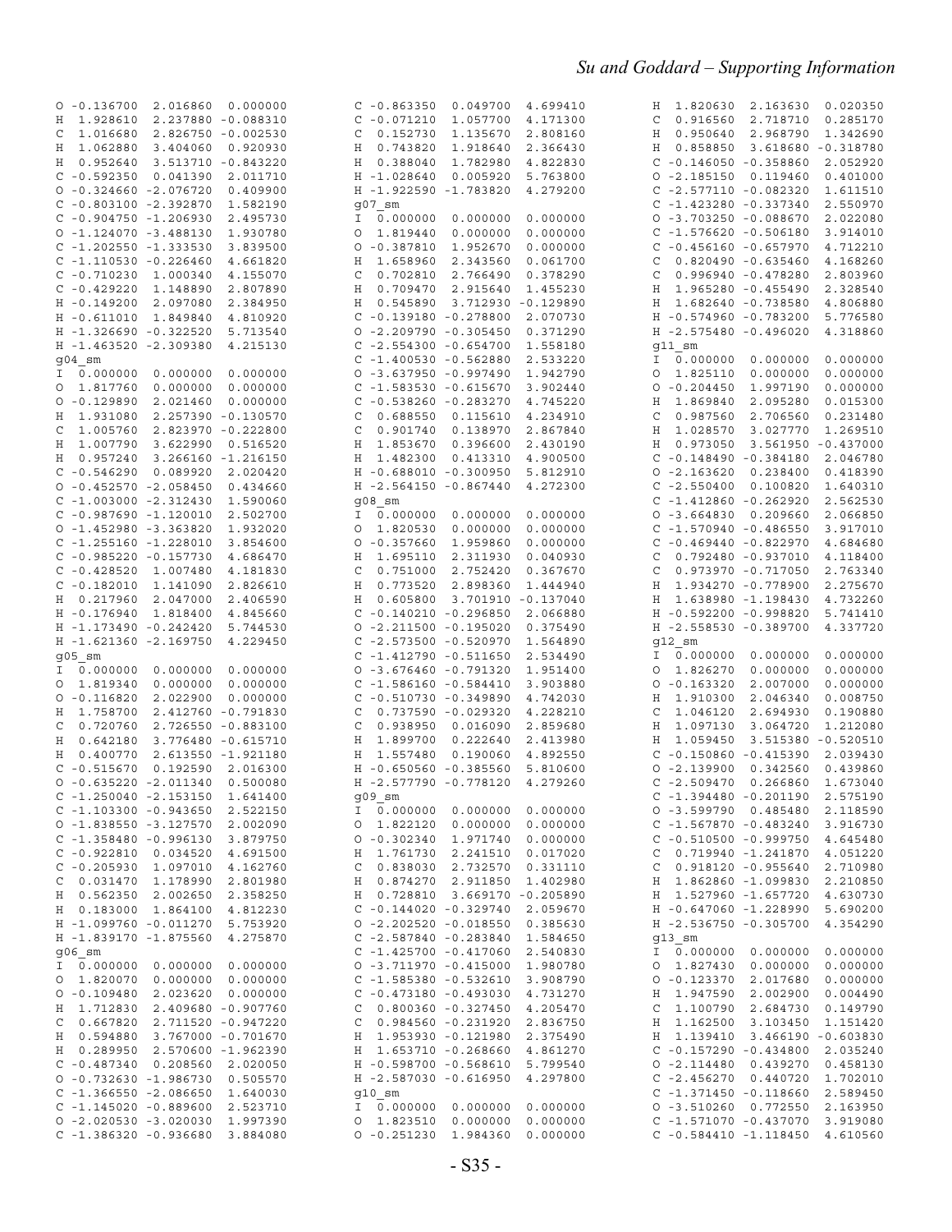```
O -0.136700  2.016860  0.000000
H  1.928610  2.237880 -0.088310
C  1.016680  2.826750 -0.002530
H  1.062880  3.404060  0.920930
H  0.952640  3.513710 -0.843220
C -0.592350  0.041390  2.011710
O -0.324660 -2.076720  0.409900
C -0.803100 -2.392870  1.582190
C -0.904750 -1.206930  2.495730
O -1.124070 -3.488130  1.930780
C -1.202550 -1.333530  3.839500
C -1.110530 -0.226460  4.661820
C -0.710230  1.000340  4.155070
C -0.429220  1.148890  2.807890
H -0.149200  2.097080  2.384950
H -0.611010  1.849840  4.810920
H -1.326690 -0.322520  5.713540
H -1.463520 -2.309380  4.215130
g04_sm
I  0.000000  0.000000  0.000000
O  1.817760  0.000000  0.000000
O -0.129890  2.021460  0.000000
H  1.931080  2.257390 -0.130570
C  1.005760  2.823970 -0.222800
H  1.007790  3.622990  0.516520
H  0.957240  3.266160 -1.216150
C -0.546290  0.089920  2.020420
O -0.452570 -2.058450  0.434660
C -1.003000 -2.312430  1.590060
C -0.987690 -1.120010  2.502700
O -1.452980 -3.363820  1.932020
C -1.255160 -1.228010  3.854600
C -0.985220 -0.157730  4.686470
C -0.428520  1.007480  4.181830
C -0.182010  1.141090  2.826610
H  0.217960  2.047000  2.406590
H -0.176940  1.818400  4.845660
H -1.173490 -0.242420  5.744530
H -1.621360 -2.169750  4.229450
g05_sm
I  0.000000  0.000000  0.000000
O  1.819340  0.000000  0.000000
O -0.116820  2.022900  0.000000
H  1.758700  2.412760 -0.791830
C  0.720760  2.726550 -0.883100
H  0.642180  3.776480 -0.615710
H  0.400770  2.613550 -1.921180
C -0.515670  0.192590  2.016300
O -0.635220 -2.011340  0.500080
C -1.250040 -2.153150  1.641400
C -1.103300 -0.943650  2.522150
O -1.838550 -3.127570  2.002090
C -1.358480 -0.996130  3.879750
C -0.922810  0.034520  4.691500
C -0.205930  1.097010  4.162760
C  0.031470  1.178990  2.801980
H  0.562350  2.002650  2.358250
H  0.183000  1.864100  4.812230
H -1.099760 -0.011270  5.753920
H -1.839170 -1.875560  4.275870
g06_sm
I  0.000000  0.000000  0.000000
O  1.820070  0.000000  0.000000
O -0.109480  2.023620  0.000000
H  1.712830  2.409680 -0.907760
C  0.667820  2.711520 -0.947220
H  0.594880  3.767000 -0.701670
H  0.289950  2.570600 -1.962390
C -0.487340  0.208560  2.020050
O -0.732630 -1.986730  0.505570
C -1.366550 -2.086650  1.640030
C -1.145020 -0.889600  2.523710
O -2.020530 -3.020030  1.997390
C -1.386320 -0.936680  3.884080
C -0.863350  0.049700  4.699410
C -0.071210  1.057700  4.171300
C  0.152730  1.135670  2.808160
H  0.743820  1.918640  2.366430
H  0.388040  1.782980  4.822830
H -1.028640  0.005920  5.763800
H -1.922590 -1.783820  4.279200
g07_sm
I  0.000000  0.000000  0.000000
O  1.819440  0.000000  0.000000
O -0.387810  1.952670  0.000000
H  1.658960  2.343560  0.061700
C  0.702810  2.766490  0.378290
H  0.709470  2.915640  1.455230
H  0.545890  3.712930 -0.129890
C -0.139180 -0.278800  2.070730
O -2.209790 -0.305450  0.371290
C -2.554300 -0.654700  1.558180
C -1.400530 -0.562880  2.533220
O -3.637950 -0.997490  1.942790
C -1.583530 -0.615670  3.902440
C -0.538260 -0.283270  4.745220
C  0.688550  0.115610  4.234910
C  0.901740  0.138970  2.867840
H  1.853670  0.396600  2.430190
H  1.482300  0.413310  4.900500
H -0.688010 -0.300950  5.812910
H -2.564150 -0.867440  4.272300
g08_sm
I  0.000000  0.000000  0.000000
O  1.820530  0.000000  0.000000
O -0.357660  1.959860  0.000000
H  1.695110  2.311930  0.040930
C  0.751000  2.752420  0.367670
H  0.773520  2.898360  1.444940
H  0.605800  3.701910 -0.137040
C -0.140210 -0.296850  2.066880
O -2.211500 -0.195020  0.375490
C -2.573500 -0.520970  1.564890
C -1.412790 -0.511650  2.534490
O -3.676460 -0.791320  1.951400
C -1.586160 -0.584410  3.903880
C -0.510730 -0.349890  4.742030
C  0.737590 -0.029320  4.228210
C  0.938950  0.016090  2.859680
H  1.899700  0.222640  2.413980
H  1.557480  0.190060  4.892550
H -0.650560 -0.385560  5.810600
H -2.577790 -0.778120  4.279260
g09_sm
I  0.000000  0.000000  0.000000
O  1.822120  0.000000  0.000000
O -0.302340  1.971740  0.000000
H  1.761730  2.241510  0.017020
C  0.838030  2.732570  0.331110
H  0.874270  2.911850  1.402980
H  0.728810  3.669170 -0.205890
C -0.144020 -0.329740  2.059670
O -2.202520 -0.018550  0.385630
C -2.587840 -0.283840  1.584650
C -1.425700 -0.417060  2.540830
O -3.711970 -0.415000  1.980780
C -1.585380 -0.532610  3.908790
C -0.473180 -0.493070  4.731270
C  0.800360 -0.327450  4.205470
C  0.984560 -0.231920  2.836750
H  1.953930 -0.121980  2.375490
H  1.653710 -0.268660  4.861270
H -0.598700 -0.568610  5.799540
H -2.587030 -0.616950  4.297800
g10_sm
I  0.000000  0.000000  0.000000
O  1.823510  0.000000  0.000000
O -0.251230  1.984360  0.000000
H  1.820630  2.163630  0.020350
C  0.916560  2.718710  0.285170
H  0.950640  2.968790  1.342690
H  0.858850  3.618680 -0.318780
C -0.146050 -0.358860  2.052920
O -2.185150  0.119460  0.401000
C -2.577110 -0.082320  1.611510
C -1.423280 -0.337340  2.550970
O -3.703250 -0.088670  2.022080
C -1.576620 -0.506180  3.914010
C -0.456160 -0.657970  4.712210
C  0.820490 -0.635460  4.168260
C  0.996940 -0.478280  2.803960
H  1.965280 -0.455490  2.328540
H  1.682640 -0.738580  4.806880
H -0.574960 -0.783200  5.776580
H -2.575480 -0.496020  4.318860
g11_sm
I  0.000000  0.000000  0.000000
O  1.825110  0.000000  0.000000
O -0.204450  1.997190  0.000000
H  1.869840  2.095280  0.015300
C  0.987560  2.706560  0.231480
H  1.028570  3.027770  1.269510
H  0.973050  3.561950 -0.437000
C -0.148490 -0.384180  2.046780
O -2.163620  0.238400  0.418390
C -2.550400  0.100820  1.640310
C -1.412860 -0.262920  2.562530
O -3.664830  0.209660  2.066850
C -1.570940 -0.486550  3.917010
C -0.469440 -0.822970  4.684680
C  0.792480 -0.937010  4.118400
C  0.973970 -0.717050  2.763340
H  1.934270 -0.778900  2.275670
H  1.638980 -1.198430  4.732260
H -0.592200 -0.998820  5.741410
H -2.558530 -0.389700  4.337720
g12_sm
I  0.000000  0.000000  0.000000
O  1.826270  0.000000  0.000000
O -0.163320  2.007000  0.000000
H  1.910300  2.046340  0.008750
C  1.046120  2.694930  0.190880
H  1.097130  3.064720  1.212080
H  1.059450  3.515380 -0.520510
C -0.150860 -0.415390  2.039430
O -2.139900  0.342560  0.439860
C -2.509470  0.266860  1.673040
C -1.394480 -0.201190  2.575190
O -3.599790  0.485480  2.118590
C -1.567870 -0.483240  3.916730
C -0.510500 -0.999750  4.645480
C  0.719940 -1.241870  4.051220
C  0.918120 -0.955640  2.710980
H  1.862860 -1.099830  2.210850
H  1.527960 -1.657720  4.630730
H -0.647060 -1.228990  5.690200
H -2.536750 -0.305700  4.354290
g13_sm
I  0.000000  0.000000  0.000000
O  1.827430  0.000000  0.000000
O -0.123370  2.017680  0.000000
H  1.947590  2.002900  0.004490
C  1.100790  2.684730  0.149790
H  1.162500  3.103450  1.151420
H  1.139450  3.466190 -0.603830
C -0.157290 -0.434800  2.035240
O -2.114480  0.439270  0.458130
C -2.456270  0.440720  1.702010
C -1.371450 -0.118660  2.589450
O -3.510260  0.772550  2.163950
C -1.571070 -0.437070  3.919080
C -0.584410 -1.118450  4.610560
```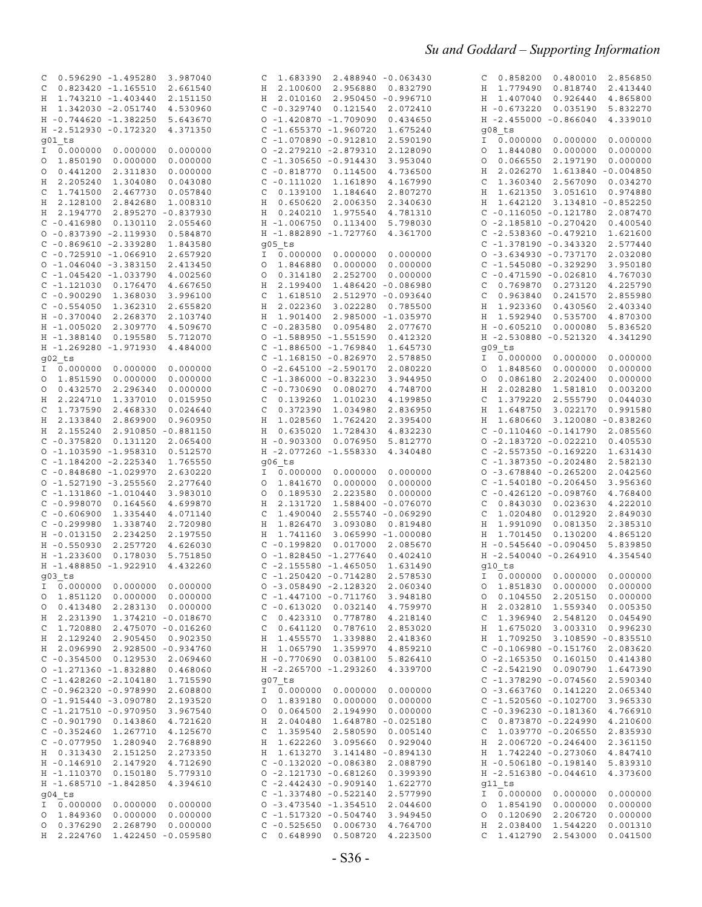```
C  0.596290 -1.495280  3.987040
C  0.823420 -1.165510  2.661540
H  1.743210 -1.403440  2.151150
H  1.342030 -2.051740  4.530960
H -0.744620 -1.382250  5.643670
H -2.512930 -0.172320  4.371350
g01_ts
I  0.000000  0.000000  0.000000
O  1.850190  0.000000  0.000000
O  0.441200  2.311830  0.000000
H  2.205240  1.304080  0.043080
C  1.741500  2.467730  0.057840
H  2.128100  2.842680  1.008310
H  2.194770  2.895270 -0.837930
C -0.416980  0.130110  2.055460
O -0.837390 -2.119930  0.584870
C -0.869610 -2.339280  1.843580
C -0.725910 -1.066910  2.657920
O -1.046040 -3.383150  2.413450
C -1.045420 -1.033790  4.002560
C -1.121030  0.176470  4.667650
C -0.900290  1.368030  3.996100
C -0.554050  1.362310  2.655820
H -0.370040  2.268370  2.103740
H -1.005020  2.309770  4.509670
H -1.388140  0.195580  5.712070
H -1.269280 -1.971930  4.484000
g02_ts
I  0.000000  0.000000  0.000000
O  1.851590  0.000000  0.000000
O  0.432570  2.296340  0.000000
H  2.224710  1.337010  0.015950
C  1.737590  2.468330  0.024640
H  2.133840  2.869900  0.960950
H  2.155240  2.910850 -0.881150
C -0.375820  0.131120  2.065400
O -1.103590 -1.958310  0.512570
C -1.184200 -2.225340  1.765550
C -0.848680 -1.029970  2.630220
O -1.527190 -3.255560  2.277640
C -1.131860 -1.010440  3.983010
C -0.998070  0.164560  4.699870
C -0.606900  1.335440  4.071140
C -0.299980  1.338740  2.720980
H -0.013150  2.234250  2.197550
H -0.550930  2.257720  4.626030
H -1.233600  0.178030  5.751850
H -1.488850 -1.922910  4.432260
g03_ts
I  0.000000  0.000000  0.000000
O  1.851120  0.000000  0.000000
O  0.413480  2.283130  0.000000
H  2.231390  1.374210 -0.018670
C  1.720880  2.475070 -0.016260
H  2.129240  2.905450  0.902350
H  2.096990  2.928500 -0.934760
C -0.354500  0.129530  2.069460
O -1.271360 -1.832880  0.468060
C -1.428260 -2.104180  1.715590
C -0.962320 -0.978990  2.608800
O -1.915440 -3.090780  2.193520
C -1.217510 -0.970950  3.967540
C -0.901790  0.143860  4.721620
C -0.352460  1.267710  4.125670
C -0.077950  1.280940  2.768890
H  0.313430  2.151250  2.273350
H -0.146910  2.147920  4.712690
H -1.110370  0.150180  5.779310
H -1.685710 -1.842850  4.394610
g04_ts
I  0.000000  0.000000  0.000000
O  1.849360  0.000000  0.000000
O  0.376290  2.268790  0.000000
H  2.224760  1.422450 -0.059580
C  1.683390  2.488940 -0.063430
H  2.100660  2.956880  0.832790
H  2.010160  2.950450 -0.996710
C -0.329740  0.121540  2.072410
O -1.420870 -1.709090  0.434650
C -1.655370 -1.960720  1.675240
C -1.070890 -0.912810  2.590190
O -2.279210 -2.879310  2.128090
C -1.305650 -0.914430  3.953040
C -0.818770  0.114500  4.736500
C -0.111020  1.161890  4.167990
C  0.139100  1.184640  2.807270
H  0.650620  2.006350  2.340630
H  0.240210  1.975540  4.781310
H -1.006750  0.113400  5.798030
H -1.882890 -1.727760  4.361700
g05_ts
I  0.000000  0.000000  0.000000
O  1.846880  0.000000  0.000000
O  0.314180  2.252700  0.000000
H  2.199400  1.486420 -0.086980
C  1.618510  2.512970 -0.093640
H  2.022360  3.022280  0.785500
H  1.901400  2.985000 -1.035970
C -0.283580  0.095480  2.077670
O -1.588950 -1.551590  0.412320
C -1.886500 -1.769840  1.645730
C -1.168150 -0.826970  2.578850
O -2.645100 -2.590170  2.080220
C -1.386000 -0.832230  3.944950
C -0.730690  0.080270  4.748700
C  0.139260  1.010230  4.199850
C  0.372390  1.034980  2.836950
H  1.028560  1.762420  2.395400
H  0.635020  1.728430  4.832230
H -0.903300  0.076950  5.812770
H -2.077260 -1.558330  4.340480
g06_ts
I  0.000000  0.000000  0.000000
O  1.841670  0.000000  0.000000
O  0.189530  2.223580  0.000000
H  2.131720  1.588400 -0.076070
C  1.490040  2.555740 -0.069290
H  1.826470  3.093080  0.819480
H  1.741160  3.065990 -1.000080
C -0.199820  0.017000  2.085670
O -1.828450 -1.277640  0.402410
C -2.155580 -1.465050  1.631490
C -1.250420 -0.714280  2.578530
O -3.058490 -2.128320  2.060340
C -1.447100 -0.711760  3.948180
C -0.613020  0.032140  4.759970
C  0.423310  0.778780  4.218140
C  0.641120  0.787610  2.853020
H  1.455570  1.339880  2.418360
H  1.065790  1.359970  4.859210
H -0.770690  0.038100  5.826410
H -2.265700 -1.293260  4.339700
g07_ts
I  0.000000  0.000000  0.000000
O  1.839180  0.000000  0.000000
O  0.064500  2.194990  0.000000
H  2.040480  1.648780 -0.025180
C  1.359540  2.580590  0.005140
H  1.622260  3.095660  0.929040
H  1.613270  3.141480 -0.894130
C -0.132020 -0.086380  2.088790
O -2.121730 -0.681260  0.399390
C -2.442430 -0.909140  1.622770
C -1.337480 -0.522140  2.577990
O -3.473540 -1.354510  2.044600
C -1.517320 -0.504740  3.949450
C -0.525650  0.006730  4.764700
C  0.648990  0.508720  4.223500
C  0.858200  0.480010  2.856850
H  1.779490  0.818740  2.413440
H  1.407040  0.926440  4.865800
H -0.673220  0.035190  5.832270
H -2.455000 -0.866040  4.339010
g08_ts
I  0.000000  0.000000  0.000000
O  1.844080  0.000000  0.000000
O  0.066550  2.197190  0.000000
H  2.026270  1.613840 -0.004850
C  1.360340  2.567090  0.034270
H  1.621350  3.051610  0.974880
H  1.642120  3.134810 -0.852250
C -0.116050 -0.121780  2.087470
O -2.185810 -0.270420  0.400540
C -2.538360 -0.479210  1.621600
C -1.378190 -0.343320  2.577440
O -3.634930 -0.737170  2.032080
C -1.545080 -0.329290  3.950180
C -0.471590 -0.026810  4.767030
C  0.769870  0.273120  4.225790
C  0.963840  0.241570  2.855980
H  1.923360  0.430560  2.403340
H  1.592940  0.535700  4.870300
H -0.605210  0.000080  5.836520
H -2.530880 -0.521320  4.341290
g09_ts
I  0.000000  0.000000  0.000000
O  1.848560  0.000000  0.000000
O  0.086180  2.202400  0.000000
H  2.028280  1.581810  0.003200
C  1.379220  2.555790  0.044030
H  1.648750  3.022170  0.991580
H  1.680660  3.120800 -0.838260
C -0.110460 -0.141790  2.085560
O -2.183720 -0.022210  0.405530
C -2.557350 -0.169220  1.631430
C -1.387350 -0.202480  2.582130
O -3.678840 -0.265200  2.042560
C -1.540180 -0.206450  3.956360
C -0.426120 -0.098760  4.768400
C  0.843030  0.023630  4.222010
C  1.020480  0.012920  2.849030
H  1.991090  0.081350  2.385310
H  1.701450  0.130200  4.865120
H -0.545640 -0.090450  5.839850
H -2.540040 -0.264910  4.354540
g10_ts
I  0.000000  0.000000  0.000000
O  1.851830  0.000000  0.000000
O  0.104550  2.205150  0.000000
H  2.032810  1.559340  0.005350
C  1.396940  2.548120  0.045490
H  1.675020  3.003310  0.996230
H  1.709250  3.108590 -0.835510
C -0.106980 -0.151760  2.083620
O -2.165350  0.160150  0.414380
C -2.542190  0.090790  1.647390
C -1.378290 -0.074560  2.590340
O -3.663760  0.141220  2.065340
C -1.520560 -0.102700  3.965330
C -0.396230 -0.181360  4.766910
C  0.873870 -0.224990  4.210670
C  1.039770 -0.206550  2.835930
H  2.006720 -0.246400  2.361150
H  1.742240 -0.273060  4.847410
H -0.506180 -0.198140  5.839310
H -2.516380 -0.044610  4.373600
g11_ts
I  0.000000  0.000000  0.000000
O  1.854190  0.000000  0.000000
O  0.120690  2.206720  0.000000
H  2.038400  1.544220  0.001310
C  1.412790  2.543000  0.041500
```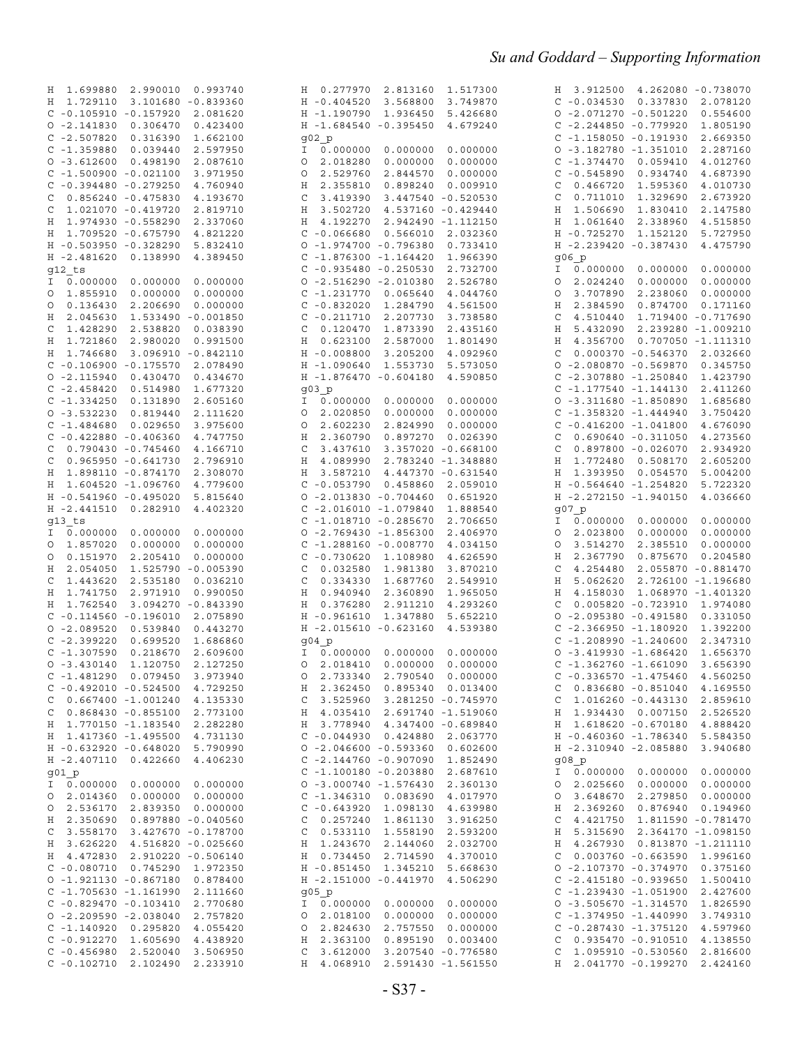```
H  1.699880  2.990010  0.993740
H  1.729110  3.101680 -0.839360
C -0.105910 -0.157920  2.081620
O -2.141830  0.306470  0.423400
C -2.507820  0.316390  1.662100
C -1.359880  0.039440  2.597950
O -3.612600  0.498190  2.087610
C -1.500900 -0.021100  3.971950
C -0.394480 -0.279250  4.760940
C  0.856240 -0.475830  4.193670
C  1.021070 -0.419720  2.819710
H  1.974930 -0.558290  2.337060
H  1.709520 -0.675790  4.821220
H -0.503950 -0.328290  5.832410
H -2.481620  0.138990  4.389450
g12_ts
I  0.000000  0.000000  0.000000
O  1.855910  0.000000  0.000000
O  0.136430  2.206690  0.000000
H  2.045630  1.533490 -0.001850
C  1.428290  2.538820  0.038390
H  1.721860  2.980020  0.991500
H  1.746680  3.096910 -0.842110
C -0.106900 -0.175570  2.078490
O -2.115940  0.430470  0.434670
C -2.458420  0.514980  1.677320
C -1.334250  0.131890  2.605160
O -3.532230  0.819440  2.111620
C -1.484680  0.029650  3.975600
C -0.422880 -0.406360  4.747750
C  0.790430 -0.745460  4.166710
C  0.965950 -0.641730  2.796910
H  1.898110 -0.874170  2.308070
H  1.604520 -1.096760  4.779600
H -0.541960 -0.495020  5.815640
H -2.441510  0.282910  4.402320
g13_ts
I  0.000000  0.000000  0.000000
O  1.857020  0.000000  0.000000
O  0.151970  2.205410  0.000000
H  2.054050  1.525790 -0.005390
C  1.443620  2.535180  0.036210
H  1.741750  2.971910  0.990050
H  1.762540  3.094270 -0.843390
C -0.114560 -0.196010  2.075890
O -2.089520  0.539840  0.443270
C -2.399220  0.699520  1.686860
C -1.307590  0.218670  2.609600
O -3.430140  1.120750  2.127250
C -1.481290  0.079450  3.973940
C -0.492010 -0.524500  4.729250
C  0.667400 -1.001240  4.135330
C  0.868430 -0.855100  2.773100
H  1.770150 -1.183540  2.282280
H  1.417360 -1.495500  4.731130
H -0.632920 -0.648020  5.790990
H -2.407110  0.422660  4.406230
g01_p
I  0.000000  0.000000  0.000000
O  2.014360  0.000000  0.000000
O  2.536170  2.839350  0.000000
H  2.350690  0.897880 -0.040560
C  3.558170  3.427670 -0.178700
H  3.626220  4.516820 -0.025660
H  4.472830  2.910220 -0.506140
C -0.080710  0.745290  1.972350
O -1.921130 -0.867180  0.878400
C -1.705630 -1.161990  2.111660
C -0.829470 -0.103410  2.770680
O -2.209590 -2.038040  2.757820
C -1.140920  0.295820  4.055420
C -0.912270  1.605690  4.438920
C -0.456980  2.520040  3.506950
C -0.102710  2.102490  2.233910
H  0.277970  2.813160  1.517300
H -0.404520  3.568800  3.749870
H -1.190790  1.936450  5.426680
H -1.684540 -0.395450  4.679240
g02_p
I  0.000000  0.000000  0.000000
O  2.018280  0.000000  0.000000
O  2.529760  2.844570  0.000000
H  2.355810  0.898240  0.009910
C  3.419390  3.447540 -0.520530
H  3.502720  4.537160 -0.429440
H  4.192270  2.942490 -1.112150
C -0.066680  0.566010  2.032360
O -1.974700 -0.796380  0.733410
C -1.876300 -1.164420  1.966390
C -0.935480 -0.250530  2.732700
O -2.516290 -2.010380  2.526780
C -1.231790  0.065640  4.044760
C -0.832020  1.284790  4.561500
C -0.211710  2.207730  3.738580
C  0.120470  1.873390  2.435160
H  0.623100  2.587000  1.801490
H -0.008800  3.205200  4.092960
H -1.090640  1.553730  5.573050
H -1.876470 -0.604180  4.590850
g03_p
I  0.000000  0.000000  0.000000
O  2.020850  0.000000  0.000000
O  2.602230  2.824990  0.000000
H  2.360790  0.897270  0.026390
C  3.437610  3.357020 -0.668100
H  4.089990  2.783240 -1.348880
H  3.587210  4.447370 -0.631540
C -0.053790  0.458860  2.059010
O -2.013830 -0.704460  0.651920
C -2.016010 -1.079840  1.888540
C -1.018710 -0.285670  2.706650
O -2.769430 -1.856300  2.406970
C -1.288160 -0.008770  4.034150
C -0.730620  1.108980  4.626590
C  0.032580  1.981380  3.870210
C  0.334330  1.687760  2.549910
H  0.940940  2.360890  1.965050
H  0.376280  2.911210  4.293260
H -0.961610  1.347880  5.652210
H -2.015610 -0.623160  4.539380
g04_p
I  0.000000  0.000000  0.000000
O  2.018410  0.000000  0.000000
O  2.733340  2.790540  0.000000
H  2.362450  0.895340  0.013400
C  3.525960  3.281250 -0.745970
H  4.035410  2.691740 -1.519060
H  3.778940  4.347400 -0.689840
C -0.044930  0.424880  2.063770
O -2.046600 -0.593360  0.602600
C -2.144760 -0.907090  1.852490
C -1.100180 -0.203880  2.687610
O -3.000740 -1.576430  2.360130
C -1.346310  0.083690  4.017970
C -0.643920  1.098130  4.639980
C  0.257240  1.861130  3.916250
C  0.533110  1.558190  2.593200
H  1.243670  2.144060  2.032700
H  0.734450  2.714590  4.370010
H -0.851450  1.345210  5.668630
H -2.151000 -0.441970  4.506290
g05_p
I  0.000000  0.000000  0.000000
O  2.018100  0.000000  0.000000
O  2.824630  2.757550  0.000000
H  2.363100  0.895190  0.003400
C  3.612000  3.207540 -0.776580
H  4.068910  2.591430 -1.561550
H  3.912500  4.262080 -0.738070
C -0.034530  0.337830  2.078120
O -2.071270 -0.501220  0.554600
C -2.244850 -0.779920  1.805190
C -1.158050 -0.191930  2.669350
O -3.182780 -1.351010  2.287160
C -1.374470  0.059410  4.012760
C -0.545890  0.934740  4.687390
C  0.466720  1.595360  4.010730
C  0.711010  1.329690  2.673920
H  1.506690  1.830410  2.147580
H  1.061640  2.338960  4.515850
H -0.725270  1.152120  5.727950
H -2.239420 -0.387430  4.475790
g06_p
I  0.000000  0.000000  0.000000
O  2.024240  0.000000  0.000000
O  3.707890  2.238060  0.000000
H  2.384590  0.874700  0.171160
C  4.510440  1.719400 -0.717690
H  5.432090  2.239280 -1.009210
H  4.356700  0.707050 -1.111310
C  0.000370 -0.546370  2.032660
O -2.080870 -0.569870  0.345750
C -2.307880 -1.250840  1.423790
C -1.177540 -1.144130  2.411260
O -3.311680 -1.850890  1.685680
C -1.358320 -1.444940  3.750420
C -0.416200 -1.041800  4.676090
C  0.690640 -0.311050  4.273560
C  0.897800 -0.026070  2.934920
H  1.772480  0.508170  2.605200
H  1.393950  0.054570  5.004200
H -0.564640 -1.254820  5.722320
H -2.272150 -1.940150  4.036660
g07_p
I  0.000000  0.000000  0.000000
O  2.023800  0.000000  0.000000
O  3.514270  2.385510  0.000000
H  2.367790  0.875670  0.204580
C  4.254480  2.055870 -0.881470
H  5.062620  2.726100 -1.196680
H  4.158030  1.068970 -1.401320
C  0.005820 -0.723910  1.974080
O -2.095380 -0.491580  0.331050
C -2.366950 -1.180920  1.392200
C -1.208990 -1.240600  2.347310
O -3.419930 -1.686420  1.656370
C -1.362760 -1.661090  3.656390
C -0.336570 -1.475460  4.560250
C  0.836680 -0.851040  4.169550
C  1.016260 -0.443130  2.859610
H  1.934430  0.007150  2.526520
H  1.618620 -0.670180  4.888420
H -0.460360 -1.786340  5.584350
H -2.310940 -2.085880  3.940680
g08_p
I  0.000000  0.000000  0.000000
O  2.025660  0.000000  0.000000
O  3.648670  2.279850  0.000000
H  2.369260  0.876940  0.194960
C  4.421750  1.811590 -0.781470
H  5.315690  2.364170 -1.098150
H  4.267930  0.813870 -1.211110
C  0.003760 -0.663590  1.996160
O -2.107370 -0.374970  0.375160
C -2.415180 -0.939650  1.500410
C -1.239430 -1.051900  2.427600
O -3.505670 -1.314570  1.826590
C -1.374950 -1.440990  3.749310
C -0.287430 -1.375120  4.597960
C  0.935470 -0.910510  4.138550
C  1.095910 -0.530560  2.816600
H  2.041770 -0.199270  2.424160
```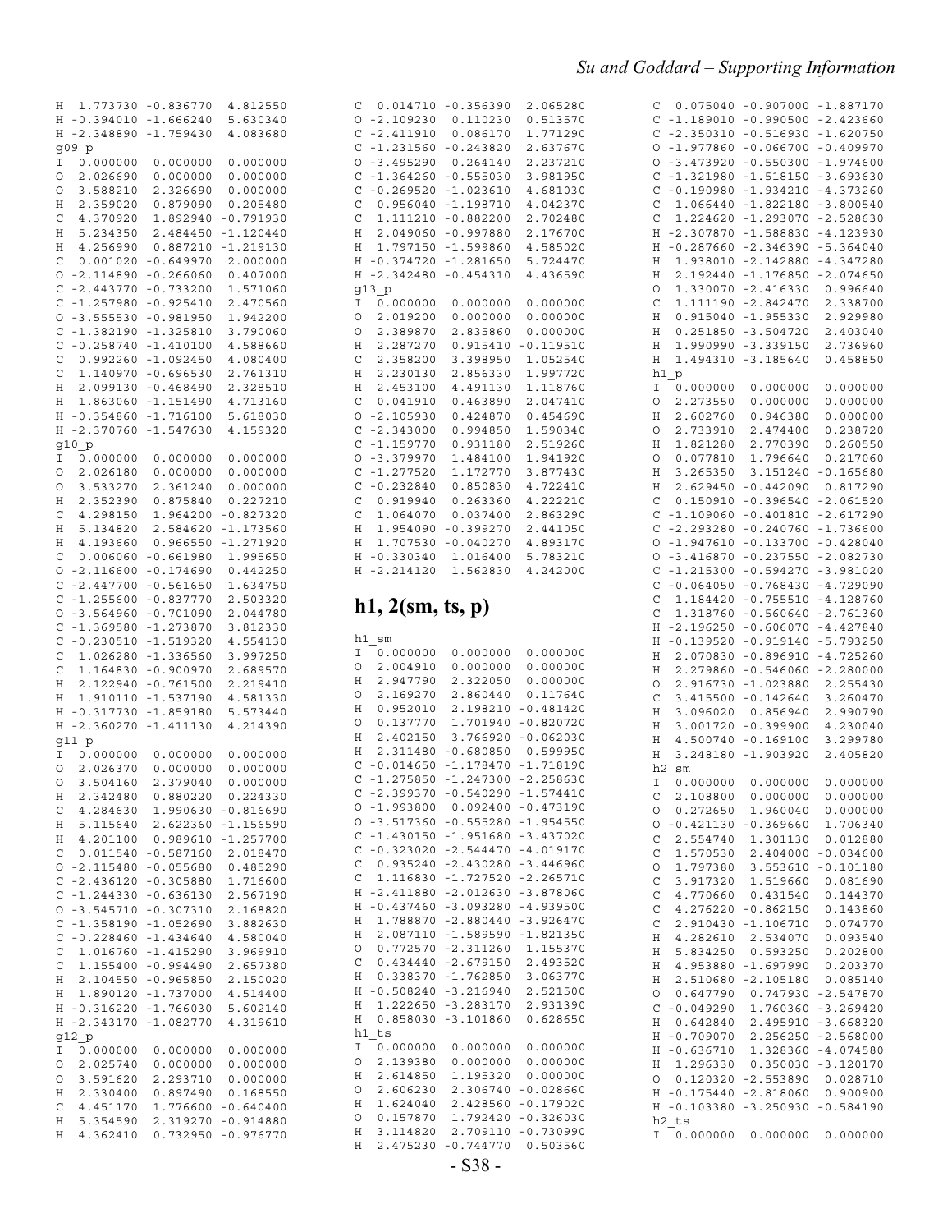```
H  1.773730 -0.836770  4.812550
H -0.394010 -1.666240  5.630340
H -2.348890 -1.759430  4.083680
g09_p
I  0.000000  0.000000  0.000000
O  2.026690  0.000000  0.000000
O  3.588210  2.326690  0.000000
H  2.359020  0.879090  0.205480
C  4.370920  1.892940 -0.791930
H  5.234350  2.484450 -1.120440
H  4.256990  0.887210 -1.219130
C  0.001020 -0.649970  2.000000
O -2.114890 -0.266060  0.407000
C -2.443770 -0.733200  1.571060
C -1.257980 -0.925410  2.470560
O -3.555530 -0.981950  1.942200
C -1.382190 -1.325810  3.790060
C -0.258740 -1.410100  4.588660
C  0.992260 -1.092450  4.080400
C  1.140970 -0.696530  2.761310
H  2.099130 -0.468490  2.328510
H  1.863060 -1.151490  4.713160
H -0.354860 -1.716100  5.618030
H -2.370760 -1.547630  4.159320
g10_p
I  0.000000  0.000000  0.000000
O  2.026180  0.000000  0.000000
O  3.533270  2.361240  0.000000
H  2.352390  0.875840  0.227210
C  4.298150  1.964200 -0.827320
H  5.134820  2.584620 -1.173560
H  4.193660  0.966550 -1.271920
C  0.006060 -0.661980  1.995650
O -2.116600 -0.174690  0.442250
C -2.447700 -0.561650  1.634750
C -1.255600 -0.837770  2.503320
O -3.564960 -0.701090  2.044780
C -1.369580 -1.273870  3.812330
C -0.230510 -1.519320  4.554130
C  1.026280 -1.336560  3.997250
C  1.164830 -0.900970  2.689570
H  2.122940 -0.761500  2.219410
H  1.910110 -1.537190  4.581330
H -0.317730 -1.859180  5.573440
H -2.360270 -1.411130  4.214390
g11_p
I  0.000000  0.000000  0.000000
O  2.026370  0.000000  0.000000
O  3.504160  2.379040  0.000000
H  2.342480  0.880220  0.224330
C  4.284630  1.990630 -0.816690
H  5.115640  2.622360 -1.156590
H  4.201100  0.989610 -1.257700
C  0.011540 -0.587160  2.018470
O -2.115480 -0.055680  0.485290
C -2.436120 -0.305880  1.716600
C -1.244330 -0.636130  2.567190
O -3.545710 -0.307310  2.168820
C -1.358190 -1.052690  3.882630
C -0.228460 -1.434640  4.580040
C  1.016760 -1.415290  3.969910
C  1.155400 -0.994490  2.657380
H  2.104550 -0.965850  2.150020
H  1.890120 -1.737000  4.514400
H -0.316220 -1.766030  5.602140
H -2.343170 -1.082770  4.319610
g12_p
I  0.000000  0.000000  0.000000
O  2.025740  0.000000  0.000000
O  3.591620  2.293710  0.000000
H  2.330400  0.897490  0.168550
C  4.451170  1.776600 -0.640400
H  5.354590  2.319270 -0.914880
H  4.362410  0.732950 -0.976770
C  0.014710 -0.356390  2.065280
O -2.109230  0.110230  0.513570
C -2.411910  0.086170  1.771290
C -1.231560 -0.243820  2.637670
O -3.495290  0.264140  2.237210
C -1.364260 -0.555030  3.981950
C -0.269520 -1.023610  4.681030
C  0.956040 -1.198710  4.042370
C  1.111210 -0.882200  2.702480
H  2.049060 -0.997880  2.176700
H  1.797150 -1.599860  4.585020
H -0.374720 -1.281650  5.724470
H -2.342480 -0.454310  4.436590
g13_p
I  0.000000  0.000000  0.000000
O  2.019200  0.000000  0.000000
O  2.389870  2.835860  0.000000
H  2.287270  0.915410 -0.119510
C  2.358200  3.398950  1.052540
H  2.230130  2.856330  1.997720
H  2.453100  4.491130  1.118760
C  0.041910  0.463890  2.047410
O -2.105930  0.424870  0.454690
C -2.343000  0.994850  1.590340
C -1.159770  0.931180  2.519260
O -3.379970  1.484100  1.941920
C -1.277520  1.172770  3.877430
C -0.232840  0.850830  4.722410
C  0.919940  0.263360  4.222210
C  1.064070  0.037400  2.863290
H  1.954090 -0.399270  2.441050
H  1.707530 -0.040270  4.893170
H -0.330340  1.016400  5.783210
H -2.214120  1.562830  4.242000
```

## h1, 2(sm, ts, p)

```
h1_sm
I  0.000000  0.000000  0.000000
O  2.004910  0.000000  0.000000
H  2.947790  2.322050  0.000000
O  2.169270  2.860440  0.117640
H  0.952010  2.198210 -0.481420
O  0.137770  1.701940 -0.820720
H  2.402150  3.766920 -0.062030
H  2.311480 -0.680850  0.599950
C -0.014650 -1.178470 -1.718190
C -1.275850 -1.247300 -2.258630
C -2.399370 -0.540290 -1.574410
O -1.993800  0.092400 -0.473190
O -3.517360 -0.555280 -1.954550
C -1.430150 -1.951680 -3.437020
C -0.323020 -2.544470 -4.019170
C  0.935240 -2.430280 -3.446960
C  1.116830 -1.727520 -2.265710
H -2.411880 -2.012630 -3.878060
H -0.437460 -3.093280 -4.939500
H  1.788870 -2.880440 -3.926470
H  2.087110 -1.589590 -1.821350
O  0.772570 -2.311260  1.155370
C  0.434440 -2.679150  2.493520
H  0.338370 -1.762850  3.063770
H -0.508240 -3.216940  2.521500
H  1.222650 -3.283170  2.931390
H  0.858030 -3.101860  0.628650
h1_ts
I  0.000000  0.000000  0.000000
O  2.139380  0.000000  0.000000
H  2.614850  1.195320  0.000000
O  2.606230  2.306740 -0.028660
H  1.624040  2.428560 -0.179020
O  0.157870  1.792420 -0.326030
H  3.114820  2.709110 -0.730990
H  2.475230 -0.744770  0.503560
C  0.075040 -0.907000 -1.887170
C -1.189010 -0.990500 -2.423660
C -2.350310 -0.516930 -1.620750
O -1.977860 -0.066700 -0.409970
O -3.473920 -0.550300 -1.974600
C -1.321980 -1.518150 -3.693630
C -0.190980 -1.934210 -4.373260
C  1.066440 -1.822180 -3.800540
C  1.224620 -1.293070 -2.528630
H -2.307870 -1.588830 -4.123930
H -0.287660 -2.346390 -5.364040
H  1.938010 -2.142880 -4.347280
H  2.192440 -1.176850 -2.074650
O  1.330070 -2.416330  0.996640
C  1.111190 -2.842470  2.338700
H  0.915040 -1.955330  2.929980
H  0.251850 -3.504720  2.403040
H  1.990990 -3.339150  2.736960
H  1.494310 -3.185640  0.458850
h1_p
I  0.000000  0.000000  0.000000
O  2.273550  0.000000  0.000000
H  2.602760  0.946380  0.000000
O  2.733910  2.474400  0.238720
H  1.821280  2.770390  0.260550
O  0.077810  1.796640  0.217060
H  3.265350  3.151240 -0.165680
H  2.629450 -0.442090  0.817290
C  0.150910 -0.396540 -2.061520
C -1.109060 -0.401810 -2.617290
C -2.293280 -0.240760 -1.736600
O -1.947610 -0.133700 -0.428040
O -3.416870 -0.237550 -2.082730
C -1.215300 -0.594270 -3.981020
C -0.064050 -0.768430 -4.729090
C  1.184420 -0.755510 -4.128760
C  1.318760 -0.560640 -2.761360
H -2.196250 -0.606070 -4.427840
H -0.139520 -0.919140 -5.793250
H  2.070830 -0.896910 -4.725260
H  2.279860 -0.546060 -2.280000
O  2.916730 -1.023880  2.255430
C  3.415500 -0.142640  3.260470
H  3.096020  0.856940  2.990790
H  3.001720 -0.399900  4.230040
H  4.500740 -0.169100  3.299780
H  3.248180 -1.903920  2.405820
h2_sm
I  0.000000  0.000000  0.000000
C  2.108800  0.000000  0.000000
O  0.272650  1.960040  0.000000
O -0.421130 -0.369660  1.706340
C  2.554740  1.301130  0.012880
C  1.570530  2.404000 -0.034600
O  1.797380  3.553610 -0.101180
C  3.917320  1.519660  0.081690
C  4.770660  0.431540  0.144370
C  4.276220 -0.862150  0.143860
C  2.910430 -1.106710  0.074770
H  4.282610  2.534070  0.093540
H  5.834250  0.593250  0.202800
H  4.953880 -1.697990  0.203370
H  2.510680 -2.105180  0.085140
O  0.647790  0.747930 -2.547870
C -0.049290  1.760360 -3.269420
H  0.642840  2.495910 -3.668320
H -0.709070  2.256250 -2.568000
H -0.636710  1.328360 -4.074580
H  1.296330  0.350030 -3.120170
O  0.120320 -2.553890  0.028710
H -0.175440 -2.818060  0.900900
H -0.103380 -3.250930 -0.584190
h2_ts
I  0.000000  0.000000  0.000000
```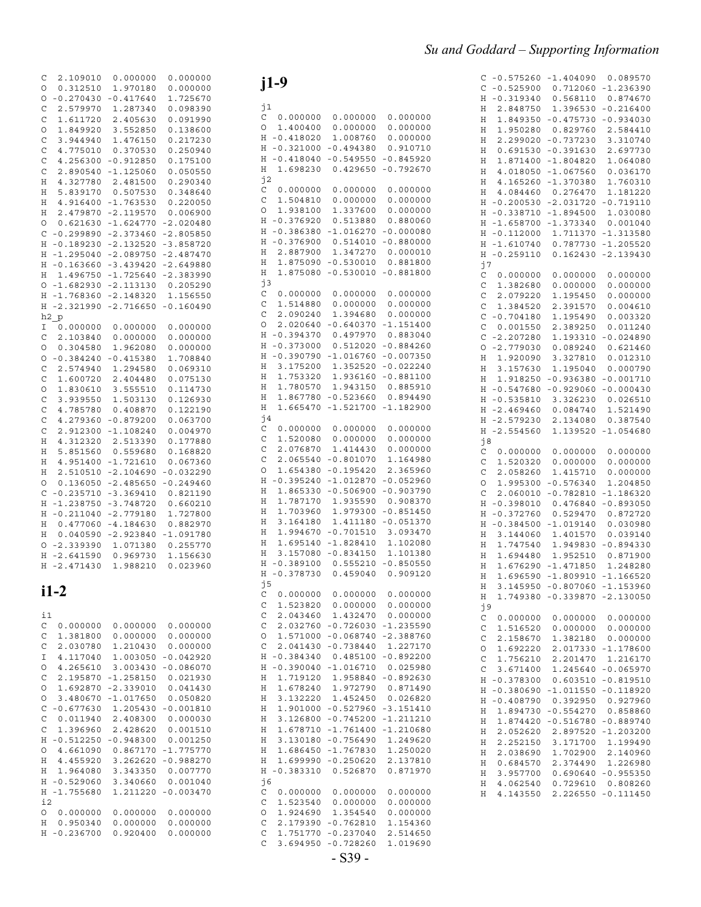```
C  2.109010  0.000000  0.000000
O  0.312510  1.970180  0.000000
O -0.270430 -0.417640  1.725670
C  2.579970  1.287340  0.098390
C  1.611720  2.405630  0.091990
O  1.849920  3.552850  0.138600
C  3.944940  1.476150  0.217230
C  4.775010  0.370530  0.250940
C  4.256300 -0.912850  0.175100
C  2.890540 -1.125060  0.050550
H  4.327780  2.481500  0.290340
H  5.839170  0.507530  0.348640
H  4.916400 -1.763530  0.220050
H  2.479870 -2.119570  0.006900
O  0.621630 -1.624770 -2.020480
C -0.299890 -2.373460 -2.805850
H -0.189230 -2.132520 -3.858720
H -1.295040 -2.089750 -2.487470
H -0.163660 -3.439420 -2.649880
H  1.496750 -1.725640 -2.383990
O -1.682930 -2.113130  0.205290
H -1.768360 -2.148320  1.156550
H -2.321990 -2.716650 -0.160490
h2_p
I  0.000000  0.000000  0.000000
C  2.103840  0.000000  0.000000
O  0.304580  1.962080  0.000000
O -0.384240 -0.415380  1.708840
C  2.574940  1.294580  0.069310
C  1.600720  2.404480  0.075130
O  1.830610  3.555510  0.114730
C  3.939550  1.503130  0.126930
C  4.785780  0.408870  0.122190
C  4.279360 -0.879200  0.063700
C  2.912300 -1.108240  0.004970
H  4.312320  2.513390  0.177880
H  5.851560  0.559680  0.168820
H  4.951400 -1.721610  0.067360
H  2.510510 -2.104690 -0.032290
O  0.136050 -2.485650 -0.249460
C -0.235710 -3.369410  0.821190
H -1.238750 -3.748720  0.660210
H -0.211040 -2.779180  1.727800
H  0.477060 -4.184630  0.882970
H  0.040590 -2.923840 -1.091780
O -2.339390  1.071380  0.255770
H -2.641590  0.969730  1.156630
H -2.471430  1.988210  0.023960
```

## i1-2

```
i1
C  0.000000  0.000000  0.000000
C  1.381800  0.000000  0.000000
C  2.030780  1.210430  0.000000
I  4.117040  1.003050 -0.042920
O  4.265610  3.003430 -0.086070
C  2.195870 -1.258150  0.021930
O  1.692870 -2.339010  0.041430
O  3.480670 -1.017650  0.050820
C -0.677630  1.205430 -0.001810
C  0.011940  2.408300  0.000030
C  1.396960  2.428620  0.001510
H -0.512250 -0.948300  0.001250
O  4.661090  0.867170 -1.775770
H  4.455920  3.262620 -0.988270
H  1.964080  3.343350  0.007770
H -0.529060  3.340660  0.001040
H -1.755680  1.211220 -0.003470
i2
O  0.000000  0.000000  0.000000
H  0.950340  0.000000  0.000000
H -0.236700  0.920400  0.000000
```

## j1-9

```
j1
C  0.000000  0.000000  0.000000
O  1.400400  0.000000  0.000000
H -0.418020  1.008760  0.000000
H -0.321000 -0.494380  0.910710
H -0.418040 -0.549550 -0.845920
H  1.698230  0.429650 -0.792670
j2
C  0.000000  0.000000  0.000000
C  1.504810  0.000000  0.000000
O  1.938100  1.337600  0.000000
H -0.376920  0.513880  0.880060
H -0.386380 -1.016270 -0.000080
H -0.376900  0.514010 -0.880000
H  2.887900  1.347270  0.000010
H  1.875090 -0.530010  0.881800
H  1.875080 -0.530010 -0.881800
j3
C  0.000000  0.000000  0.000000
C  1.514880  0.000000  0.000000
C  2.090240  1.394680  0.000000
O  2.020640 -0.640370 -1.151400
H -0.394370  0.497970  0.883040
H -0.373000  0.512020 -0.884260
H -0.390790 -1.016760 -0.007350
H  3.175200  1.352520 -0.022240
H  1.753320  1.936160 -0.881100
H  1.780570  1.943150  0.885910
H  1.867780 -0.523660  0.894490
H  1.665470 -1.521700 -1.182900
j4
C  0.000000  0.000000  0.000000
C  1.520080  0.000000  0.000000
C  2.076870  1.414430  0.000000
C  2.065540 -0.801070  1.164980
O  1.654380 -0.195420  2.365960
H -0.395240 -1.012870 -0.052960
H  1.865330 -0.506900 -0.903790
H  1.787170  1.935590  0.908370
H  1.703960  1.979300 -0.851450
H  3.164180  1.411180 -0.051370
H  1.994670 -0.701510  3.093470
H  1.695140 -1.828410  1.102080
H  3.157080 -0.834150  1.101380
H -0.389100  0.555210 -0.850550
H -0.378730  0.459040  0.909120
j5
C  0.000000  0.000000  0.000000
C  1.523820  0.000000  0.000000
C  2.043460  1.432470  0.000000
C  2.032760 -0.726030 -1.235590
O  1.571000 -0.068740 -2.388760
C  2.041430 -0.738440  1.227170
H -0.384340  0.485100 -0.892200
H -0.390040 -1.016710  0.025980
H  1.719120  1.958840 -0.892630
H  1.678240  1.972790  0.871490
H  3.132220  1.452450  0.026820
H  1.901000 -0.527960 -3.151410
H  3.126800 -0.745200 -1.211210
H  1.678710 -1.761400 -1.210680
H  3.130180 -0.756490  1.249620
H  1.686450 -1.767830  1.250020
H  1.699990 -0.250620  2.137810
H -0.383310  0.526870  0.871970
j6
C  0.000000  0.000000  0.000000
C  1.523540  0.000000  0.000000
O  1.924690  1.354540  0.000000
C  2.179390 -0.762810  1.154360
C  1.751770 -0.237040  2.514650
C  3.694950 -0.728260  1.019690
C -0.575260 -1.404090  0.089570
C -0.525900  0.712060 -1.236390
H -0.319340  0.568110  0.874670
H  2.848750  1.396530 -0.216400
H  1.849350 -0.475730 -0.934030
H  1.950280  0.829760  2.584410
H  2.299020 -0.737230  3.310740
H  0.691530 -0.391630  2.697730
H  1.871400 -1.804820  1.064080
H  4.018050 -1.067560  0.036170
H  4.165260 -1.370380  1.760310
H  4.084460  0.276470  1.181220
H -0.200530 -2.031720 -0.719110
H -0.338710 -1.894500  1.030080
H -1.658700 -1.373340  0.001040
H -0.112000  1.711370 -1.313580
H -1.610740  0.787730 -1.205520
H -0.259110  0.162430 -2.139430
j7
C  0.000000  0.000000  0.000000
C  1.382680  0.000000  0.000000
C  2.079220  1.195450  0.000000
C  1.384520  2.391570  0.004610
C -0.704180  1.195490  0.003320
C  0.001550  2.389250  0.011240
C -2.207280  1.193310 -0.024890
O -2.779030  0.089240  0.621460
H  1.920090  3.327810  0.012310
H  3.157630  1.195040  0.000790
H  1.918250 -0.936380 -0.001710
H -0.547680 -0.929060 -0.000430
H -0.535810  3.326230  0.026510
H -2.469460  0.084740  1.521490
H -2.579230  2.134080  0.387540
H -2.554560  1.139520 -1.054680
j8
C  0.000000  0.000000  0.000000
C  1.520320  0.000000  0.000000
C  2.058260  1.415710  0.000000
O  1.995300 -0.576340  1.204850
C  2.060010 -0.782810 -1.186320
H -0.398010  0.476840 -0.893050
H -0.372760  0.529470  0.872720
H -0.384500 -1.019140  0.030980
H  3.144060  1.401570  0.039140
H  1.747540  1.949830 -0.894330
H  1.694480  1.952510  0.871900
H  1.676290 -1.471850  1.248280
H  1.696590 -1.809910 -1.166520
H  3.145950 -0.807060 -1.153960
H  1.749380 -0.339870 -2.130050
j9
C  0.000000  0.000000  0.000000
C  1.516520  0.000000  0.000000
C  2.158670  1.382180  0.000000
O  1.692220  2.017330 -1.178600
C  1.756210  2.201470  1.216170
C  3.671400  1.245640 -0.065970
H -0.378300  0.603510 -0.819510
H -0.380690 -1.011550 -0.118920
H -0.408790  0.392950  0.927960
H  1.894730 -0.554270  0.858860
H  1.874420 -0.516780 -0.889740
H  2.052620  2.897520 -1.203200
H  2.252150  3.171700  1.199490
H  2.038690  1.702900  2.140960
H  0.684570  2.374490  1.226980
H  3.957700  0.690640 -0.955350
H  4.062540  0.729610  0.808260
H  4.143550  2.226550 -0.111450
```